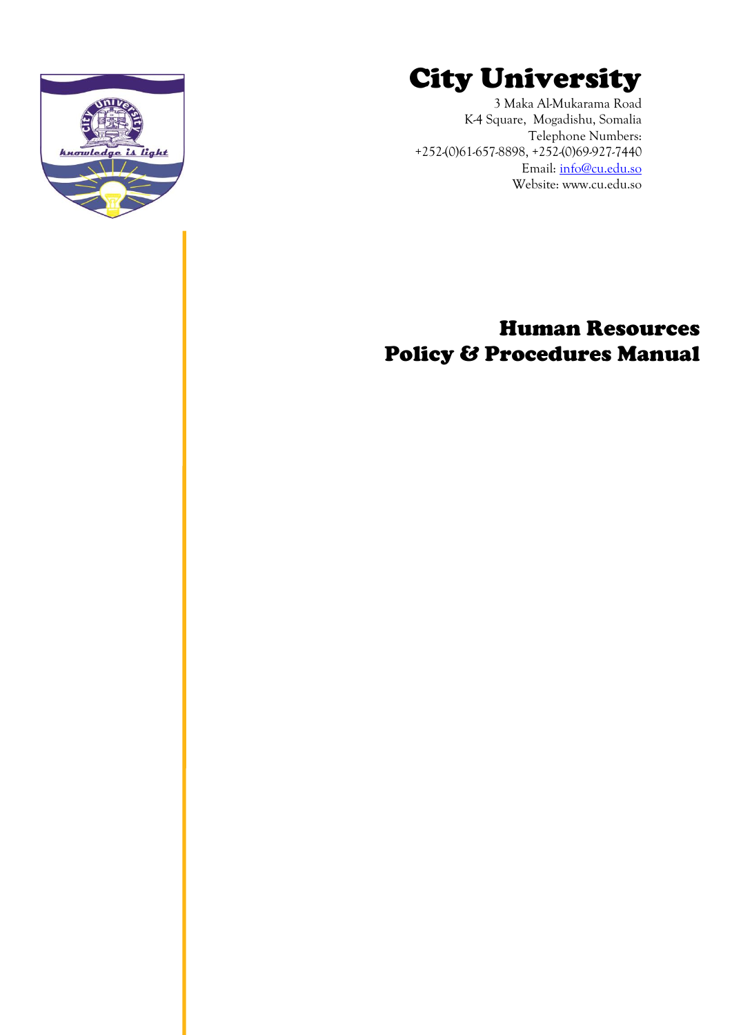# City University

3 Maka Al-Mukarama Road
K-4 Square, Mogadishu, Somalia
Telephone Numbers:
+252-(0)61-657-8898, +252-(0)69-927-7440
Email: info@cu.edu.so
Website: www.cu.edu.so

# Human Resources Policy & Procedures Manual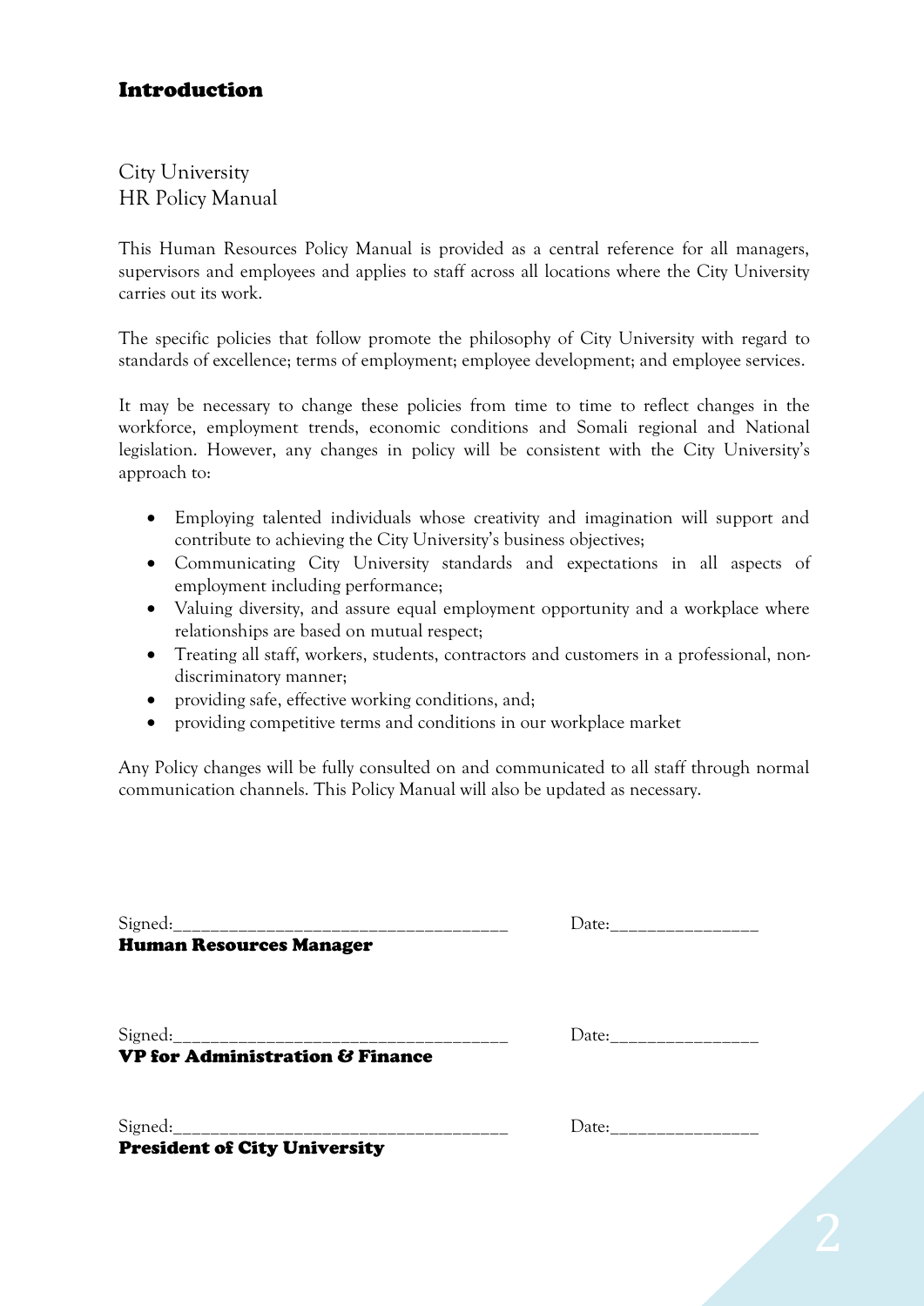## Introduction

City University
HR Policy Manual

This Human Resources Policy Manual is provided as a central reference for all managers, supervisors and employees and applies to staff across all locations where the City University carries out its work.

The specific policies that follow promote the philosophy of City University with regard to standards of excellence; terms of employment; employee development; and employee services.

It may be necessary to change these policies from time to time to reflect changes in the workforce, employment trends, economic conditions and Somali regional and National legislation. However, any changes in policy will be consistent with the City University's approach to:

- Employing talented individuals whose creativity and imagination will support and contribute to achieving the City University's business objectives;
- Communicating City University standards and expectations in all aspects of employment including performance;
- Valuing diversity, and assure equal employment opportunity and a workplace where relationships are based on mutual respect;
- Treating all staff, workers, students, contractors and customers in a professional, non-discriminatory manner;
- providing safe, effective working conditions, and;
- providing competitive terms and conditions in our workplace market

Any Policy changes will be fully consulted on and communicated to all staff through normal communication channels. This Policy Manual will also be updated as necessary.

Signed:___________________________________ Date:_______________
**Human Resources Manager**

Signed:___________________________________ Date:_______________
**VP for Administration & Finance**

Signed:___________________________________ Date:_______________
**President of City University**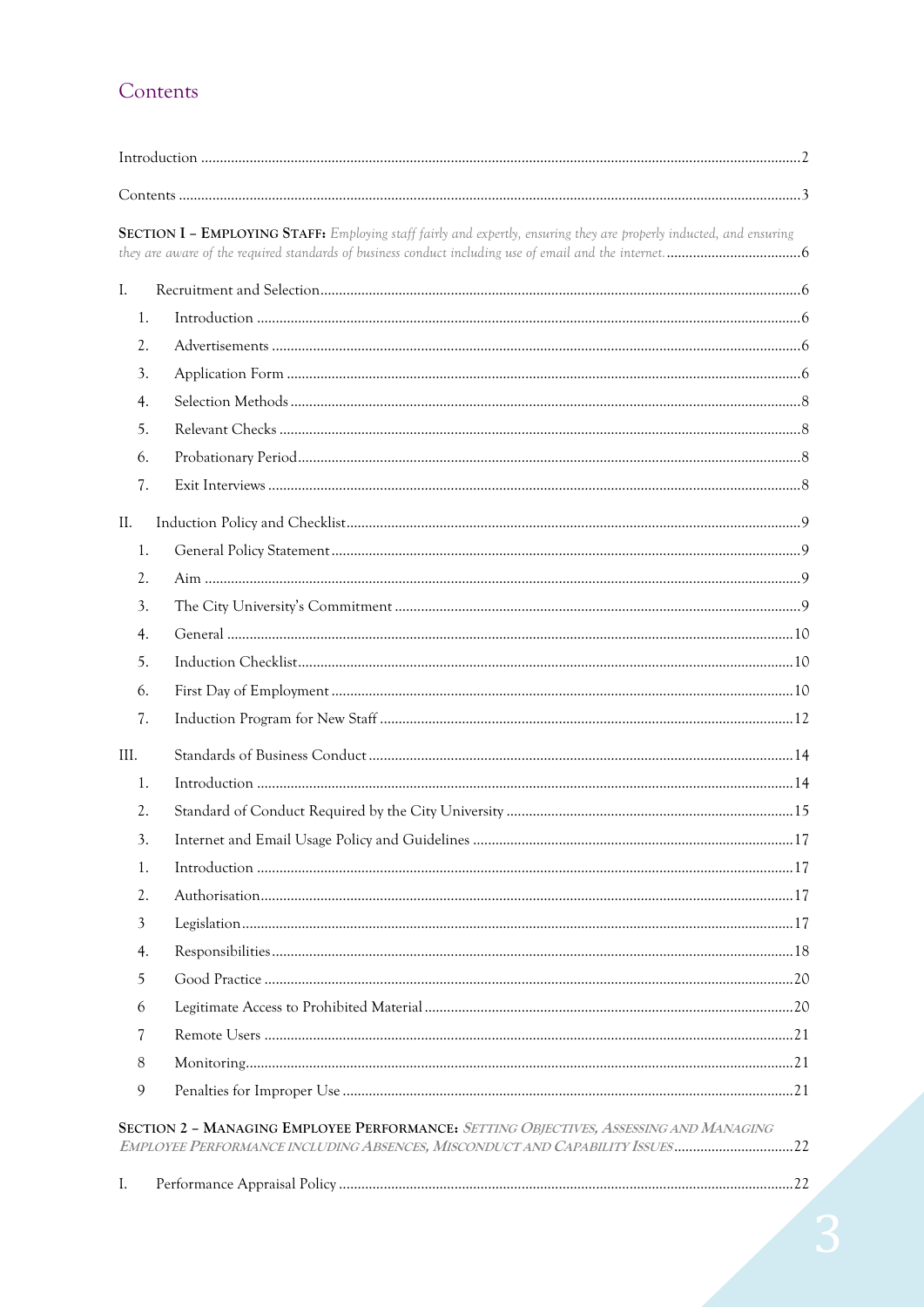# Contents

Introduction ............................................................................................................................................2

Contents ..................................................................................................................................................3

**SECTION I – EMPLOYING STAFF:** *Employing staff fairly and expertly, ensuring they are properly inducted, and ensuring they are aware of the required standards of business conduct including use of email and the internet.* ....................................6

I. Recruitment and Selection ................................................................................................................6

1. Introduction .....................................................................................................................................6
2. Advertisements ................................................................................................................................6
3. Application Form ............................................................................................................................6
4. Selection Methods ...........................................................................................................................8
5. Relevant Checks ..............................................................................................................................8
6. Probationary Period .........................................................................................................................8
7. Exit Interviews .................................................................................................................................8

II. Induction Policy and Checklist ..........................................................................................................9

1. General Policy Statement .................................................................................................................9
2. Aim ..................................................................................................................................................9
3. The City University's Commitment ................................................................................................9
4. General ..........................................................................................................................................10
5. Induction Checklist ........................................................................................................................10
6. First Day of Employment ...............................................................................................................10
7. Induction Program for New Staff ...................................................................................................12

III. Standards of Business Conduct ......................................................................................................14

1. Introduction ...................................................................................................................................14
2. Standard of Conduct Required by the City University ..................................................................15
3. Internet and Email Usage Policy and Guidelines ...........................................................................17
1. Introduction ...................................................................................................................................17
2. Authorisation .................................................................................................................................17
3. Legislation .....................................................................................................................................17
4. Responsibilities ..............................................................................................................................18
5. Good Practice ................................................................................................................................20
6. Legitimate Access to Prohibited Material ......................................................................................20
7. Remote Users .................................................................................................................................21
8. Monitoring .....................................................................................................................................21
9. Penalties for Improper Use ............................................................................................................21

**SECTION 2 – MANAGING EMPLOYEE PERFORMANCE:** *SETTING OBJECTIVES, ASSESSING AND MANAGING EMPLOYEE PERFORMANCE INCLUDING ABSENCES, MISCONDUCT AND CAPABILITY ISSUES* ................................22

I. Performance Appraisal Policy ..........................................................................................................22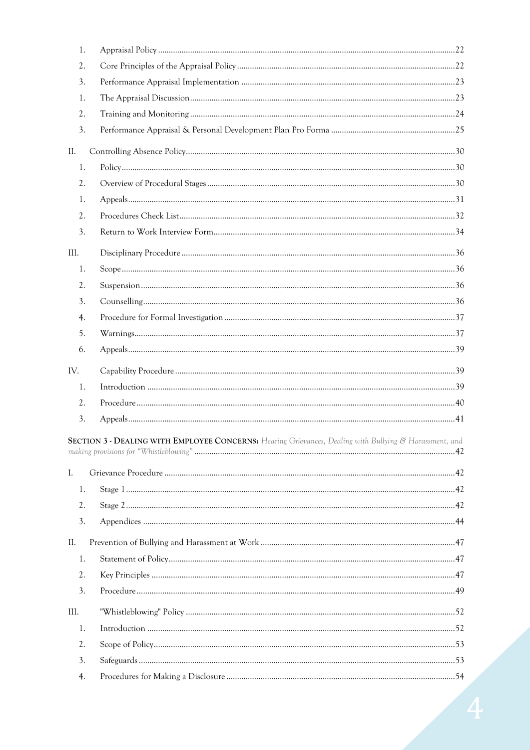1. Appraisal Policy ............................................................................................................................................22
2. Core Principles of the Appraisal Policy ......................................................................................................22
3. Performance Appraisal Implementation ....................................................................................................23
1. The Appraisal Discussion ............................................................................................................................23
2. Training and Monitoring ............................................................................................................................24
3. Performance Appraisal & Personal Development Plan Pro Forma ...........................................................25

II. Controlling Absence Policy ..............................................................................................................................30

1. Policy ............................................................................................................................................................30
2. Overview of Procedural Stages ...................................................................................................................30
1. Appeals .........................................................................................................................................................31
2. Procedures Check List .................................................................................................................................32
3. Return to Work Interview Form .................................................................................................................34

III. Disciplinary Procedure ...................................................................................................................................36

1. Scope ............................................................................................................................................................36
2. Suspension ...................................................................................................................................................36
3. Counselling ..................................................................................................................................................36
4. Procedure for Formal Investigation ............................................................................................................37
5. Warnings ......................................................................................................................................................37
6. Appeals .........................................................................................................................................................39

IV. Capability Procedure .......................................................................................................................................39

1. Introduction ................................................................................................................................................39
2. Procedure .....................................................................................................................................................40
3. Appeals .........................................................................................................................................................41

**SECTION 3 - DEALING WITH EMPLOYEE CONCERNS:** *Hearing Grievances, Dealing with Bullying & Harassment, and making provisions for "Whistleblowing"* ..........................................................................................................42

I. Grievance Procedure ........................................................................................................................................42

1. Stage 1 ..........................................................................................................................................................42
2. Stage 2 ..........................................................................................................................................................42
3. Appendices ..................................................................................................................................................44

II. Prevention of Bullying and Harassment at Work ...........................................................................................47

1. Statement of Policy ......................................................................................................................................47
2. Key Principles ..............................................................................................................................................47
3. Procedure .....................................................................................................................................................49

III. "Whistleblowing" Policy ..................................................................................................................................52

1. Introduction ................................................................................................................................................52
2. Scope of Policy .............................................................................................................................................53
3. Safeguards ....................................................................................................................................................53
4. Procedures for Making a Disclosure ...........................................................................................................54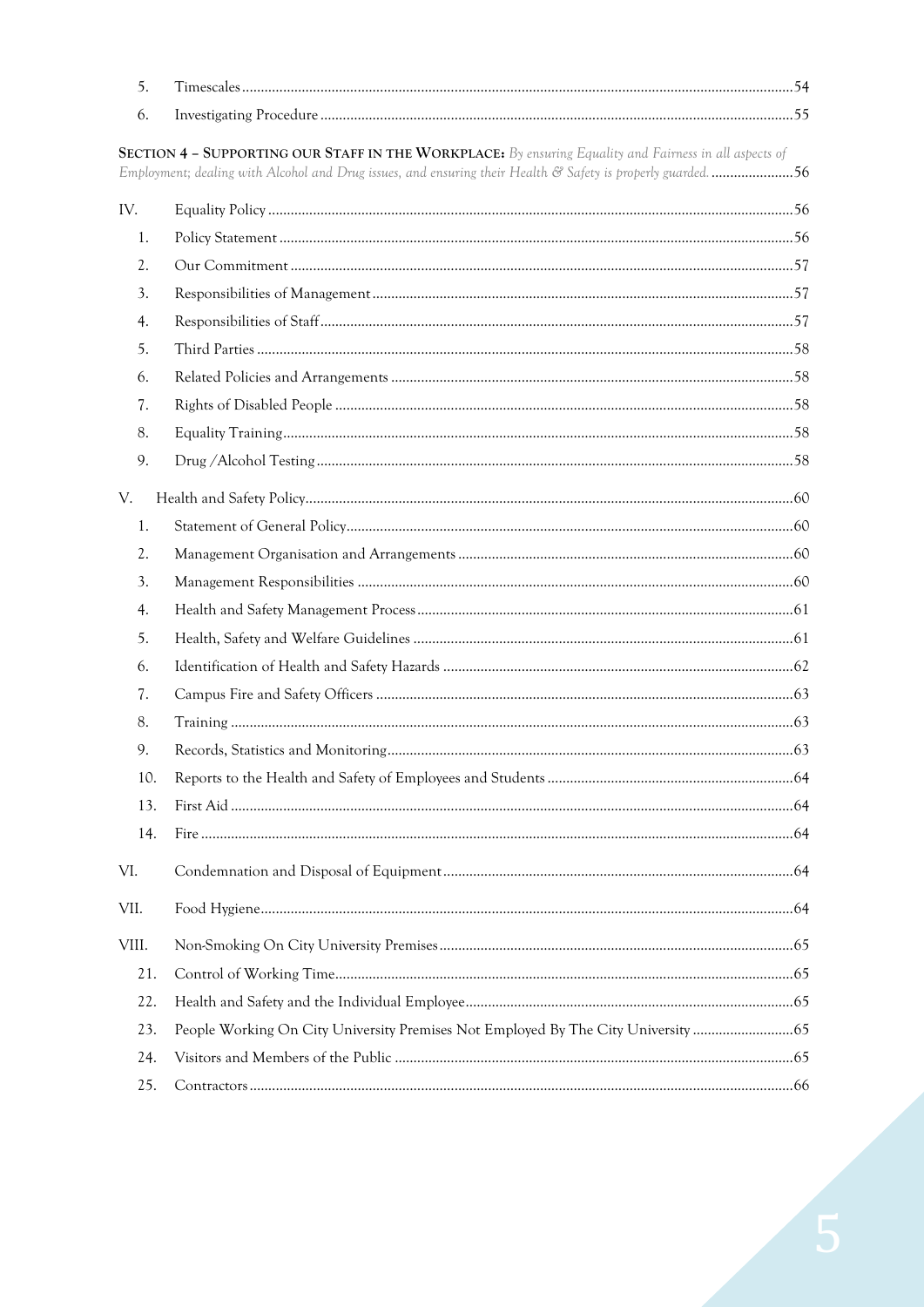| | | |
|---|---|---|
| 5. | Timescales | 54 |
| 6. | Investigating Procedure | 55 |

**SECTION 4 – SUPPORTING OUR STAFF IN THE WORKPLACE:** *By ensuring Equality and Fairness in all aspects of Employment; dealing with Alcohol and Drug issues, and ensuring their Health & Safety is properly guarded.* ....56

| | | |
|---|---|---|
| IV. | Equality Policy | 56 |
| 1. | Policy Statement | 56 |
| 2. | Our Commitment | 57 |
| 3. | Responsibilities of Management | 57 |
| 4. | Responsibilities of Staff | 57 |
| 5. | Third Parties | 58 |
| 6. | Related Policies and Arrangements | 58 |
| 7. | Rights of Disabled People | 58 |
| 8. | Equality Training | 58 |
| 9. | Drug /Alcohol Testing | 58 |
| V. | Health and Safety Policy | 60 |
| 1. | Statement of General Policy | 60 |
| 2. | Management Organisation and Arrangements | 60 |
| 3. | Management Responsibilities | 60 |
| 4. | Health and Safety Management Process | 61 |
| 5. | Health, Safety and Welfare Guidelines | 61 |
| 6. | Identification of Health and Safety Hazards | 62 |
| 7. | Campus Fire and Safety Officers | 63 |
| 8. | Training | 63 |
| 9. | Records, Statistics and Monitoring | 63 |
| 10. | Reports to the Health and Safety of Employees and Students | 64 |
| 13. | First Aid | 64 |
| 14. | Fire | 64 |
| VI. | Condemnation and Disposal of Equipment | 64 |
| VII. | Food Hygiene | 64 |
| VIII. | Non-Smoking On City University Premises | 65 |
| 21. | Control of Working Time | 65 |
| 22. | Health and Safety and the Individual Employee | 65 |
| 23. | People Working On City University Premises Not Employed By The City University | 65 |
| 24. | Visitors and Members of the Public | 65 |
| 25. | Contractors | 66 |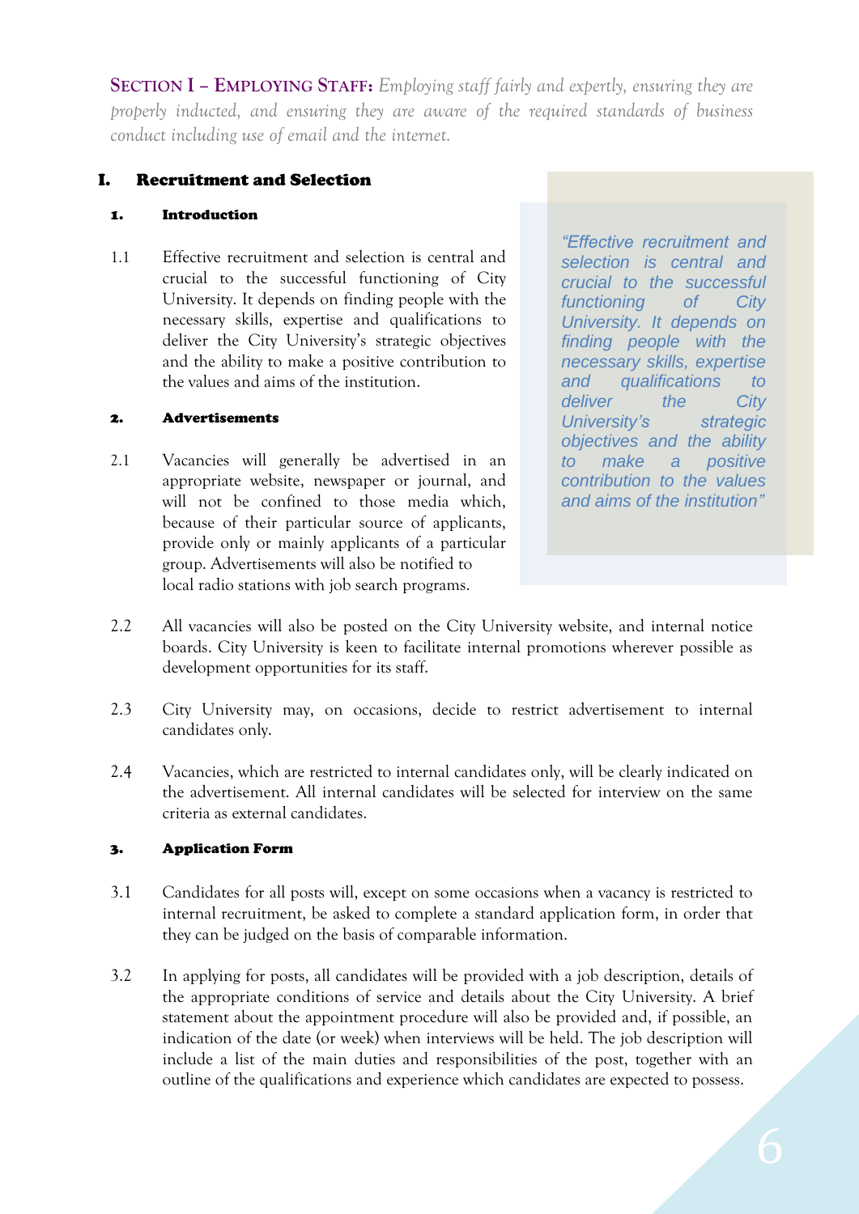**SECTION I – EMPLOYING STAFF:** *Employing staff fairly and expertly, ensuring they are properly inducted, and ensuring they are aware of the required standards of business conduct including use of email and the internet.*

# I. Recruitment and Selection

## 1. Introduction

1.1 Effective recruitment and selection is central and crucial to the successful functioning of City University. It depends on finding people with the necessary skills, expertise and qualifications to deliver the City University's strategic objectives and the ability to make a positive contribution to the values and aims of the institution.

> *"Effective recruitment and selection is central and crucial to the successful functioning of City University. It depends on finding people with the necessary skills, expertise and qualifications to deliver the City University's strategic objectives and the ability to make a positive contribution to the values and aims of the institution"*

## 2. Advertisements

2.1 Vacancies will generally be advertised in an appropriate website, newspaper or journal, and will not be confined to those media which, because of their particular source of applicants, provide only or mainly applicants of a particular group. Advertisements will also be notified to local radio stations with job search programs.

2.2 All vacancies will also be posted on the City University website, and internal notice boards. City University is keen to facilitate internal promotions wherever possible as development opportunities for its staff.

2.3 City University may, on occasions, decide to restrict advertisement to internal candidates only.

2.4 Vacancies, which are restricted to internal candidates only, will be clearly indicated on the advertisement. All internal candidates will be selected for interview on the same criteria as external candidates.

## 3. Application Form

3.1 Candidates for all posts will, except on some occasions when a vacancy is restricted to internal recruitment, be asked to complete a standard application form, in order that they can be judged on the basis of comparable information.

3.2 In applying for posts, all candidates will be provided with a job description, details of the appropriate conditions of service and details about the City University. A brief statement about the appointment procedure will also be provided and, if possible, an indication of the date (or week) when interviews will be held. The job description will include a list of the main duties and responsibilities of the post, together with an outline of the qualifications and experience which candidates are expected to possess.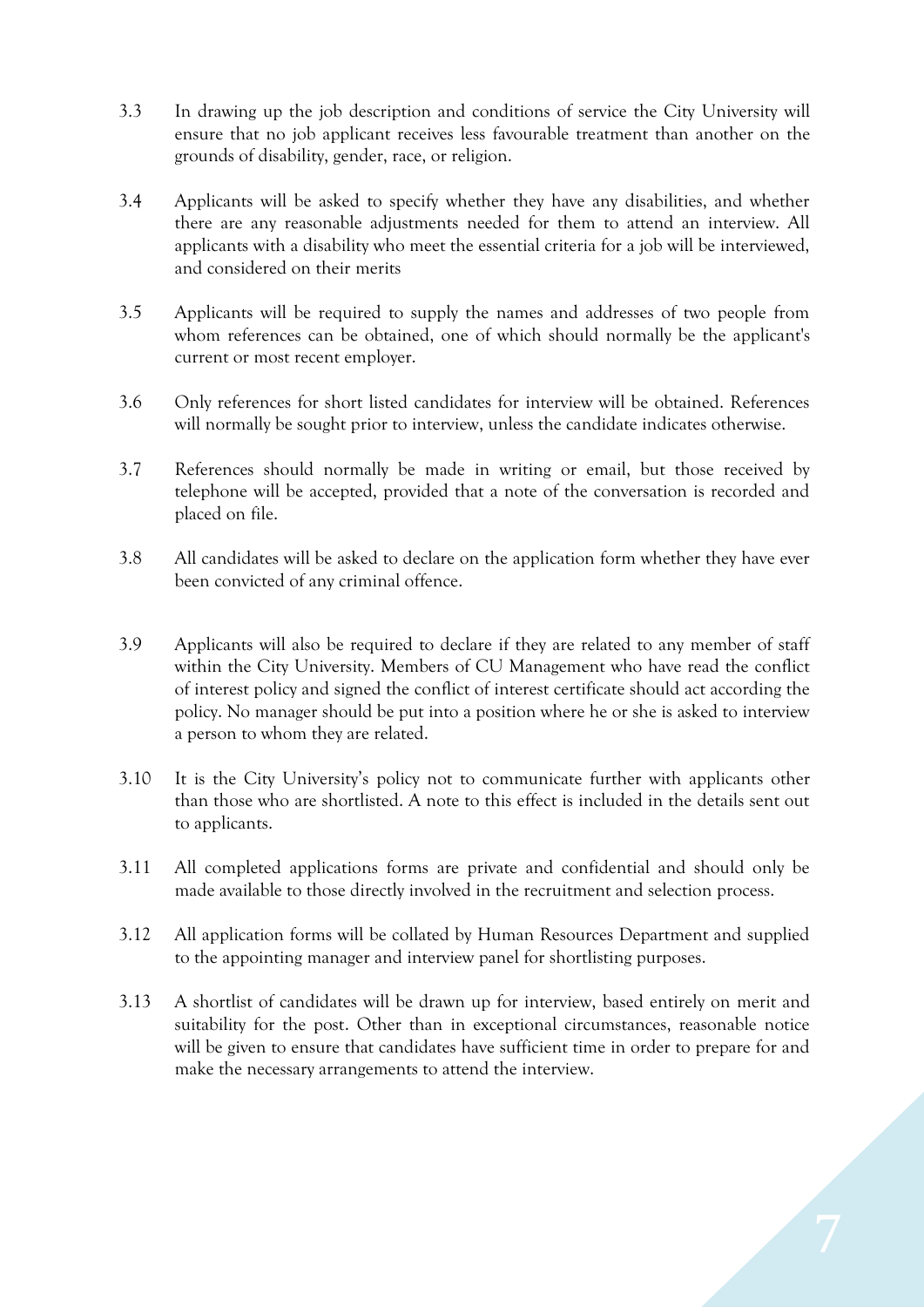3.3 In drawing up the job description and conditions of service the City University will ensure that no job applicant receives less favourable treatment than another on the grounds of disability, gender, race, or religion.

3.4 Applicants will be asked to specify whether they have any disabilities, and whether there are any reasonable adjustments needed for them to attend an interview. All applicants with a disability who meet the essential criteria for a job will be interviewed, and considered on their merits

3.5 Applicants will be required to supply the names and addresses of two people from whom references can be obtained, one of which should normally be the applicant's current or most recent employer.

3.6 Only references for short listed candidates for interview will be obtained. References will normally be sought prior to interview, unless the candidate indicates otherwise.

3.7 References should normally be made in writing or email, but those received by telephone will be accepted, provided that a note of the conversation is recorded and placed on file.

3.8 All candidates will be asked to declare on the application form whether they have ever been convicted of any criminal offence.

3.9 Applicants will also be required to declare if they are related to any member of staff within the City University. Members of CU Management who have read the conflict of interest policy and signed the conflict of interest certificate should act according the policy. No manager should be put into a position where he or she is asked to interview a person to whom they are related.

3.10 It is the City University's policy not to communicate further with applicants other than those who are shortlisted. A note to this effect is included in the details sent out to applicants.

3.11 All completed applications forms are private and confidential and should only be made available to those directly involved in the recruitment and selection process.

3.12 All application forms will be collated by Human Resources Department and supplied to the appointing manager and interview panel for shortlisting purposes.

3.13 A shortlist of candidates will be drawn up for interview, based entirely on merit and suitability for the post. Other than in exceptional circumstances, reasonable notice will be given to ensure that candidates have sufficient time in order to prepare for and make the necessary arrangements to attend the interview.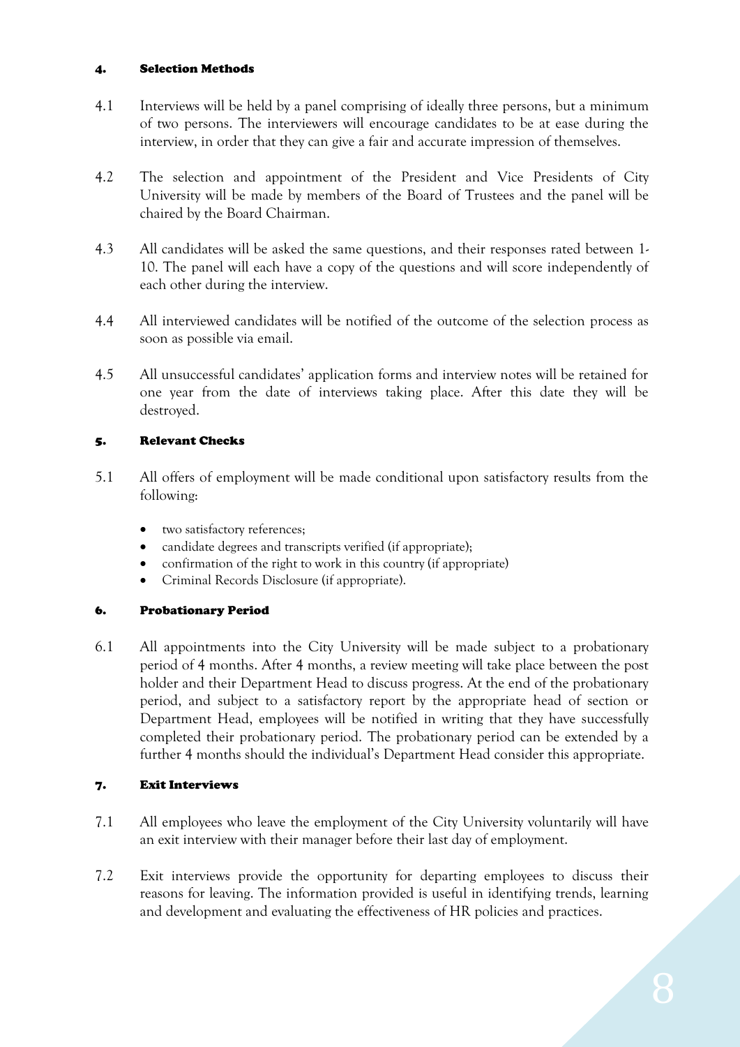## 4. Selection Methods

4.1 Interviews will be held by a panel comprising of ideally three persons, but a minimum of two persons. The interviewers will encourage candidates to be at ease during the interview, in order that they can give a fair and accurate impression of themselves.

4.2 The selection and appointment of the President and Vice Presidents of City University will be made by members of the Board of Trustees and the panel will be chaired by the Board Chairman.

4.3 All candidates will be asked the same questions, and their responses rated between 1-10. The panel will each have a copy of the questions and will score independently of each other during the interview.

4.4 All interviewed candidates will be notified of the outcome of the selection process as soon as possible via email.

4.5 All unsuccessful candidates' application forms and interview notes will be retained for one year from the date of interviews taking place. After this date they will be destroyed.

## 5. Relevant Checks

5.1 All offers of employment will be made conditional upon satisfactory results from the following:

- two satisfactory references;
- candidate degrees and transcripts verified (if appropriate);
- confirmation of the right to work in this country (if appropriate)
- Criminal Records Disclosure (if appropriate).

## 6. Probationary Period

6.1 All appointments into the City University will be made subject to a probationary period of 4 months. After 4 months, a review meeting will take place between the post holder and their Department Head to discuss progress. At the end of the probationary period, and subject to a satisfactory report by the appropriate head of section or Department Head, employees will be notified in writing that they have successfully completed their probationary period. The probationary period can be extended by a further 4 months should the individual's Department Head consider this appropriate.

## 7. Exit Interviews

7.1 All employees who leave the employment of the City University voluntarily will have an exit interview with their manager before their last day of employment.

7.2 Exit interviews provide the opportunity for departing employees to discuss their reasons for leaving. The information provided is useful in identifying trends, learning and development and evaluating the effectiveness of HR policies and practices.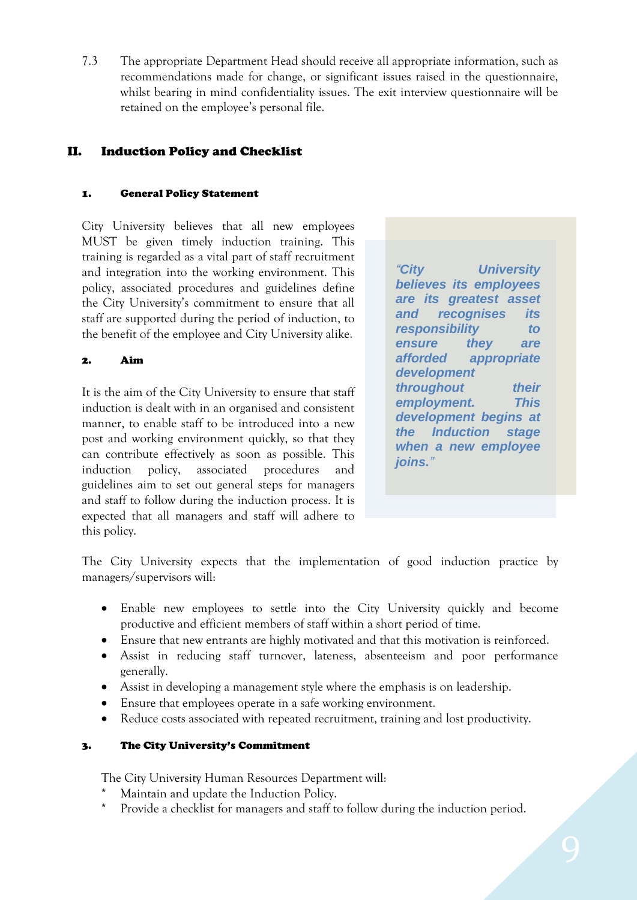7.3 The appropriate Department Head should receive all appropriate information, such as recommendations made for change, or significant issues raised in the questionnaire, whilst bearing in mind confidentiality issues. The exit interview questionnaire will be retained on the employee's personal file.

## II. Induction Policy and Checklist

### 1. General Policy Statement

City University believes that all new employees MUST be given timely induction training. This training is regarded as a vital part of staff recruitment and integration into the working environment. This policy, associated procedures and guidelines define the City University's commitment to ensure that all staff are supported during the period of induction, to the benefit of the employee and City University alike.

> ***"City University believes its employees are its greatest asset and recognises its responsibility to ensure they are afforded appropriate development throughout their employment. This development begins at the Induction stage when a new employee joins."***

### 2. Aim

It is the aim of the City University to ensure that staff induction is dealt with in an organised and consistent manner, to enable staff to be introduced into a new post and working environment quickly, so that they can contribute effectively as soon as possible. This induction policy, associated procedures and guidelines aim to set out general steps for managers and staff to follow during the induction process. It is expected that all managers and staff will adhere to this policy.

The City University expects that the implementation of good induction practice by managers/supervisors will:

- Enable new employees to settle into the City University quickly and become productive and efficient members of staff within a short period of time.
- Ensure that new entrants are highly motivated and that this motivation is reinforced.
- Assist in reducing staff turnover, lateness, absenteeism and poor performance generally.
- Assist in developing a management style where the emphasis is on leadership.
- Ensure that employees operate in a safe working environment.
- Reduce costs associated with repeated recruitment, training and lost productivity.

### 3. The City University's Commitment

The City University Human Resources Department will:

* Maintain and update the Induction Policy.
* Provide a checklist for managers and staff to follow during the induction period.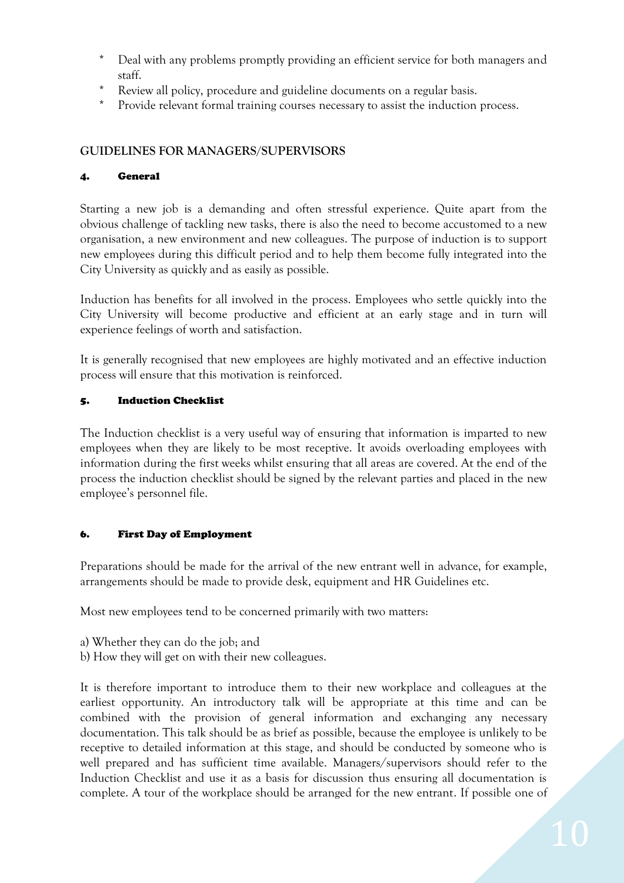* Deal with any problems promptly providing an efficient service for both managers and staff.
* Review all policy, procedure and guideline documents on a regular basis.
* Provide relevant formal training courses necessary to assist the induction process.

## GUIDELINES FOR MANAGERS/SUPERVISORS

### 4. General

Starting a new job is a demanding and often stressful experience. Quite apart from the obvious challenge of tackling new tasks, there is also the need to become accustomed to a new organisation, a new environment and new colleagues. The purpose of induction is to support new employees during this difficult period and to help them become fully integrated into the City University as quickly and as easily as possible.

Induction has benefits for all involved in the process. Employees who settle quickly into the City University will become productive and efficient at an early stage and in turn will experience feelings of worth and satisfaction.

It is generally recognised that new employees are highly motivated and an effective induction process will ensure that this motivation is reinforced.

### 5. Induction Checklist

The Induction checklist is a very useful way of ensuring that information is imparted to new employees when they are likely to be most receptive. It avoids overloading employees with information during the first weeks whilst ensuring that all areas are covered. At the end of the process the induction checklist should be signed by the relevant parties and placed in the new employee's personnel file.

### 6. First Day of Employment

Preparations should be made for the arrival of the new entrant well in advance, for example, arrangements should be made to provide desk, equipment and HR Guidelines etc.

Most new employees tend to be concerned primarily with two matters:

a) Whether they can do the job; and
b) How they will get on with their new colleagues.

It is therefore important to introduce them to their new workplace and colleagues at the earliest opportunity. An introductory talk will be appropriate at this time and can be combined with the provision of general information and exchanging any necessary documentation. This talk should be as brief as possible, because the employee is unlikely to be receptive to detailed information at this stage, and should be conducted by someone who is well prepared and has sufficient time available. Managers/supervisors should refer to the Induction Checklist and use it as a basis for discussion thus ensuring all documentation is complete. A tour of the workplace should be arranged for the new entrant. If possible one of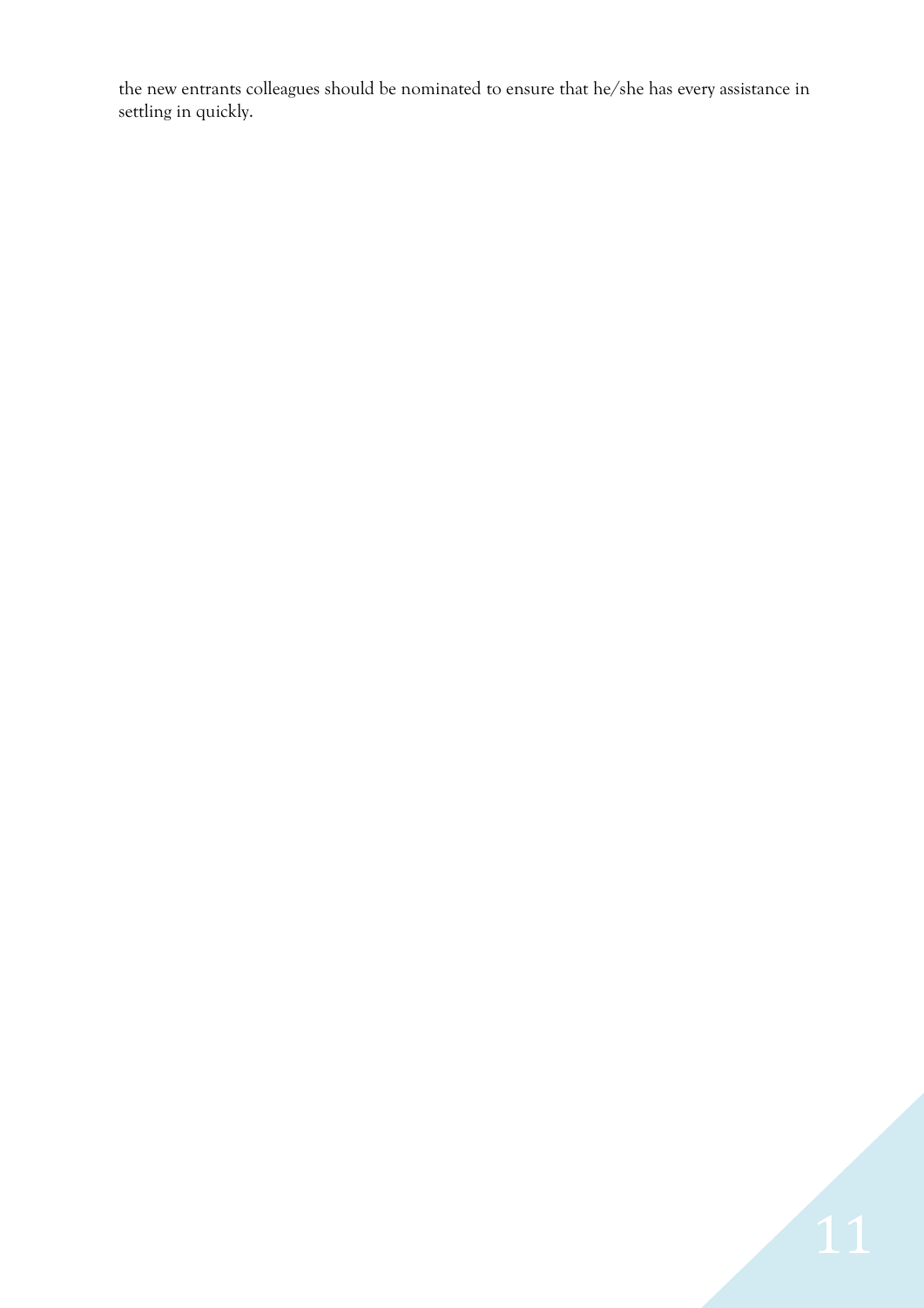the new entrants colleagues should be nominated to ensure that he/she has every assistance in settling in quickly.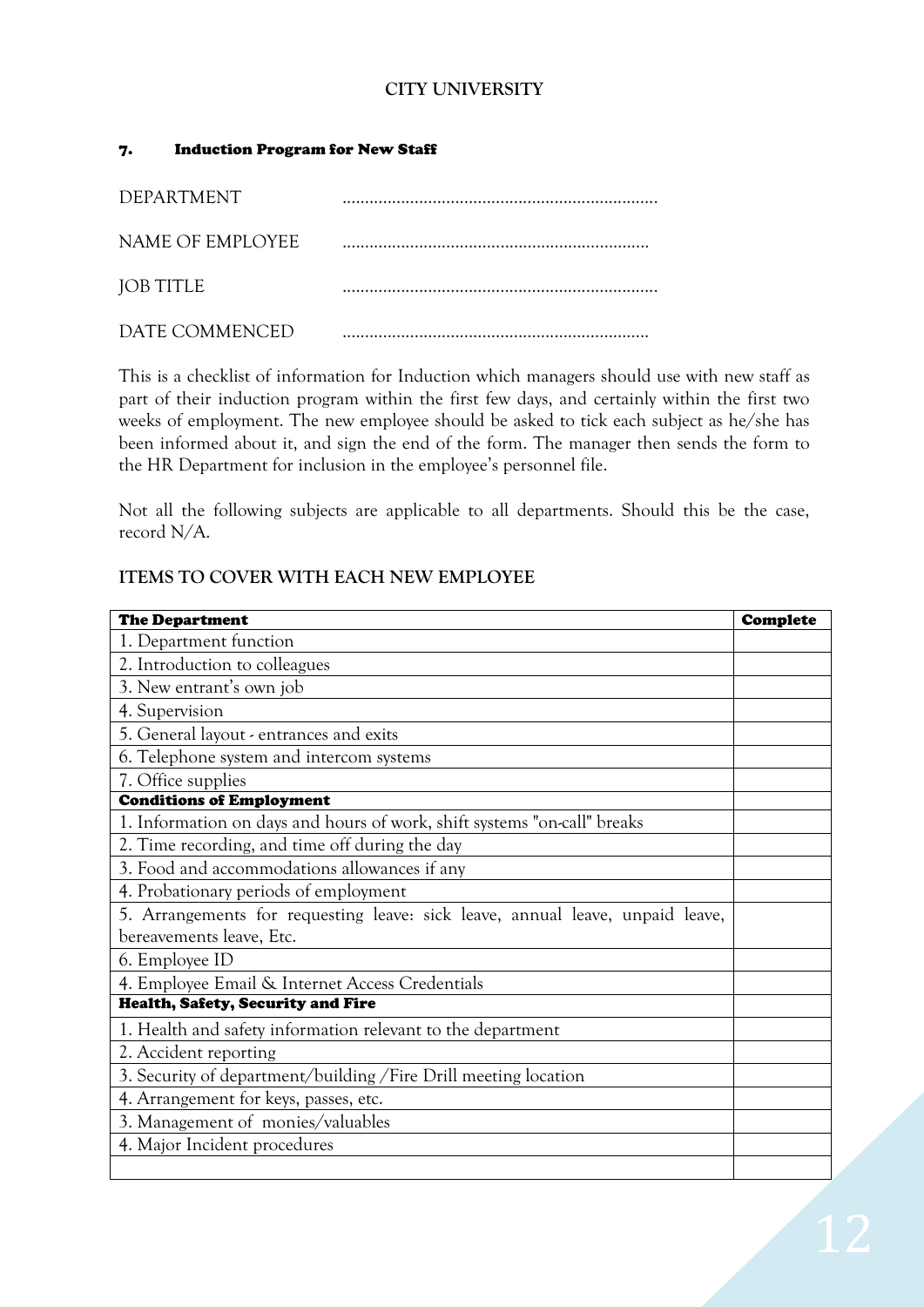**CITY UNIVERSITY**

## 7. Induction Program for New Staff

DEPARTMENT .....................................................................

NAME OF EMPLOYEE ...................................................................

JOB TITLE .....................................................................

DATE COMMENCED ...................................................................

This is a checklist of information for Induction which managers should use with new staff as part of their induction program within the first few days, and certainly within the first two weeks of employment. The new employee should be asked to tick each subject as he/she has been informed about it, and sign the end of the form. The manager then sends the form to the HR Department for inclusion in the employee's personnel file.

Not all the following subjects are applicable to all departments. Should this be the case, record N/A.

**ITEMS TO COVER WITH EACH NEW EMPLOYEE**

| **The Department** | **Complete** |
|---|---|
| 1. Department function | |
| 2. Introduction to colleagues | |
| 3. New entrant's own job | |
| 4. Supervision | |
| 5. General layout - entrances and exits | |
| 6. Telephone system and intercom systems | |
| 7. Office supplies | |
| **Conditions of Employment** | |
| 1. Information on days and hours of work, shift systems "on-call" breaks | |
| 2. Time recording, and time off during the day | |
| 3. Food and accommodations allowances if any | |
| 4. Probationary periods of employment | |
| 5. Arrangements for requesting leave: sick leave, annual leave, unpaid leave, bereavements leave, Etc. | |
| 6. Employee ID | |
| 4. Employee Email & Internet Access Credentials | |
| **Health, Safety, Security and Fire** | |
| 1. Health and safety information relevant to the department | |
| 2. Accident reporting | |
| 3. Security of department/building /Fire Drill meeting location | |
| 4. Arrangement for keys, passes, etc. | |
| 3. Management of monies/valuables | |
| 4. Major Incident procedures | |
| | |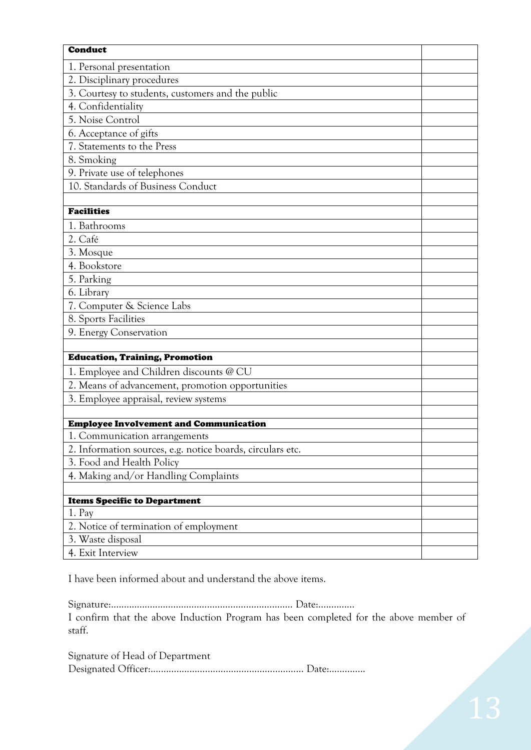| **Conduct** | |
|---|---|
| 1. Personal presentation | |
| 2. Disciplinary procedures | |
| 3. Courtesy to students, customers and the public | |
| 4. Confidentiality | |
| 5. Noise Control | |
| 6. Acceptance of gifts | |
| 7. Statements to the Press | |
| 8. Smoking | |
| 9. Private use of telephones | |
| 10. Standards of Business Conduct | |
| | |
| **Facilities** | |
| 1. Bathrooms | |
| 2. Café | |
| 3. Mosque | |
| 4. Bookstore | |
| 5. Parking | |
| 6. Library | |
| 7. Computer & Science Labs | |
| 8. Sports Facilities | |
| 9. Energy Conservation | |
| | |
| **Education, Training, Promotion** | |
| 1. Employee and Children discounts @ CU | |
| 2. Means of advancement, promotion opportunities | |
| 3. Employee appraisal, review systems | |
| | |
| **Employee Involvement and Communication** | |
| 1. Communication arrangements | |
| 2. Information sources, e.g. notice boards, circulars etc. | |
| 3. Food and Health Policy | |
| 4. Making and/or Handling Complaints | |
| | |
| **Items Specific to Department** | |
| 1. Pay | |
| 2. Notice of termination of employment | |
| 3. Waste disposal | |
| 4. Exit Interview | |

I have been informed about and understand the above items.

Signature:...................................................................... Date:..............

I confirm that the above Induction Program has been completed for the above member of staff.

Signature of Head of Department

Designated Officer:........................................................... Date:..............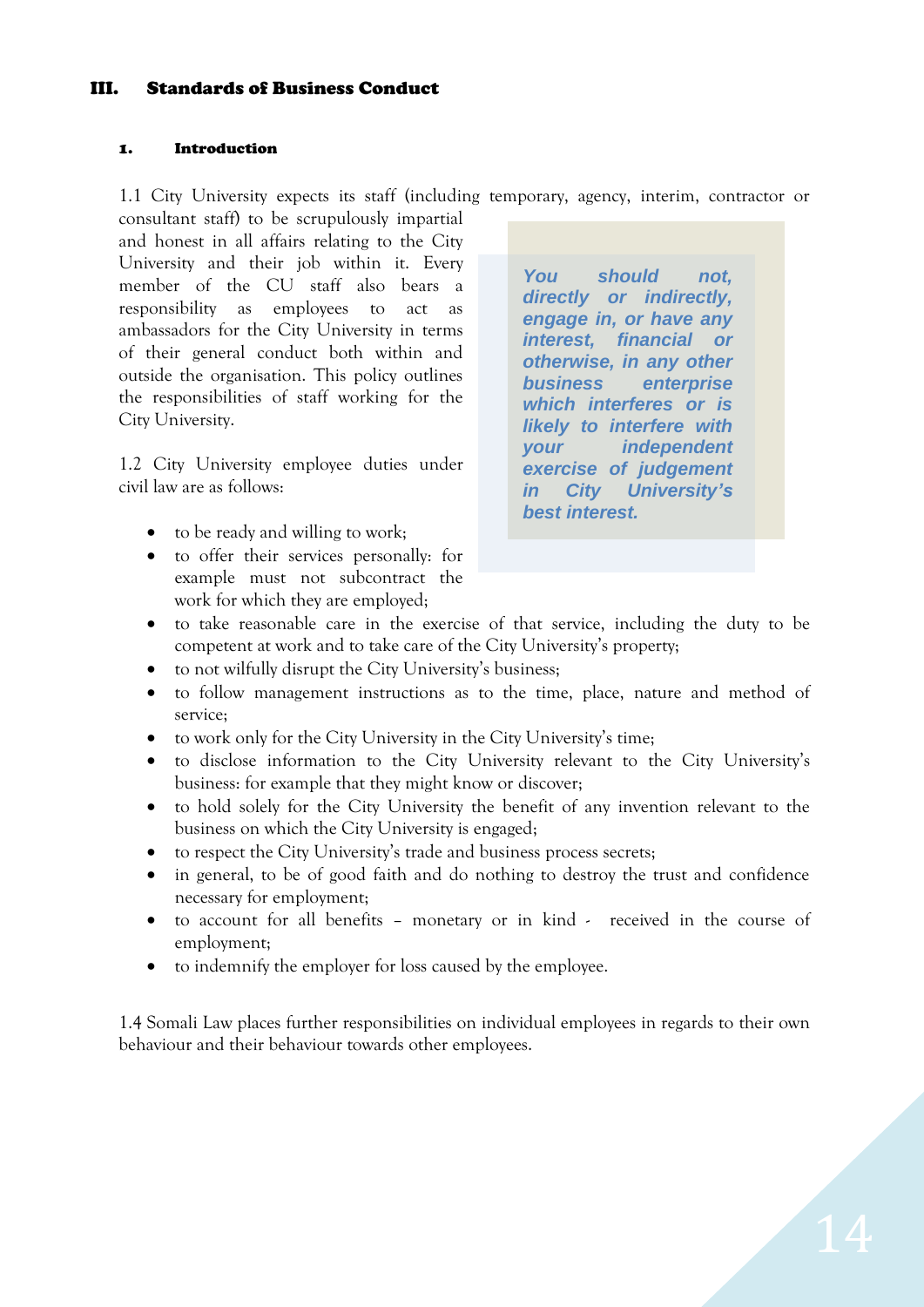## III. Standards of Business Conduct

### 1. Introduction

1.1 City University expects its staff (including temporary, agency, interim, contractor or consultant staff) to be scrupulously impartial and honest in all affairs relating to the City University and their job within it. Every member of the CU staff also bears a responsibility as employees to act as ambassadors for the City University in terms of their general conduct both within and outside the organisation. This policy outlines the responsibilities of staff working for the City University.

> ***You should not, directly or indirectly, engage in, or have any interest, financial or otherwise, in any other business enterprise which interferes or is likely to interfere with your independent exercise of judgement in City University's best interest.***

1.2 City University employee duties under civil law are as follows:

- to be ready and willing to work;
- to offer their services personally: for example must not subcontract the work for which they are employed;
- to take reasonable care in the exercise of that service, including the duty to be competent at work and to take care of the City University's property;
- to not wilfully disrupt the City University's business;
- to follow management instructions as to the time, place, nature and method of service;
- to work only for the City University in the City University's time;
- to disclose information to the City University relevant to the City University's business: for example that they might know or discover;
- to hold solely for the City University the benefit of any invention relevant to the business on which the City University is engaged;
- to respect the City University's trade and business process secrets;
- in general, to be of good faith and do nothing to destroy the trust and confidence necessary for employment;
- to account for all benefits – monetary or in kind - received in the course of employment;
- to indemnify the employer for loss caused by the employee.

1.4 Somali Law places further responsibilities on individual employees in regards to their own behaviour and their behaviour towards other employees.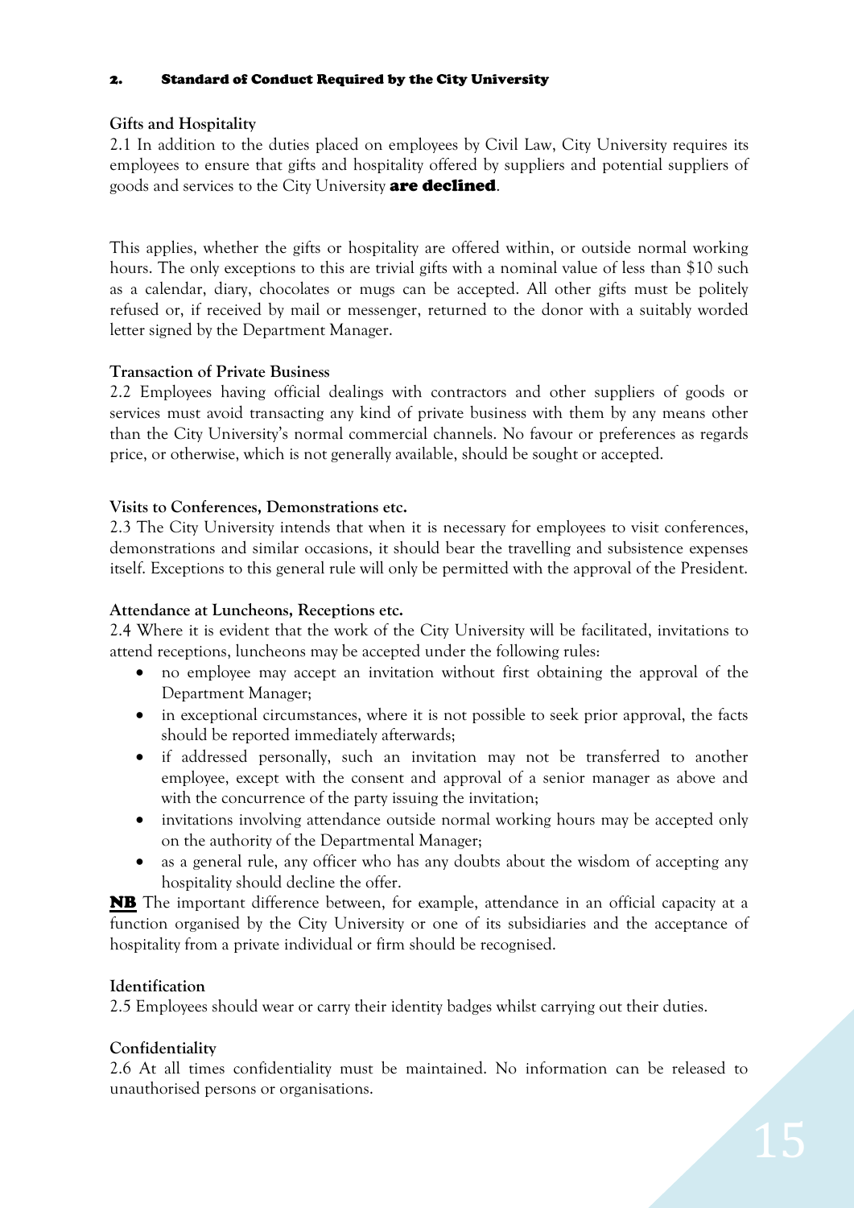## 2. Standard of Conduct Required by the City University

### Gifts and Hospitality

2.1 In addition to the duties placed on employees by Civil Law, City University requires its employees to ensure that gifts and hospitality offered by suppliers and potential suppliers of goods and services to the City University **are declined**.

This applies, whether the gifts or hospitality are offered within, or outside normal working hours. The only exceptions to this are trivial gifts with a nominal value of less than $10 such as a calendar, diary, chocolates or mugs can be accepted. All other gifts must be politely refused or, if received by mail or messenger, returned to the donor with a suitably worded letter signed by the Department Manager.

### Transaction of Private Business

2.2 Employees having official dealings with contractors and other suppliers of goods or services must avoid transacting any kind of private business with them by any means other than the City University's normal commercial channels. No favour or preferences as regards price, or otherwise, which is not generally available, should be sought or accepted.

### Visits to Conferences, Demonstrations etc.

2.3 The City University intends that when it is necessary for employees to visit conferences, demonstrations and similar occasions, it should bear the travelling and subsistence expenses itself. Exceptions to this general rule will only be permitted with the approval of the President.

### Attendance at Luncheons, Receptions etc.

2.4 Where it is evident that the work of the City University will be facilitated, invitations to attend receptions, luncheons may be accepted under the following rules:

- no employee may accept an invitation without first obtaining the approval of the Department Manager;
- in exceptional circumstances, where it is not possible to seek prior approval, the facts should be reported immediately afterwards;
- if addressed personally, such an invitation may not be transferred to another employee, except with the consent and approval of a senior manager as above and with the concurrence of the party issuing the invitation;
- invitations involving attendance outside normal working hours may be accepted only on the authority of the Departmental Manager;
- as a general rule, any officer who has any doubts about the wisdom of accepting any hospitality should decline the offer.

**NB** The important difference between, for example, attendance in an official capacity at a function organised by the City University or one of its subsidiaries and the acceptance of hospitality from a private individual or firm should be recognised.

### Identification

2.5 Employees should wear or carry their identity badges whilst carrying out their duties.

### Confidentiality

2.6 At all times confidentiality must be maintained. No information can be released to unauthorised persons or organisations.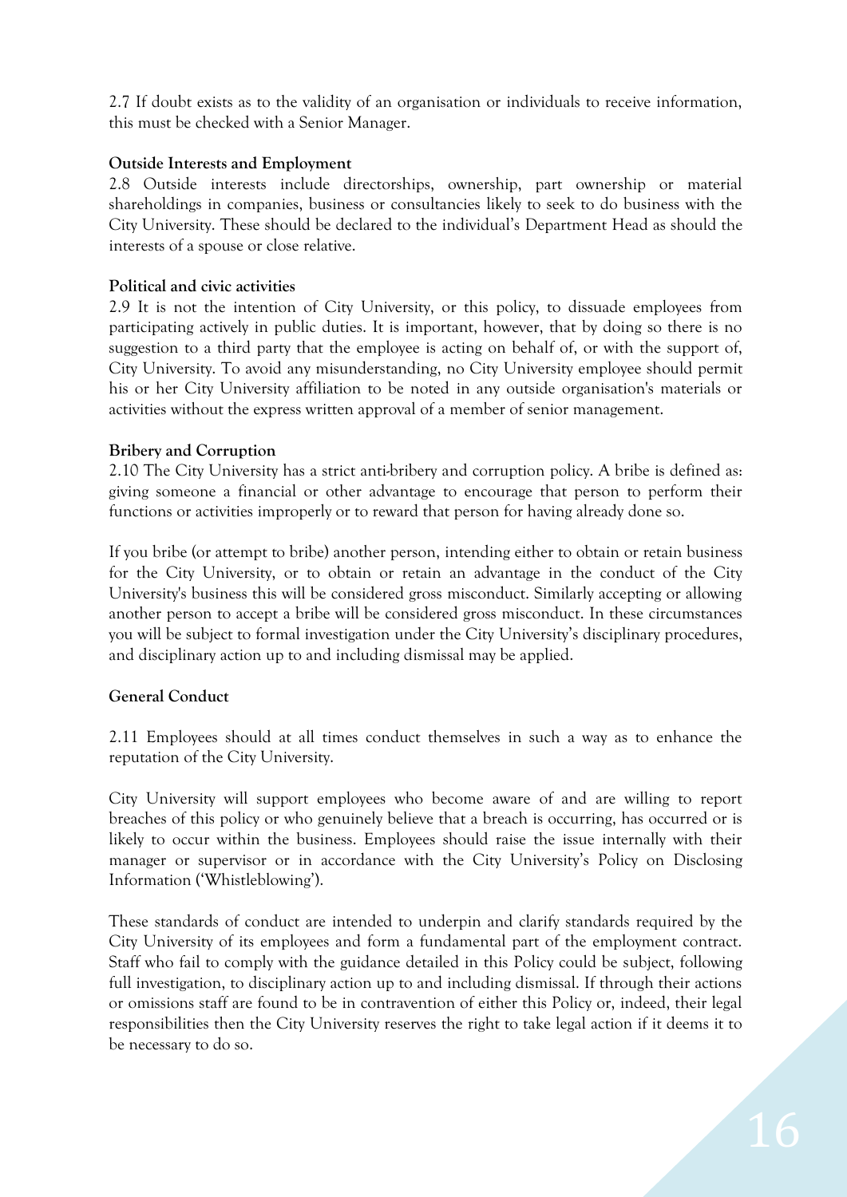2.7 If doubt exists as to the validity of an organisation or individuals to receive information, this must be checked with a Senior Manager.

**Outside Interests and Employment**

2.8 Outside interests include directorships, ownership, part ownership or material shareholdings in companies, business or consultancies likely to seek to do business with the City University. These should be declared to the individual's Department Head as should the interests of a spouse or close relative.

**Political and civic activities**

2.9 It is not the intention of City University, or this policy, to dissuade employees from participating actively in public duties. It is important, however, that by doing so there is no suggestion to a third party that the employee is acting on behalf of, or with the support of, City University. To avoid any misunderstanding, no City University employee should permit his or her City University affiliation to be noted in any outside organisation's materials or activities without the express written approval of a member of senior management.

**Bribery and Corruption**

2.10 The City University has a strict anti-bribery and corruption policy. A bribe is defined as: giving someone a financial or other advantage to encourage that person to perform their functions or activities improperly or to reward that person for having already done so.

If you bribe (or attempt to bribe) another person, intending either to obtain or retain business for the City University, or to obtain or retain an advantage in the conduct of the City University's business this will be considered gross misconduct. Similarly accepting or allowing another person to accept a bribe will be considered gross misconduct. In these circumstances you will be subject to formal investigation under the City University's disciplinary procedures, and disciplinary action up to and including dismissal may be applied.

**General Conduct**

2.11 Employees should at all times conduct themselves in such a way as to enhance the reputation of the City University.

City University will support employees who become aware of and are willing to report breaches of this policy or who genuinely believe that a breach is occurring, has occurred or is likely to occur within the business. Employees should raise the issue internally with their manager or supervisor or in accordance with the City University's Policy on Disclosing Information ('Whistleblowing').

These standards of conduct are intended to underpin and clarify standards required by the City University of its employees and form a fundamental part of the employment contract. Staff who fail to comply with the guidance detailed in this Policy could be subject, following full investigation, to disciplinary action up to and including dismissal. If through their actions or omissions staff are found to be in contravention of either this Policy or, indeed, their legal responsibilities then the City University reserves the right to take legal action if it deems it to be necessary to do so.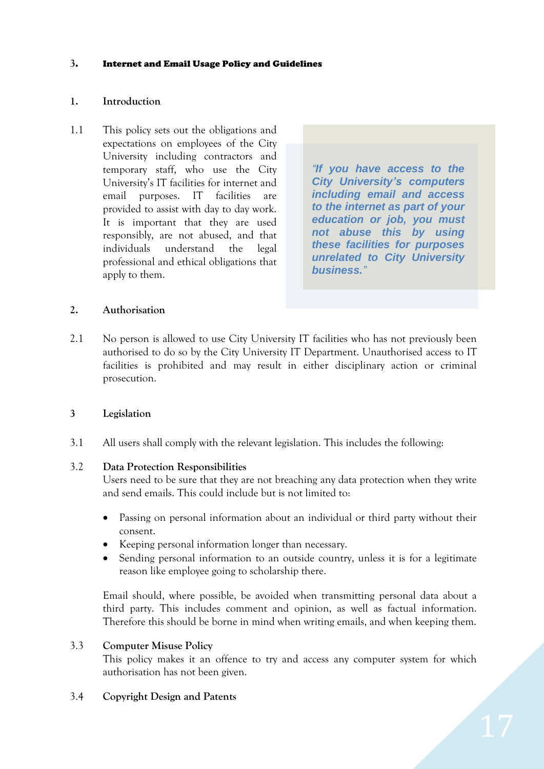## 3. Internet and Email Usage Policy and Guidelines

### 1. Introduction

1.1 This policy sets out the obligations and expectations on employees of the City University including contractors and temporary staff, who use the City University's IT facilities for internet and email purposes. IT facilities are provided to assist with day to day work. It is important that they are used responsibly, are not abused, and that individuals understand the legal professional and ethical obligations that apply to them.

> ***"If you have access to the City University's computers including email and access to the internet as part of your education or job, you must not abuse this by using these facilities for purposes unrelated to City University business."***

### 2. Authorisation

2.1 No person is allowed to use City University IT facilities who has not previously been authorised to do so by the City University IT Department. Unauthorised access to IT facilities is prohibited and may result in either disciplinary action or criminal prosecution.

### 3 Legislation

3.1 All users shall comply with the relevant legislation. This includes the following:

3.2 **Data Protection Responsibilities**
Users need to be sure that they are not breaching any data protection when they write and send emails. This could include but is not limited to:

- Passing on personal information about an individual or third party without their consent.
- Keeping personal information longer than necessary.
- Sending personal information to an outside country, unless it is for a legitimate reason like employee going to scholarship there.

Email should, where possible, be avoided when transmitting personal data about a third party. This includes comment and opinion, as well as factual information. Therefore this should be borne in mind when writing emails, and when keeping them.

3.3 **Computer Misuse Policy**
This policy makes it an offence to try and access any computer system for which authorisation has not been given.

3.4 **Copyright Design and Patents**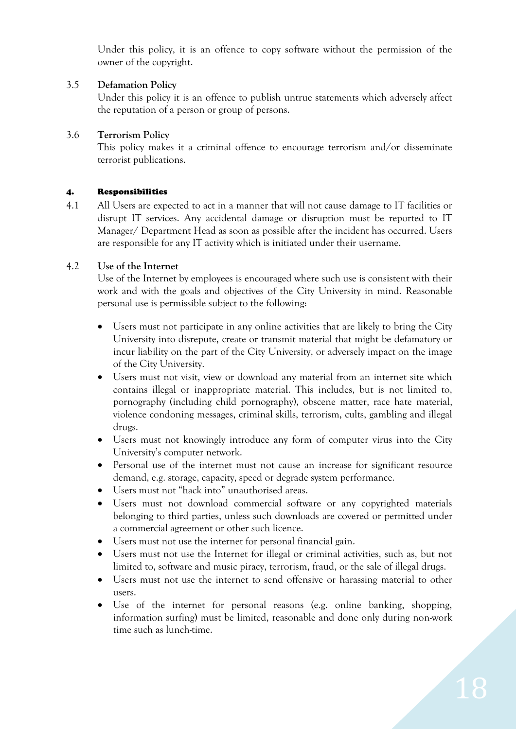Under this policy, it is an offence to copy software without the permission of the owner of the copyright.

3.5 **Defamation Policy**
Under this policy it is an offence to publish untrue statements which adversely affect the reputation of a person or group of persons.

3.6 **Terrorism Policy**
This policy makes it a criminal offence to encourage terrorism and/or disseminate terrorist publications.

## 4. Responsibilities

4.1 All Users are expected to act in a manner that will not cause damage to IT facilities or disrupt IT services. Any accidental damage or disruption must be reported to IT Manager/ Department Head as soon as possible after the incident has occurred. Users are responsible for any IT activity which is initiated under their username.

4.2 **Use of the Internet**
Use of the Internet by employees is encouraged where such use is consistent with their work and with the goals and objectives of the City University in mind. Reasonable personal use is permissible subject to the following:

- Users must not participate in any online activities that are likely to bring the City University into disrepute, create or transmit material that might be defamatory or incur liability on the part of the City University, or adversely impact on the image of the City University.
- Users must not visit, view or download any material from an internet site which contains illegal or inappropriate material. This includes, but is not limited to, pornography (including child pornography), obscene matter, race hate material, violence condoning messages, criminal skills, terrorism, cults, gambling and illegal drugs.
- Users must not knowingly introduce any form of computer virus into the City University's computer network.
- Personal use of the internet must not cause an increase for significant resource demand, e.g. storage, capacity, speed or degrade system performance.
- Users must not "hack into" unauthorised areas.
- Users must not download commercial software or any copyrighted materials belonging to third parties, unless such downloads are covered or permitted under a commercial agreement or other such licence.
- Users must not use the internet for personal financial gain.
- Users must not use the Internet for illegal or criminal activities, such as, but not limited to, software and music piracy, terrorism, fraud, or the sale of illegal drugs.
- Users must not use the internet to send offensive or harassing material to other users.
- Use of the internet for personal reasons (e.g. online banking, shopping, information surfing) must be limited, reasonable and done only during non-work time such as lunch-time.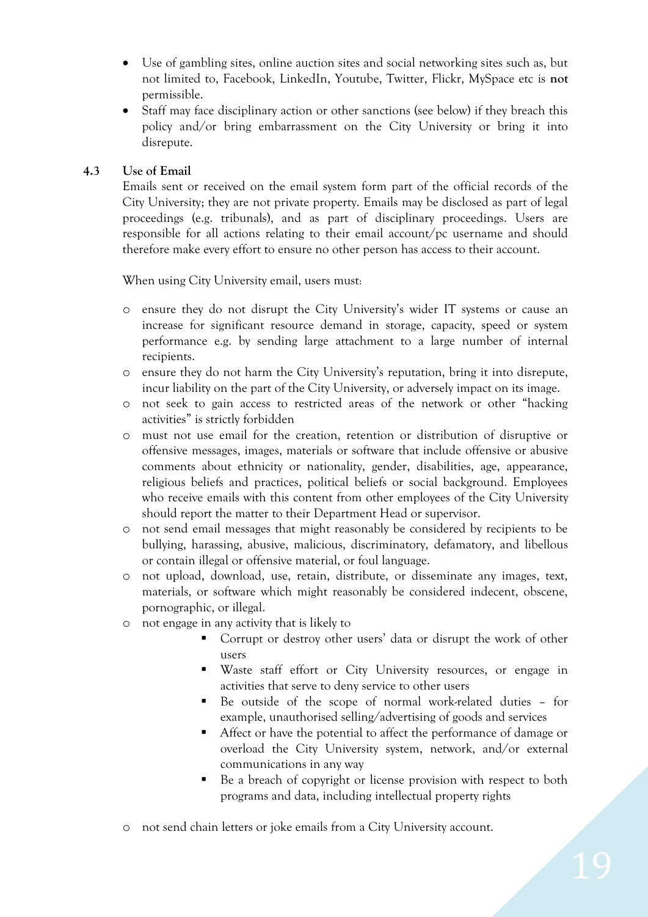- Use of gambling sites, online auction sites and social networking sites such as, but not limited to, Facebook, LinkedIn, Youtube, Twitter, Flickr, MySpace etc is **not** permissible.
- Staff may face disciplinary action or other sanctions (see below) if they breach this policy and/or bring embarrassment on the City University or bring it into disrepute.

### 4.3 Use of Email

Emails sent or received on the email system form part of the official records of the City University; they are not private property. Emails may be disclosed as part of legal proceedings (e.g. tribunals), and as part of disciplinary proceedings. Users are responsible for all actions relating to their email account/pc username and should therefore make every effort to ensure no other person has access to their account.

When using City University email, users must:

- ensure they do not disrupt the City University's wider IT systems or cause an increase for significant resource demand in storage, capacity, speed or system performance e.g. by sending large attachment to a large number of internal recipients.
- ensure they do not harm the City University's reputation, bring it into disrepute, incur liability on the part of the City University, or adversely impact on its image.
- not seek to gain access to restricted areas of the network or other "hacking activities" is strictly forbidden
- must not use email for the creation, retention or distribution of disruptive or offensive messages, images, materials or software that include offensive or abusive comments about ethnicity or nationality, gender, disabilities, age, appearance, religious beliefs and practices, political beliefs or social background. Employees who receive emails with this content from other employees of the City University should report the matter to their Department Head or supervisor.
- not send email messages that might reasonably be considered by recipients to be bullying, harassing, abusive, malicious, discriminatory, defamatory, and libellous or contain illegal or offensive material, or foul language.
- not upload, download, use, retain, distribute, or disseminate any images, text, materials, or software which might reasonably be considered indecent, obscene, pornographic, or illegal.
- not engage in any activity that is likely to
  - Corrupt or destroy other users' data or disrupt the work of other users
  - Waste staff effort or City University resources, or engage in activities that serve to deny service to other users
  - Be outside of the scope of normal work-related duties – for example, unauthorised selling/advertising of goods and services
  - Affect or have the potential to affect the performance of damage or overload the City University system, network, and/or external communications in any way
  - Be a breach of copyright or license provision with respect to both programs and data, including intellectual property rights
- not send chain letters or joke emails from a City University account.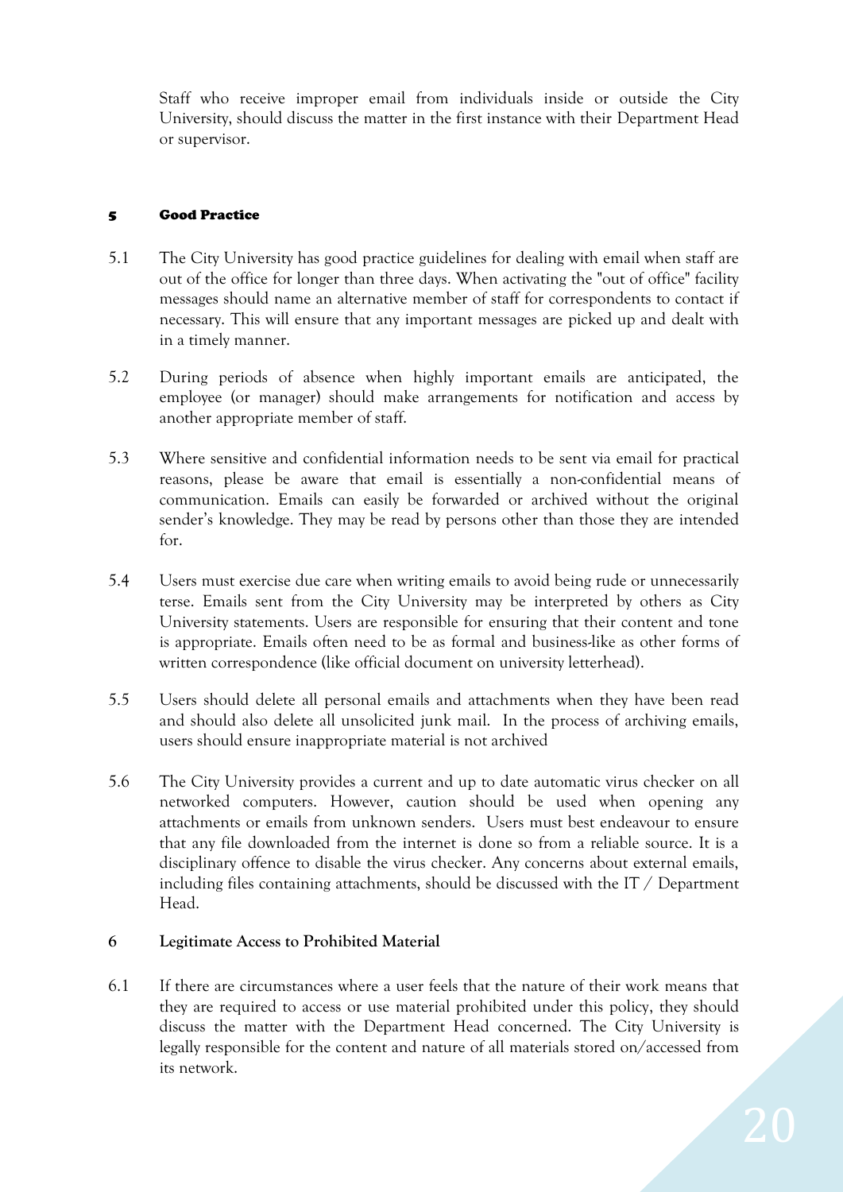Staff who receive improper email from individuals inside or outside the City University, should discuss the matter in the first instance with their Department Head or supervisor.

## 5 Good Practice

5.1 The City University has good practice guidelines for dealing with email when staff are out of the office for longer than three days. When activating the "out of office" facility messages should name an alternative member of staff for correspondents to contact if necessary. This will ensure that any important messages are picked up and dealt with in a timely manner.

5.2 During periods of absence when highly important emails are anticipated, the employee (or manager) should make arrangements for notification and access by another appropriate member of staff.

5.3 Where sensitive and confidential information needs to be sent via email for practical reasons, please be aware that email is essentially a non-confidential means of communication. Emails can easily be forwarded or archived without the original sender's knowledge. They may be read by persons other than those they are intended for.

5.4 Users must exercise due care when writing emails to avoid being rude or unnecessarily terse. Emails sent from the City University may be interpreted by others as City University statements. Users are responsible for ensuring that their content and tone is appropriate. Emails often need to be as formal and business-like as other forms of written correspondence (like official document on university letterhead).

5.5 Users should delete all personal emails and attachments when they have been read and should also delete all unsolicited junk mail. In the process of archiving emails, users should ensure inappropriate material is not archived

5.6 The City University provides a current and up to date automatic virus checker on all networked computers. However, caution should be used when opening any attachments or emails from unknown senders. Users must best endeavour to ensure that any file downloaded from the internet is done so from a reliable source. It is a disciplinary offence to disable the virus checker. Any concerns about external emails, including files containing attachments, should be discussed with the IT / Department Head.

## 6 Legitimate Access to Prohibited Material

6.1 If there are circumstances where a user feels that the nature of their work means that they are required to access or use material prohibited under this policy, they should discuss the matter with the Department Head concerned. The City University is legally responsible for the content and nature of all materials stored on/accessed from its network.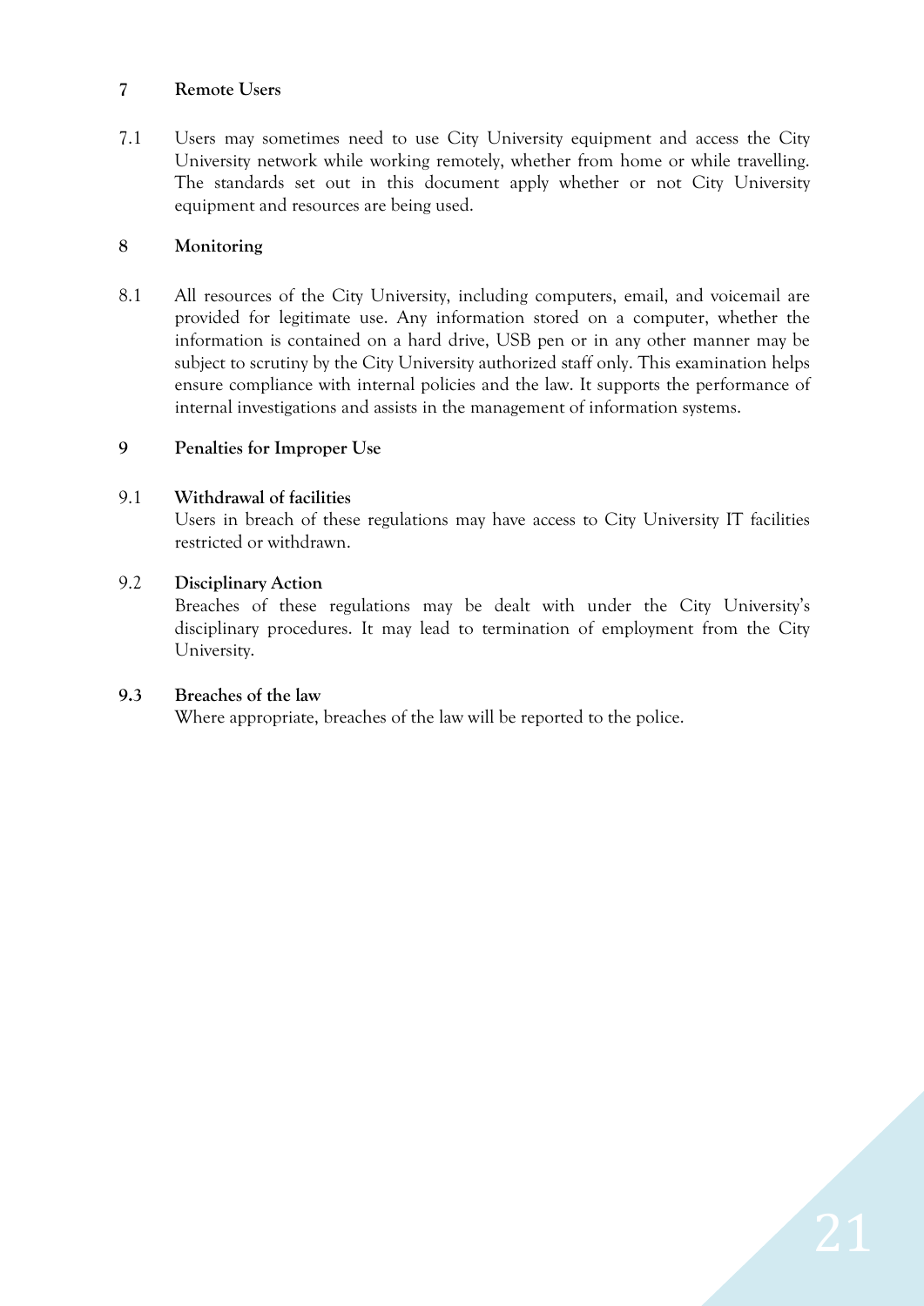## 7 Remote Users

7.1 Users may sometimes need to use City University equipment and access the City University network while working remotely, whether from home or while travelling. The standards set out in this document apply whether or not City University equipment and resources are being used.

## 8 Monitoring

8.1 All resources of the City University, including computers, email, and voicemail are provided for legitimate use. Any information stored on a computer, whether the information is contained on a hard drive, USB pen or in any other manner may be subject to scrutiny by the City University authorized staff only. This examination helps ensure compliance with internal policies and the law. It supports the performance of internal investigations and assists in the management of information systems.

## 9 Penalties for Improper Use

9.1 **Withdrawal of facilities**
Users in breach of these regulations may have access to City University IT facilities restricted or withdrawn.

9.2 **Disciplinary Action**
Breaches of these regulations may be dealt with under the City University's disciplinary procedures. It may lead to termination of employment from the City University.

**9.3 Breaches of the law**
Where appropriate, breaches of the law will be reported to the police.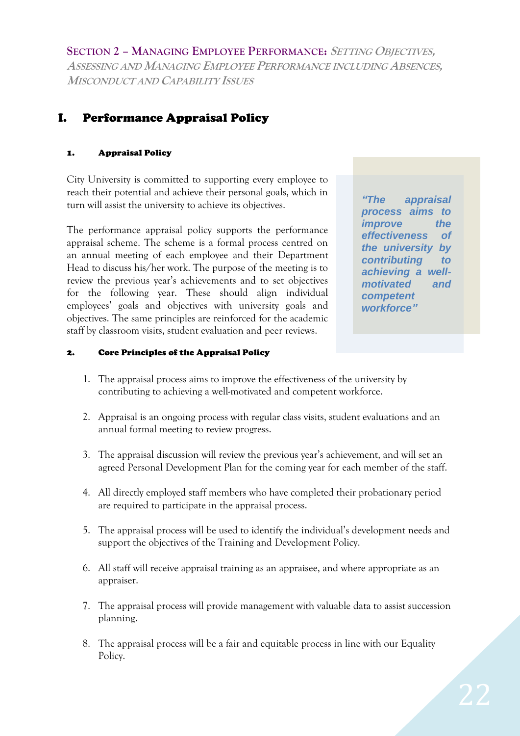**SECTION 2 – MANAGING EMPLOYEE PERFORMANCE:** ***SETTING OBJECTIVES, ASSESSING AND MANAGING EMPLOYEE PERFORMANCE INCLUDING ABSENCES, MISCONDUCT AND CAPABILITY ISSUES***

# I. Performance Appraisal Policy

### 1. Appraisal Policy

City University is committed to supporting every employee to reach their potential and achieve their personal goals, which in turn will assist the university to achieve its objectives.

The performance appraisal policy supports the performance appraisal scheme. The scheme is a formal process centred on an annual meeting of each employee and their Department Head to discuss his/her work. The purpose of the meeting is to review the previous year's achievements and to set objectives for the following year. These should align individual employees' goals and objectives with university goals and objectives. The same principles are reinforced for the academic staff by classroom visits, student evaluation and peer reviews.

> ***"The appraisal process aims to improve the effectiveness of the university by contributing to achieving a well-motivated and competent workforce"***

### 2. Core Principles of the Appraisal Policy

1. The appraisal process aims to improve the effectiveness of the university by contributing to achieving a well-motivated and competent workforce.

2. Appraisal is an ongoing process with regular class visits, student evaluations and an annual formal meeting to review progress.

3. The appraisal discussion will review the previous year's achievement, and will set an agreed Personal Development Plan for the coming year for each member of the staff.

4. All directly employed staff members who have completed their probationary period are required to participate in the appraisal process.

5. The appraisal process will be used to identify the individual's development needs and support the objectives of the Training and Development Policy.

6. All staff will receive appraisal training as an appraisee, and where appropriate as an appraiser.

7. The appraisal process will provide management with valuable data to assist succession planning.

8. The appraisal process will be a fair and equitable process in line with our Equality Policy.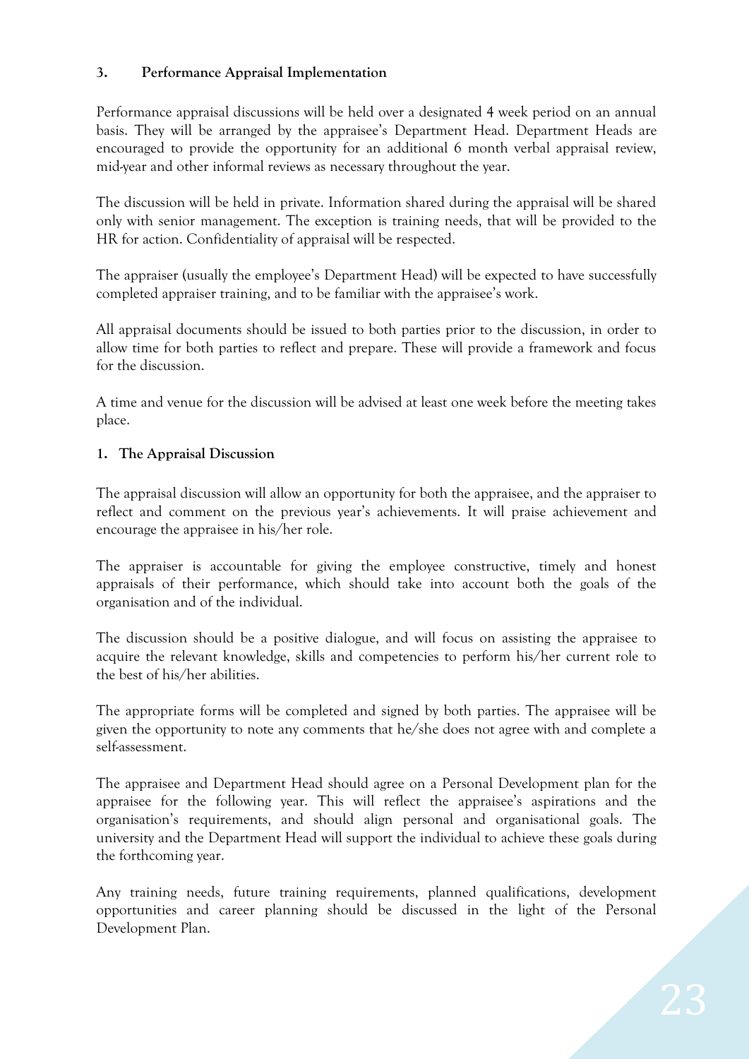### 3. Performance Appraisal Implementation

Performance appraisal discussions will be held over a designated 4 week period on an annual basis. They will be arranged by the appraisee's Department Head. Department Heads are encouraged to provide the opportunity for an additional 6 month verbal appraisal review, mid-year and other informal reviews as necessary throughout the year.

The discussion will be held in private. Information shared during the appraisal will be shared only with senior management. The exception is training needs, that will be provided to the HR for action. Confidentiality of appraisal will be respected.

The appraiser (usually the employee's Department Head) will be expected to have successfully completed appraiser training, and to be familiar with the appraisee's work.

All appraisal documents should be issued to both parties prior to the discussion, in order to allow time for both parties to reflect and prepare. These will provide a framework and focus for the discussion.

A time and venue for the discussion will be advised at least one week before the meeting takes place.

#### 1. The Appraisal Discussion

The appraisal discussion will allow an opportunity for both the appraisee, and the appraiser to reflect and comment on the previous year's achievements. It will praise achievement and encourage the appraisee in his/her role.

The appraiser is accountable for giving the employee constructive, timely and honest appraisals of their performance, which should take into account both the goals of the organisation and of the individual.

The discussion should be a positive dialogue, and will focus on assisting the appraisee to acquire the relevant knowledge, skills and competencies to perform his/her current role to the best of his/her abilities.

The appropriate forms will be completed and signed by both parties. The appraisee will be given the opportunity to note any comments that he/she does not agree with and complete a self-assessment.

The appraisee and Department Head should agree on a Personal Development plan for the appraisee for the following year. This will reflect the appraisee's aspirations and the organisation's requirements, and should align personal and organisational goals. The university and the Department Head will support the individual to achieve these goals during the forthcoming year.

Any training needs, future training requirements, planned qualifications, development opportunities and career planning should be discussed in the light of the Personal Development Plan.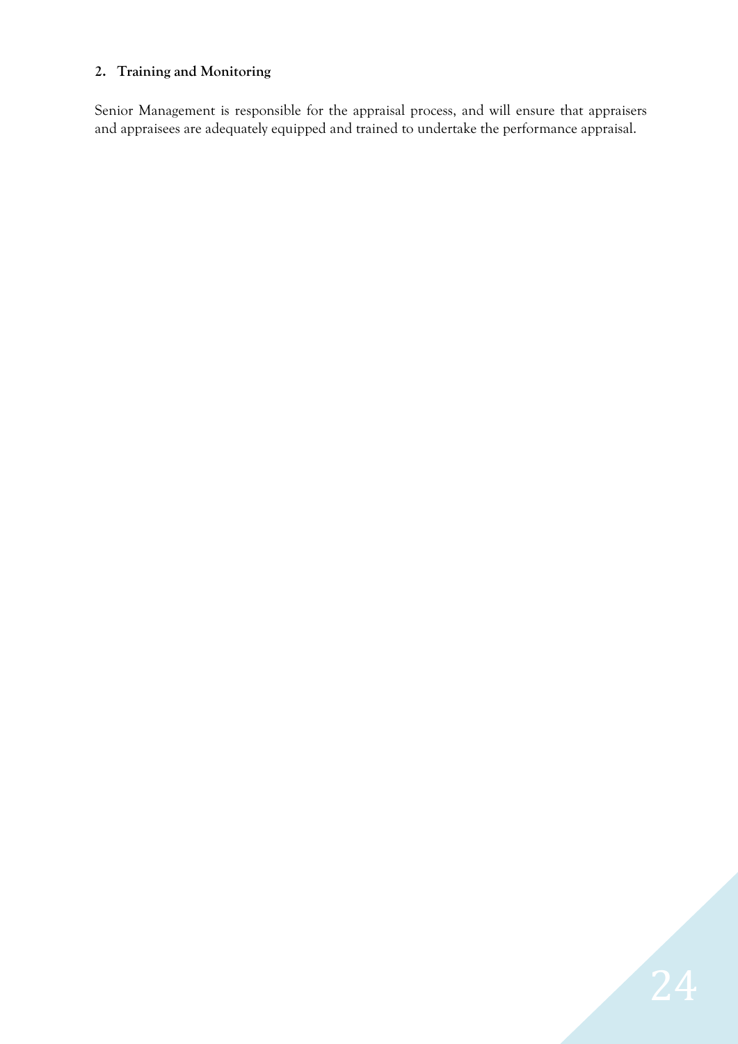**2. Training and Monitoring**

Senior Management is responsible for the appraisal process, and will ensure that appraisers and appraisees are adequately equipped and trained to undertake the performance appraisal.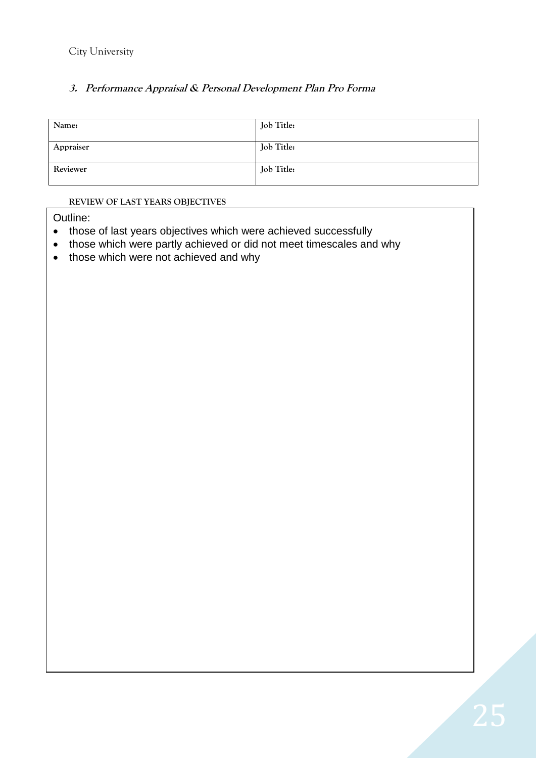City University

### 3. *Performance Appraisal & Personal Development Plan Pro Forma*

| Name: | Job Title: |
|---|---|
| Appraiser | Job Title: |
| Reviewer | Job Title: |

REVIEW OF LAST YEARS OBJECTIVES

Outline:

- those of last years objectives which were achieved successfully
- those which were partly achieved or did not meet timescales and why
- those which were not achieved and why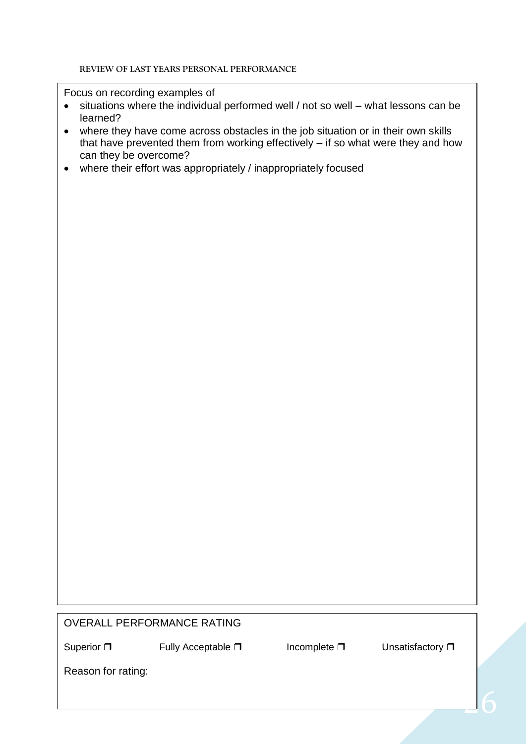**REVIEW OF LAST YEARS PERSONAL PERFORMANCE**

Focus on recording examples of

- situations where the individual performed well / not so well – what lessons can be learned?
- where they have come across obstacles in the job situation or in their own skills that have prevented them from working effectively – if so what were they and how can they be overcome?
- where their effort was appropriately / inappropriately focused

OVERALL PERFORMANCE RATING

Superior ❒ Fully Acceptable ❒ Incomplete ❒ Unsatisfactory ❒

Reason for rating: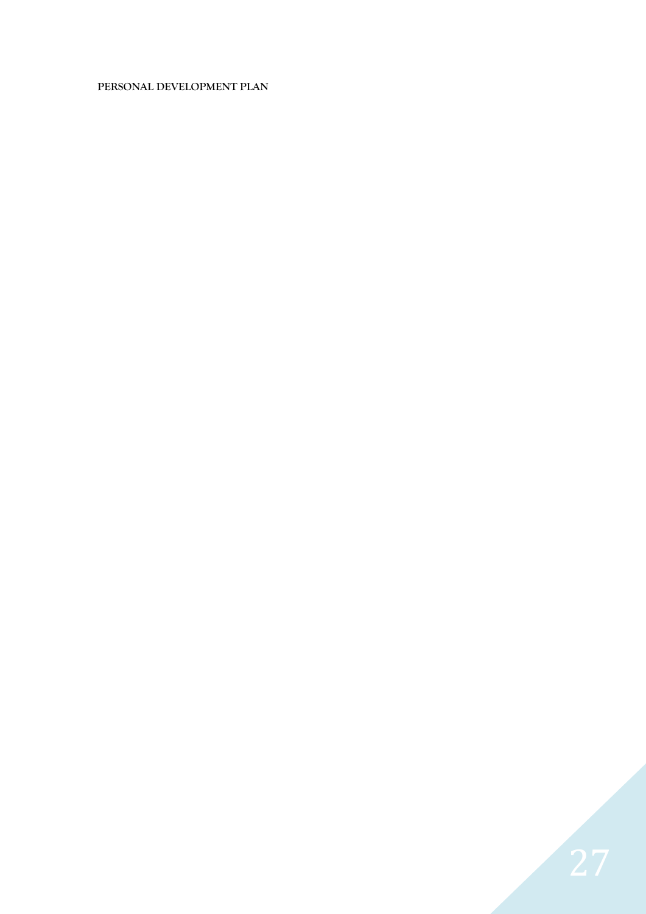**PERSONAL DEVELOPMENT PLAN**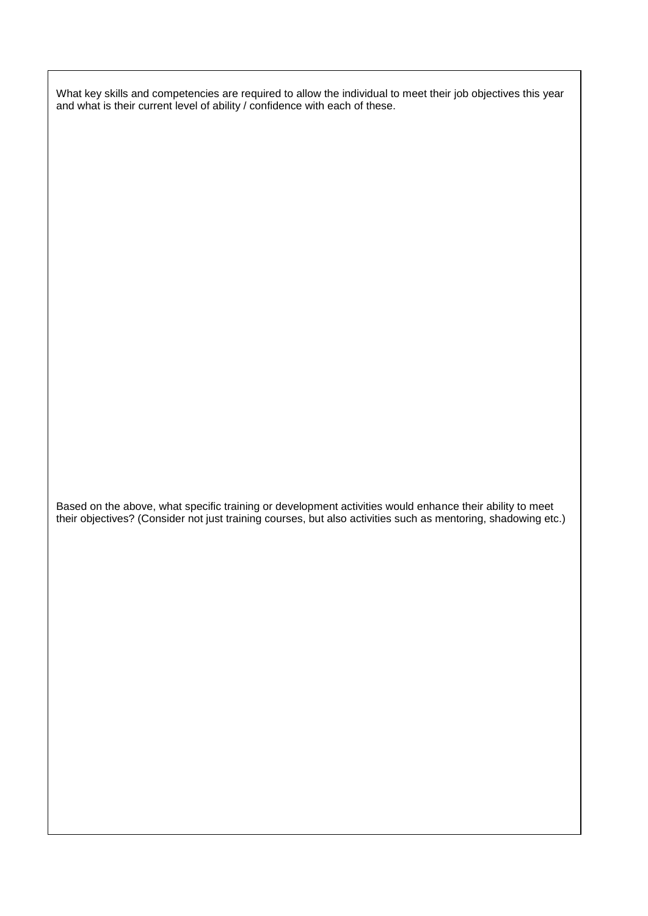What key skills and competencies are required to allow the individual to meet their job objectives this year and what is their current level of ability / confidence with each of these.

Based on the above, what specific training or development activities would enhance their ability to meet their objectives? (Consider not just training courses, but also activities such as mentoring, shadowing etc.)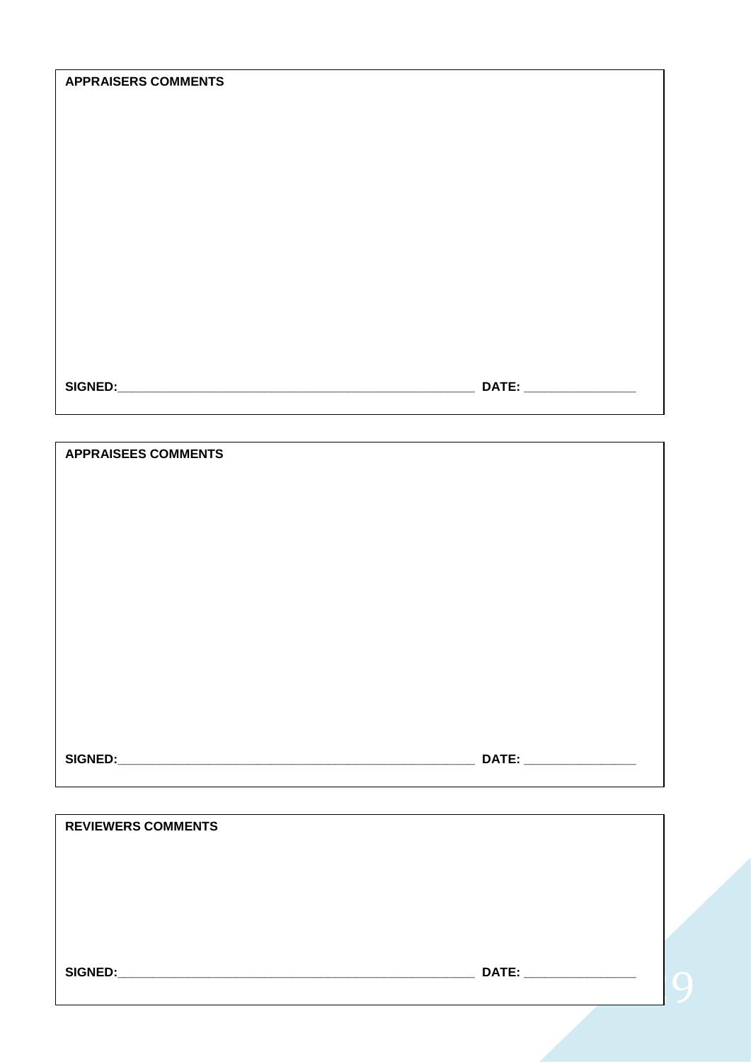**APPRAISERS COMMENTS**

SIGNED:_____________________________________________ DATE: ______________

**APPRAISEES COMMENTS**

SIGNED:_____________________________________________ DATE: ______________

**REVIEWERS COMMENTS**

SIGNED:_____________________________________________ DATE: ______________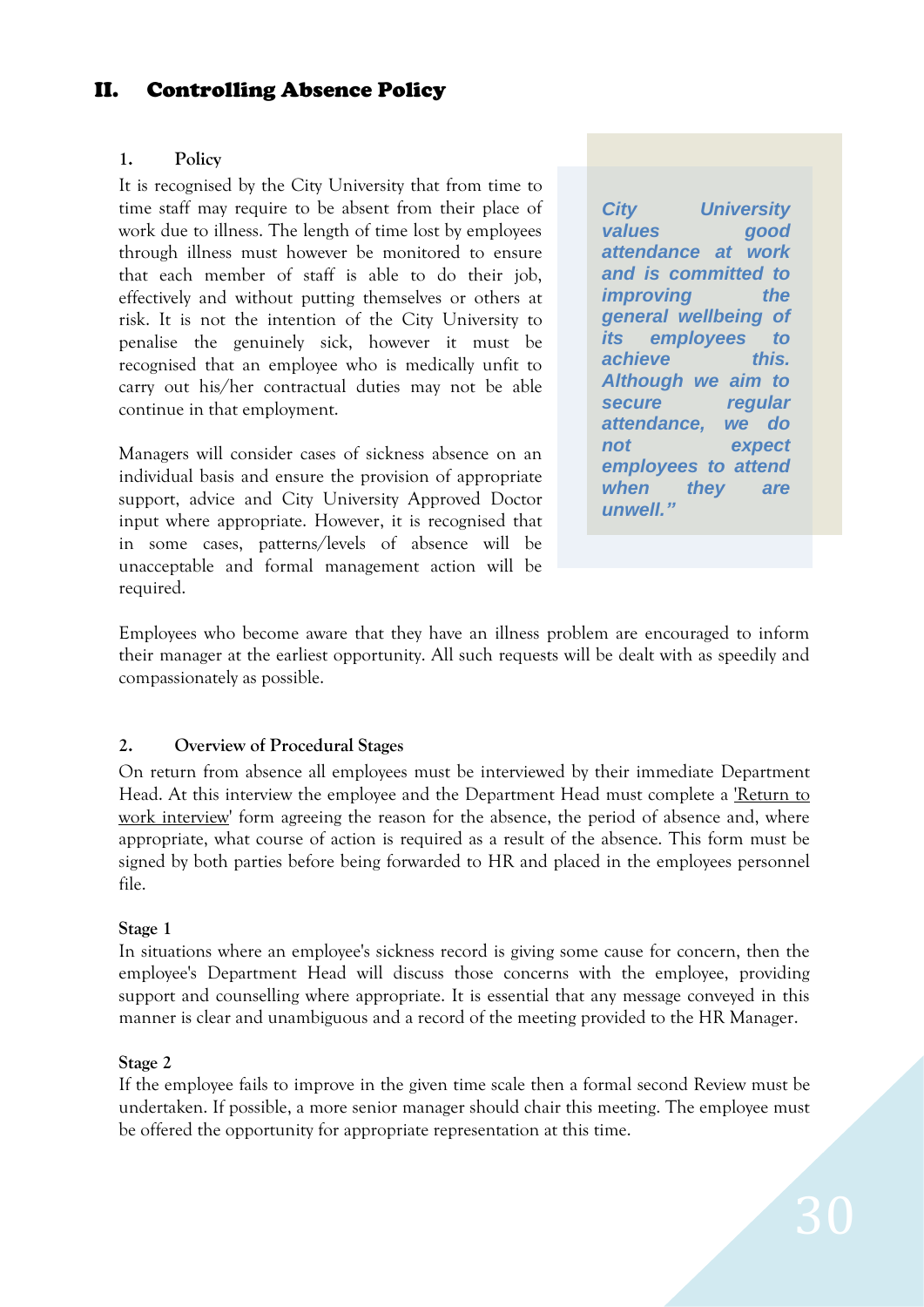## II. Controlling Absence Policy

### 1. Policy

It is recognised by the City University that from time to time staff may require to be absent from their place of work due to illness. The length of time lost by employees through illness must however be monitored to ensure that each member of staff is able to do their job, effectively and without putting themselves or others at risk. It is not the intention of the City University to penalise the genuinely sick, however it must be recognised that an employee who is medically unfit to carry out his/her contractual duties may not be able continue in that employment.

Managers will consider cases of sickness absence on an individual basis and ensure the provision of appropriate support, advice and City University Approved Doctor input where appropriate. However, it is recognised that in some cases, patterns/levels of absence will be unacceptable and formal management action will be required.

> ***City University values good attendance at work and is committed to improving the general wellbeing of its employees to achieve this. Although we aim to secure regular attendance, we do not expect employees to attend when they are unwell."***

Employees who become aware that they have an illness problem are encouraged to inform their manager at the earliest opportunity. All such requests will be dealt with as speedily and compassionately as possible.

### 2. Overview of Procedural Stages

On return from absence all employees must be interviewed by their immediate Department Head. At this interview the employee and the Department Head must complete a 'Return to work interview' form agreeing the reason for the absence, the period of absence and, where appropriate, what course of action is required as a result of the absence. This form must be signed by both parties before being forwarded to HR and placed in the employees personnel file.

**Stage 1**

In situations where an employee's sickness record is giving some cause for concern, then the employee's Department Head will discuss those concerns with the employee, providing support and counselling where appropriate. It is essential that any message conveyed in this manner is clear and unambiguous and a record of the meeting provided to the HR Manager.

**Stage 2**

If the employee fails to improve in the given time scale then a formal second Review must be undertaken. If possible, a more senior manager should chair this meeting. The employee must be offered the opportunity for appropriate representation at this time.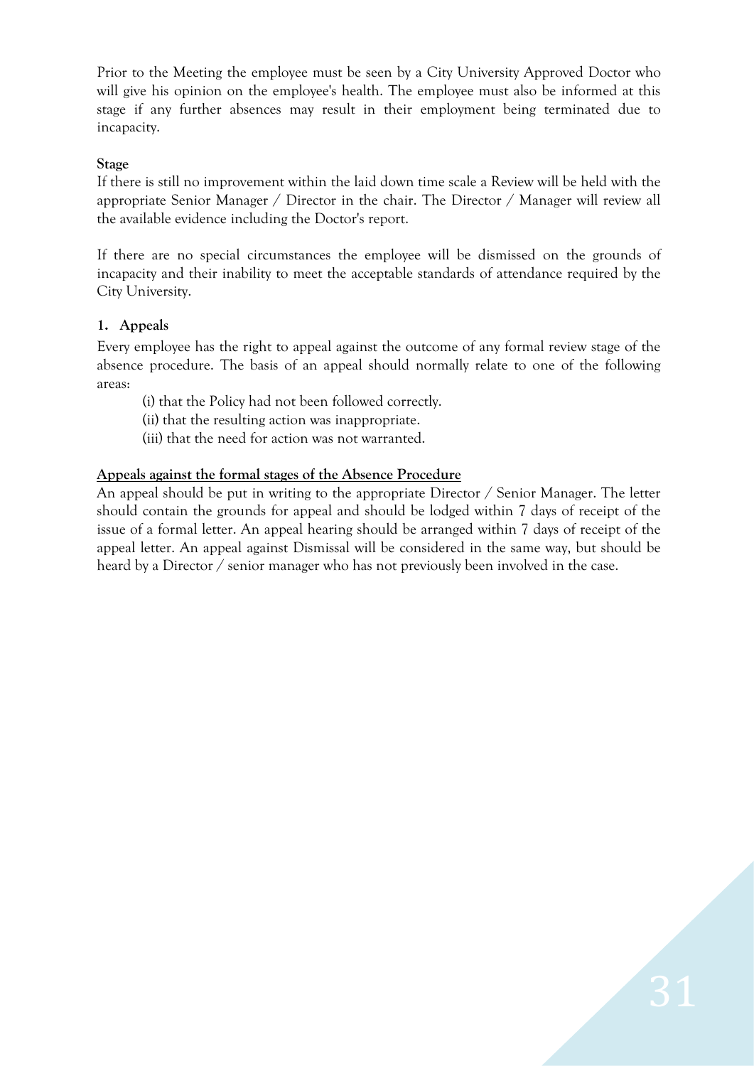Prior to the Meeting the employee must be seen by a City University Approved Doctor who will give his opinion on the employee's health. The employee must also be informed at this stage if any further absences may result in their employment being terminated due to incapacity.

**Stage**

If there is still no improvement within the laid down time scale a Review will be held with the appropriate Senior Manager / Director in the chair. The Director / Manager will review all the available evidence including the Doctor's report.

If there are no special circumstances the employee will be dismissed on the grounds of incapacity and their inability to meet the acceptable standards of attendance required by the City University.

### 1. Appeals

Every employee has the right to appeal against the outcome of any formal review stage of the absence procedure. The basis of an appeal should normally relate to one of the following areas:

(i) that the Policy had not been followed correctly.

(ii) that the resulting action was inappropriate.

(iii) that the need for action was not warranted.

**Appeals against the formal stages of the Absence Procedure**

An appeal should be put in writing to the appropriate Director / Senior Manager. The letter should contain the grounds for appeal and should be lodged within 7 days of receipt of the issue of a formal letter. An appeal hearing should be arranged within 7 days of receipt of the appeal letter. An appeal against Dismissal will be considered in the same way, but should be heard by a Director / senior manager who has not previously been involved in the case.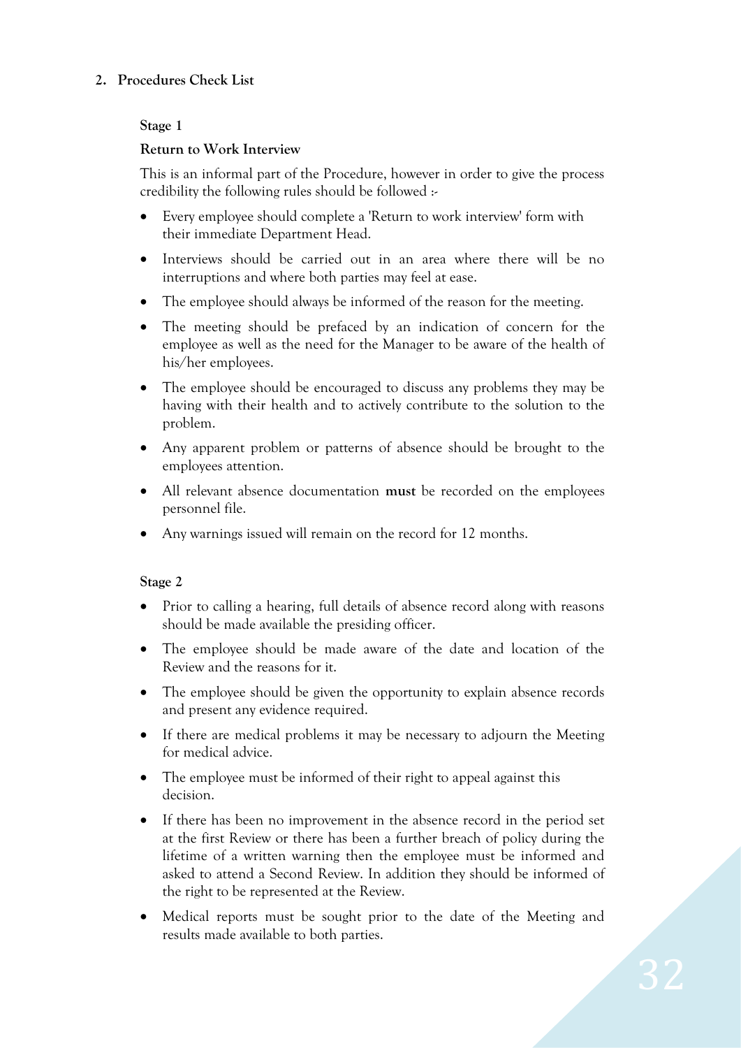## 2. Procedures Check List

### Stage 1

**Return to Work Interview**

This is an informal part of the Procedure, however in order to give the process credibility the following rules should be followed :-

- Every employee should complete a 'Return to work interview' form with their immediate Department Head.
- Interviews should be carried out in an area where there will be no interruptions and where both parties may feel at ease.
- The employee should always be informed of the reason for the meeting.
- The meeting should be prefaced by an indication of concern for the employee as well as the need for the Manager to be aware of the health of his/her employees.
- The employee should be encouraged to discuss any problems they may be having with their health and to actively contribute to the solution to the problem.
- Any apparent problem or patterns of absence should be brought to the employees attention.
- All relevant absence documentation **must** be recorded on the employees personnel file.
- Any warnings issued will remain on the record for 12 months.

### Stage 2

- Prior to calling a hearing, full details of absence record along with reasons should be made available the presiding officer.
- The employee should be made aware of the date and location of the Review and the reasons for it.
- The employee should be given the opportunity to explain absence records and present any evidence required.
- If there are medical problems it may be necessary to adjourn the Meeting for medical advice.
- The employee must be informed of their right to appeal against this decision.
- If there has been no improvement in the absence record in the period set at the first Review or there has been a further breach of policy during the lifetime of a written warning then the employee must be informed and asked to attend a Second Review. In addition they should be informed of the right to be represented at the Review.
- Medical reports must be sought prior to the date of the Meeting and results made available to both parties.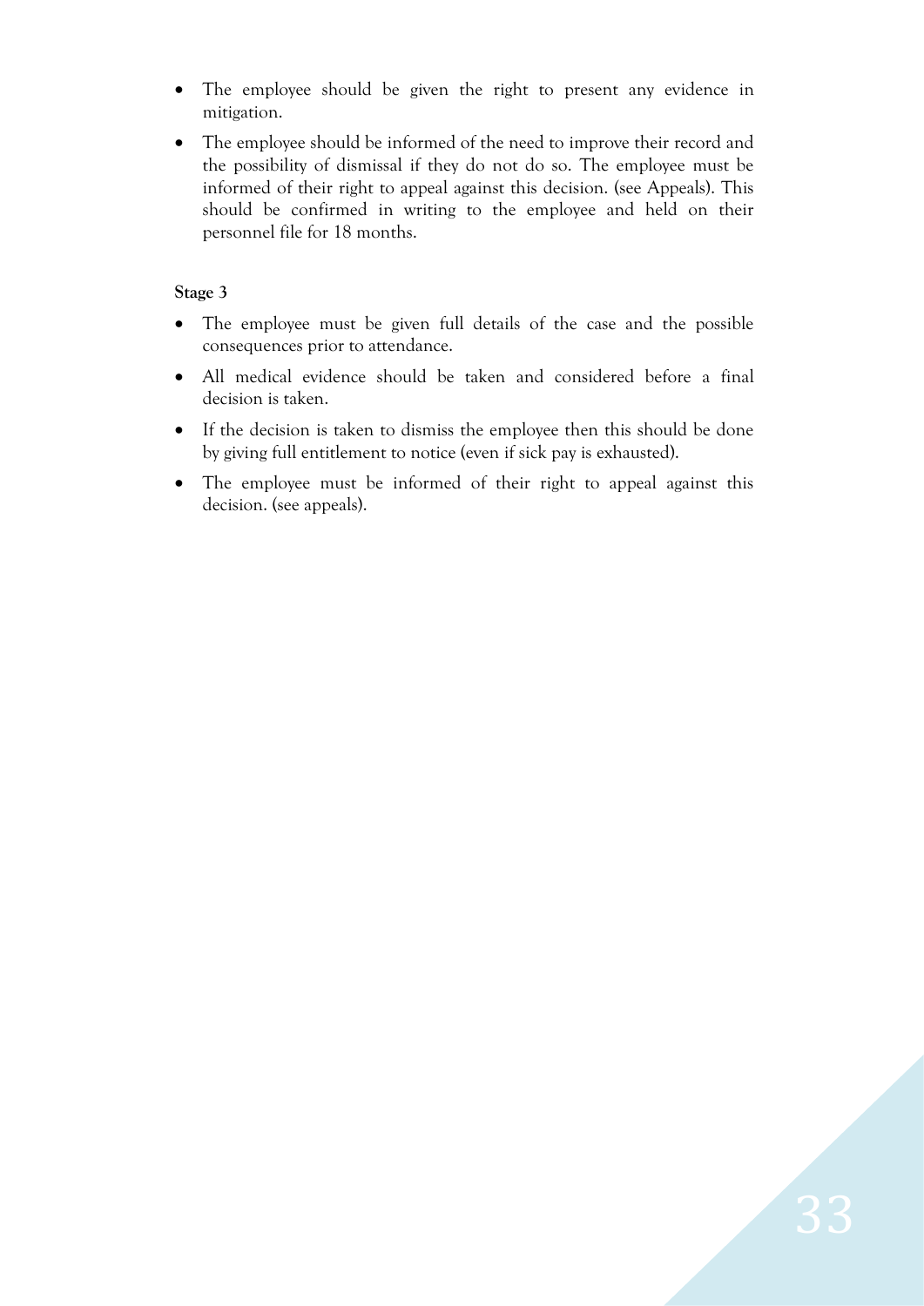- The employee should be given the right to present any evidence in mitigation.
- The employee should be informed of the need to improve their record and the possibility of dismissal if they do not do so. The employee must be informed of their right to appeal against this decision. (see Appeals). This should be confirmed in writing to the employee and held on their personnel file for 18 months.

**Stage 3**

- The employee must be given full details of the case and the possible consequences prior to attendance.
- All medical evidence should be taken and considered before a final decision is taken.
- If the decision is taken to dismiss the employee then this should be done by giving full entitlement to notice (even if sick pay is exhausted).
- The employee must be informed of their right to appeal against this decision. (see appeals).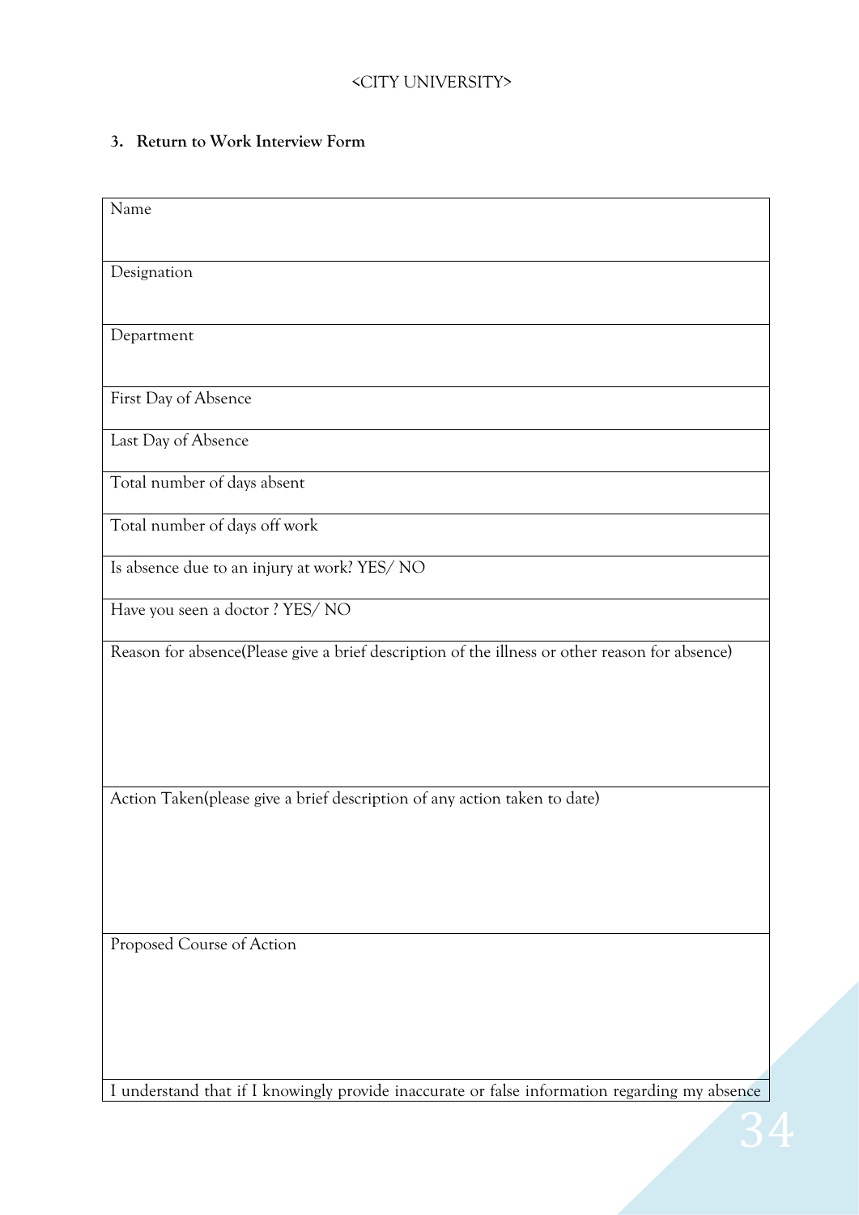<CITY UNIVERSITY>

### 3. Return to Work Interview Form

| Name |
|---|
| Designation |
| Department |
| First Day of Absence |
| Last Day of Absence |
| Total number of days absent |
| Total number of days off work |
| Is absence due to an injury at work? YES/ NO |
| Have you seen a doctor ? YES/ NO |
| Reason for absence(Please give a brief description of the illness or other reason for absence) |
| Action Taken(please give a brief description of any action taken to date) |
| Proposed Course of Action |
| I understand that if I knowingly provide inaccurate or false information regarding my absence |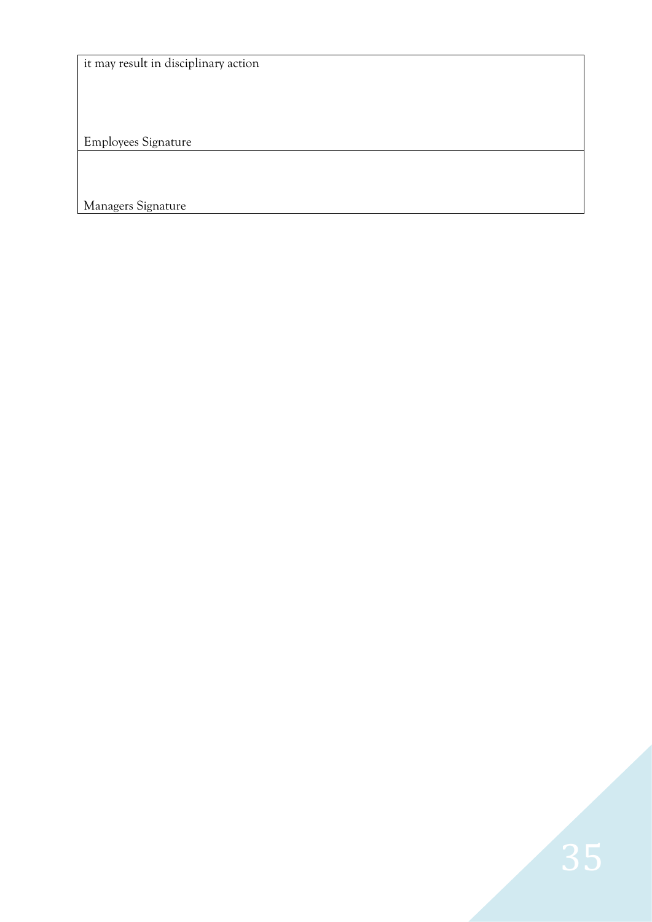| it may result in disciplinary action<br><br><br><br>Employees Signature |
|---|
| <br><br>Managers Signature |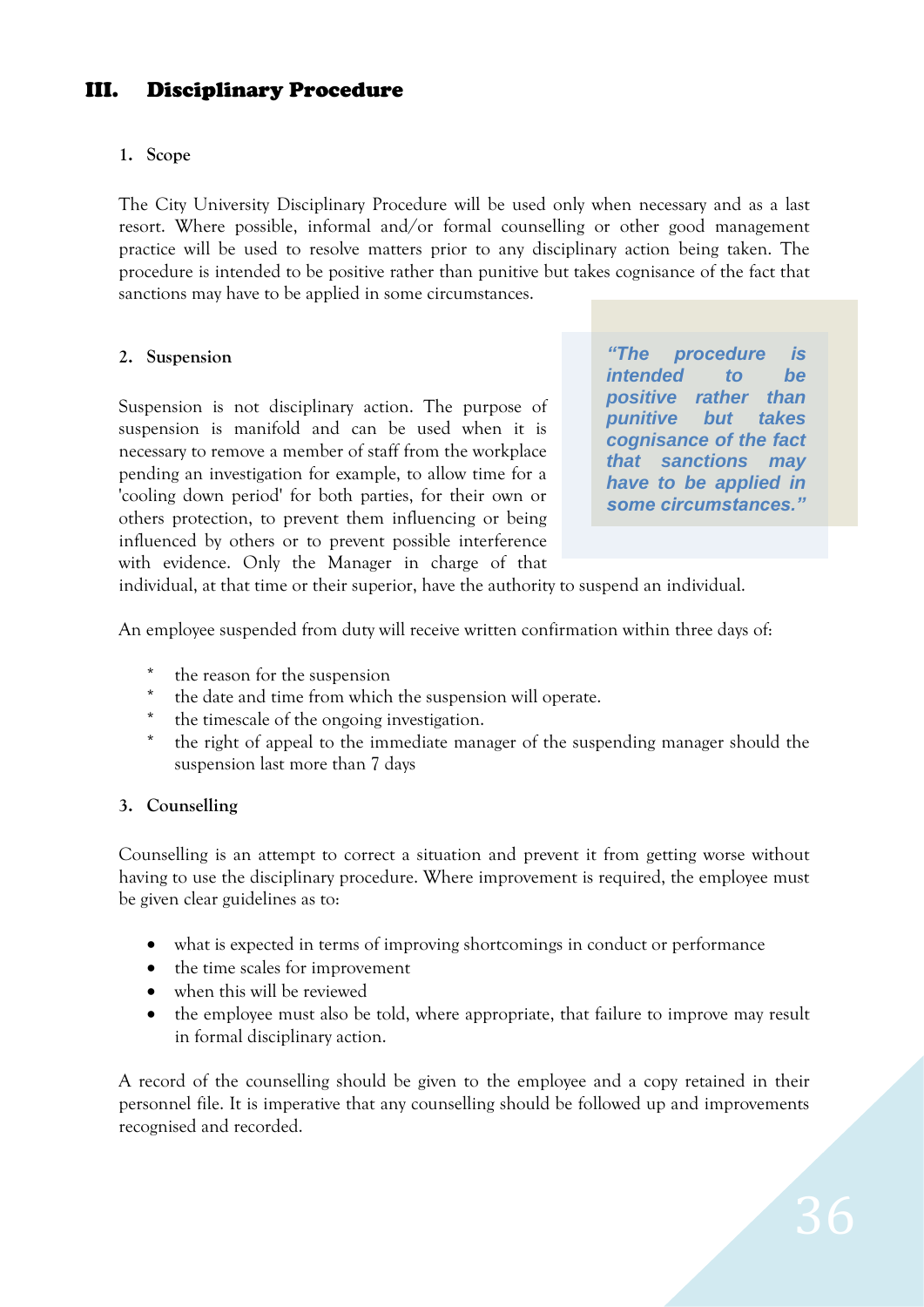## III. Disciplinary Procedure

### 1. Scope

The City University Disciplinary Procedure will be used only when necessary and as a last resort. Where possible, informal and/or formal counselling or other good management practice will be used to resolve matters prior to any disciplinary action being taken. The procedure is intended to be positive rather than punitive but takes cognisance of the fact that sanctions may have to be applied in some circumstances.

### 2. Suspension

> *"The procedure is intended to be positive rather than punitive but takes cognisance of the fact that sanctions may have to be applied in some circumstances."*

Suspension is not disciplinary action. The purpose of suspension is manifold and can be used when it is necessary to remove a member of staff from the workplace pending an investigation for example, to allow time for a 'cooling down period' for both parties, for their own or others protection, to prevent them influencing or being influenced by others or to prevent possible interference with evidence. Only the Manager in charge of that individual, at that time or their superior, have the authority to suspend an individual.

An employee suspended from duty will receive written confirmation within three days of:

* the reason for the suspension
* the date and time from which the suspension will operate.
* the timescale of the ongoing investigation.
* the right of appeal to the immediate manager of the suspending manager should the suspension last more than 7 days

### 3. Counselling

Counselling is an attempt to correct a situation and prevent it from getting worse without having to use the disciplinary procedure. Where improvement is required, the employee must be given clear guidelines as to:

- what is expected in terms of improving shortcomings in conduct or performance
- the time scales for improvement
- when this will be reviewed
- the employee must also be told, where appropriate, that failure to improve may result in formal disciplinary action.

A record of the counselling should be given to the employee and a copy retained in their personnel file. It is imperative that any counselling should be followed up and improvements recognised and recorded.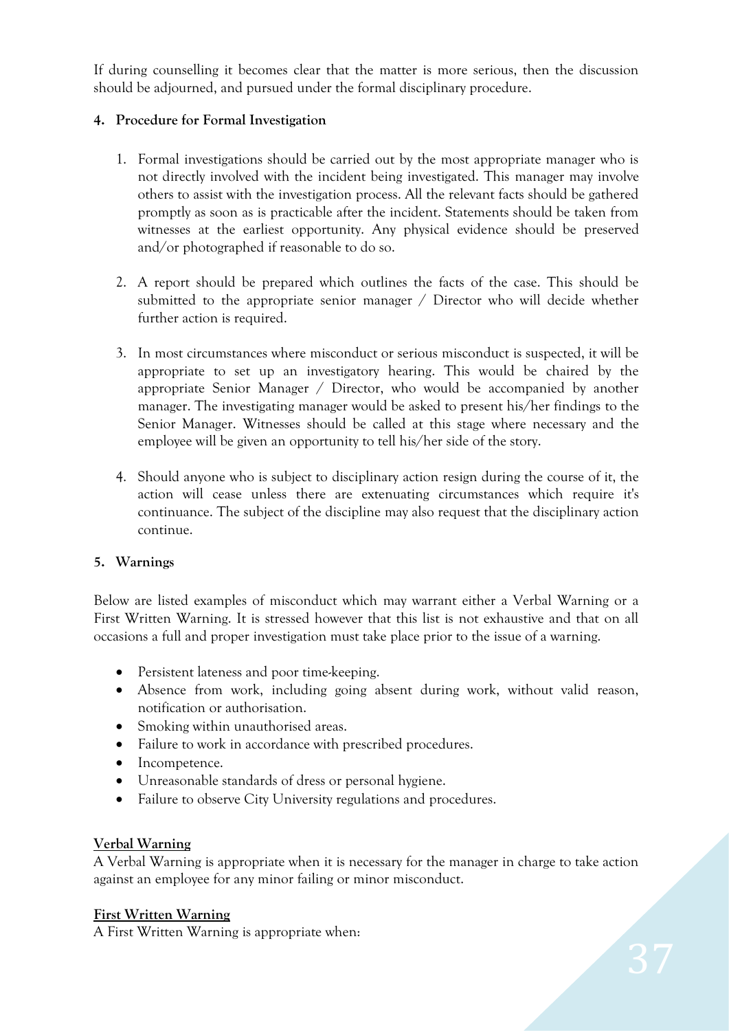If during counselling it becomes clear that the matter is more serious, then the discussion should be adjourned, and pursued under the formal disciplinary procedure.

**4. Procedure for Formal Investigation**

1. Formal investigations should be carried out by the most appropriate manager who is not directly involved with the incident being investigated. This manager may involve others to assist with the investigation process. All the relevant facts should be gathered promptly as soon as is practicable after the incident. Statements should be taken from witnesses at the earliest opportunity. Any physical evidence should be preserved and/or photographed if reasonable to do so.

2. A report should be prepared which outlines the facts of the case. This should be submitted to the appropriate senior manager / Director who will decide whether further action is required.

3. In most circumstances where misconduct or serious misconduct is suspected, it will be appropriate to set up an investigatory hearing. This would be chaired by the appropriate Senior Manager / Director, who would be accompanied by another manager. The investigating manager would be asked to present his/her findings to the Senior Manager. Witnesses should be called at this stage where necessary and the employee will be given an opportunity to tell his/her side of the story.

4. Should anyone who is subject to disciplinary action resign during the course of it, the action will cease unless there are extenuating circumstances which require it's continuance. The subject of the discipline may also request that the disciplinary action continue.

**5. Warnings**

Below are listed examples of misconduct which may warrant either a Verbal Warning or a First Written Warning. It is stressed however that this list is not exhaustive and that on all occasions a full and proper investigation must take place prior to the issue of a warning.

- Persistent lateness and poor time-keeping.
- Absence from work, including going absent during work, without valid reason, notification or authorisation.
- Smoking within unauthorised areas.
- Failure to work in accordance with prescribed procedures.
- Incompetence.
- Unreasonable standards of dress or personal hygiene.
- Failure to observe City University regulations and procedures.

**Verbal Warning**

A Verbal Warning is appropriate when it is necessary for the manager in charge to take action against an employee for any minor failing or minor misconduct.

**First Written Warning**

A First Written Warning is appropriate when: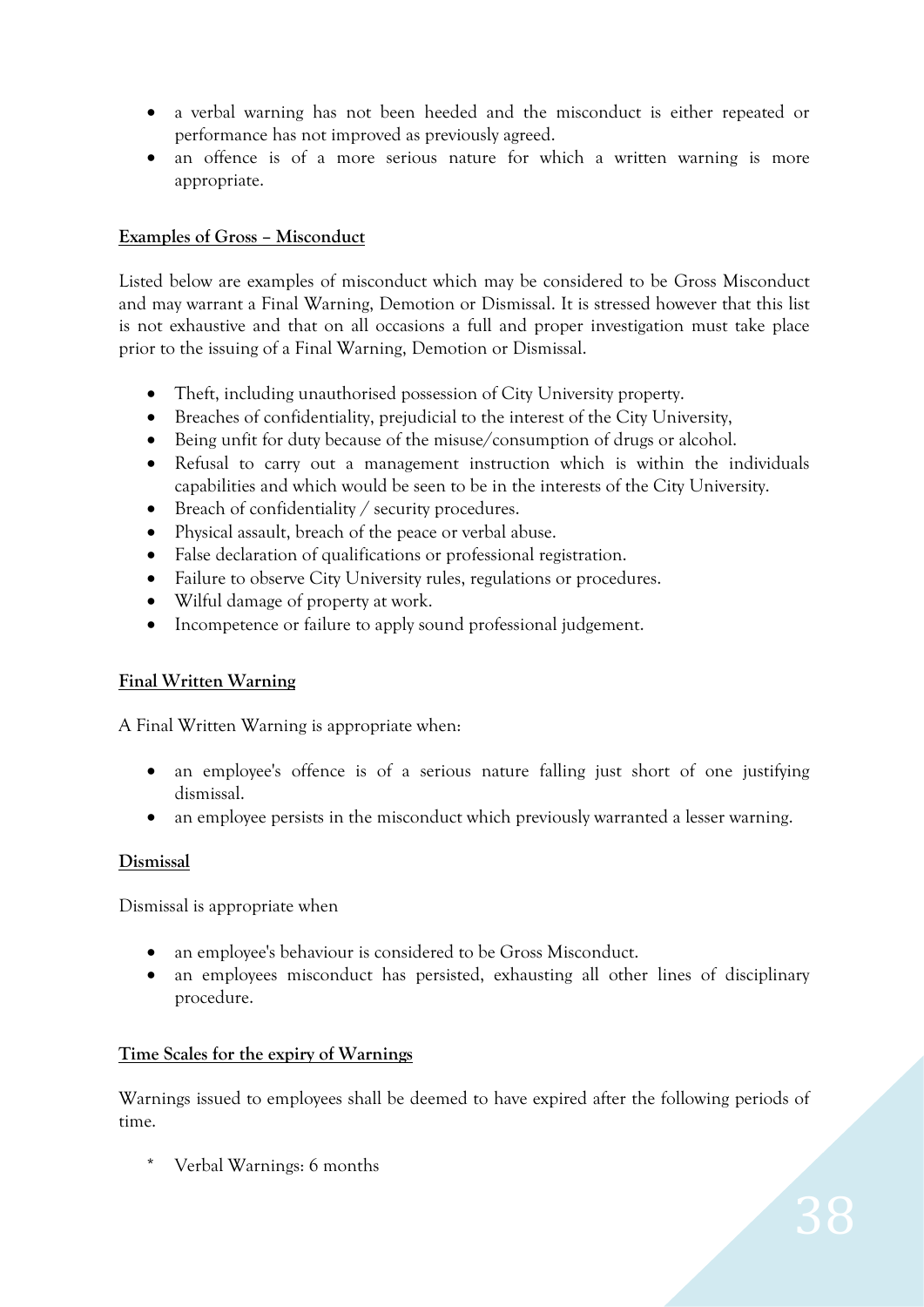- a verbal warning has not been heeded and the misconduct is either repeated or performance has not improved as previously agreed.
- an offence is of a more serious nature for which a written warning is more appropriate.

**Examples of Gross – Misconduct**

Listed below are examples of misconduct which may be considered to be Gross Misconduct and may warrant a Final Warning, Demotion or Dismissal. It is stressed however that this list is not exhaustive and that on all occasions a full and proper investigation must take place prior to the issuing of a Final Warning, Demotion or Dismissal.

- Theft, including unauthorised possession of City University property.
- Breaches of confidentiality, prejudicial to the interest of the City University,
- Being unfit for duty because of the misuse/consumption of drugs or alcohol.
- Refusal to carry out a management instruction which is within the individuals capabilities and which would be seen to be in the interests of the City University.
- Breach of confidentiality / security procedures.
- Physical assault, breach of the peace or verbal abuse.
- False declaration of qualifications or professional registration.
- Failure to observe City University rules, regulations or procedures.
- Wilful damage of property at work.
- Incompetence or failure to apply sound professional judgement.

**Final Written Warning**

A Final Written Warning is appropriate when:

- an employee's offence is of a serious nature falling just short of one justifying dismissal.
- an employee persists in the misconduct which previously warranted a lesser warning.

**Dismissal**

Dismissal is appropriate when

- an employee's behaviour is considered to be Gross Misconduct.
- an employees misconduct has persisted, exhausting all other lines of disciplinary procedure.

**Time Scales for the expiry of Warnings**

Warnings issued to employees shall be deemed to have expired after the following periods of time.

* Verbal Warnings: 6 months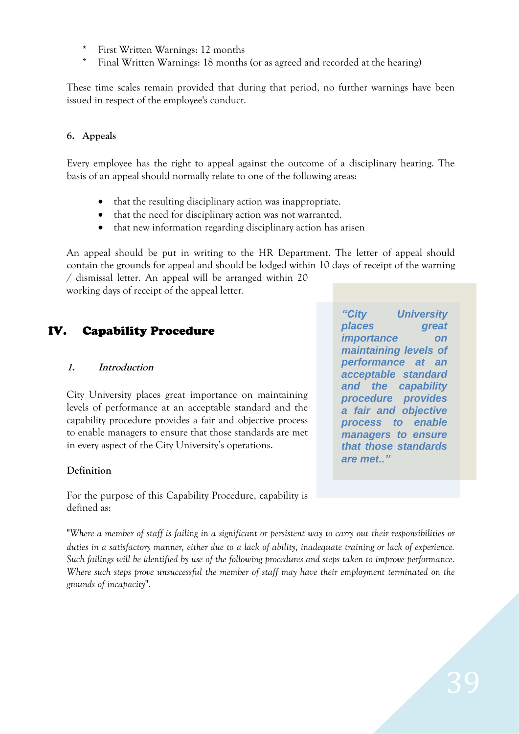* First Written Warnings: 12 months
* Final Written Warnings: 18 months (or as agreed and recorded at the hearing)

These time scales remain provided that during that period, no further warnings have been issued in respect of the employee's conduct.

**6. Appeals**

Every employee has the right to appeal against the outcome of a disciplinary hearing. The basis of an appeal should normally relate to one of the following areas:

- that the resulting disciplinary action was inappropriate.
- that the need for disciplinary action was not warranted.
- that new information regarding disciplinary action has arisen

An appeal should be put in writing to the HR Department. The letter of appeal should contain the grounds for appeal and should be lodged within 10 days of receipt of the warning / dismissal letter. An appeal will be arranged within 20 working days of receipt of the appeal letter.

# IV. Capability Procedure

### *1. Introduction*

City University places great importance on maintaining levels of performance at an acceptable standard and the capability procedure provides a fair and objective process to enable managers to ensure that those standards are met in every aspect of the City University's operations.

> ***"City University places great importance on maintaining levels of performance at an acceptable standard and the capability procedure provides a fair and objective process to enable managers to ensure that those standards are met.."***

**Definition**

For the purpose of this Capability Procedure, capability is defined as:

"*Where a member of staff is failing in a significant or persistent way to carry out their responsibilities or duties in a satisfactory manner, either due to a lack of ability, inadequate training or lack of experience. Such failings will be identified by use of the following procedures and steps taken to improve performance. Where such steps prove unsuccessful the member of staff may have their employment terminated on the grounds of incapacity*".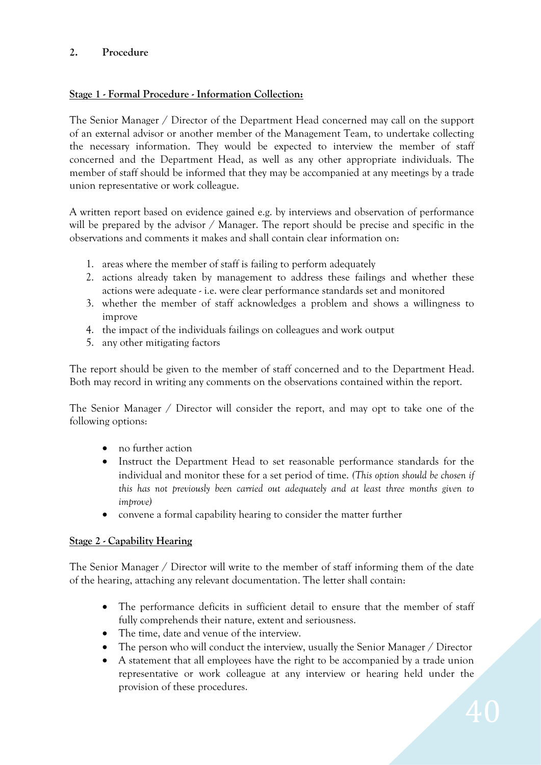## 2. Procedure

**Stage 1 - Formal Procedure - Information Collection:**

The Senior Manager / Director of the Department Head concerned may call on the support of an external advisor or another member of the Management Team, to undertake collecting the necessary information. They would be expected to interview the member of staff concerned and the Department Head, as well as any other appropriate individuals. The member of staff should be informed that they may be accompanied at any meetings by a trade union representative or work colleague.

A written report based on evidence gained e.g. by interviews and observation of performance will be prepared by the advisor / Manager. The report should be precise and specific in the observations and comments it makes and shall contain clear information on:

1. areas where the member of staff is failing to perform adequately
2. actions already taken by management to address these failings and whether these actions were adequate - i.e. were clear performance standards set and monitored
3. whether the member of staff acknowledges a problem and shows a willingness to improve
4. the impact of the individuals failings on colleagues and work output
5. any other mitigating factors

The report should be given to the member of staff concerned and to the Department Head. Both may record in writing any comments on the observations contained within the report.

The Senior Manager / Director will consider the report, and may opt to take one of the following options:

- no further action
- Instruct the Department Head to set reasonable performance standards for the individual and monitor these for a set period of time. *(This option should be chosen if this has not previously been carried out adequately and at least three months given to improve)*
- convene a formal capability hearing to consider the matter further

**Stage 2 - Capability Hearing**

The Senior Manager / Director will write to the member of staff informing them of the date of the hearing, attaching any relevant documentation. The letter shall contain:

- The performance deficits in sufficient detail to ensure that the member of staff fully comprehends their nature, extent and seriousness.
- The time, date and venue of the interview.
- The person who will conduct the interview, usually the Senior Manager / Director
- A statement that all employees have the right to be accompanied by a trade union representative or work colleague at any interview or hearing held under the provision of these procedures.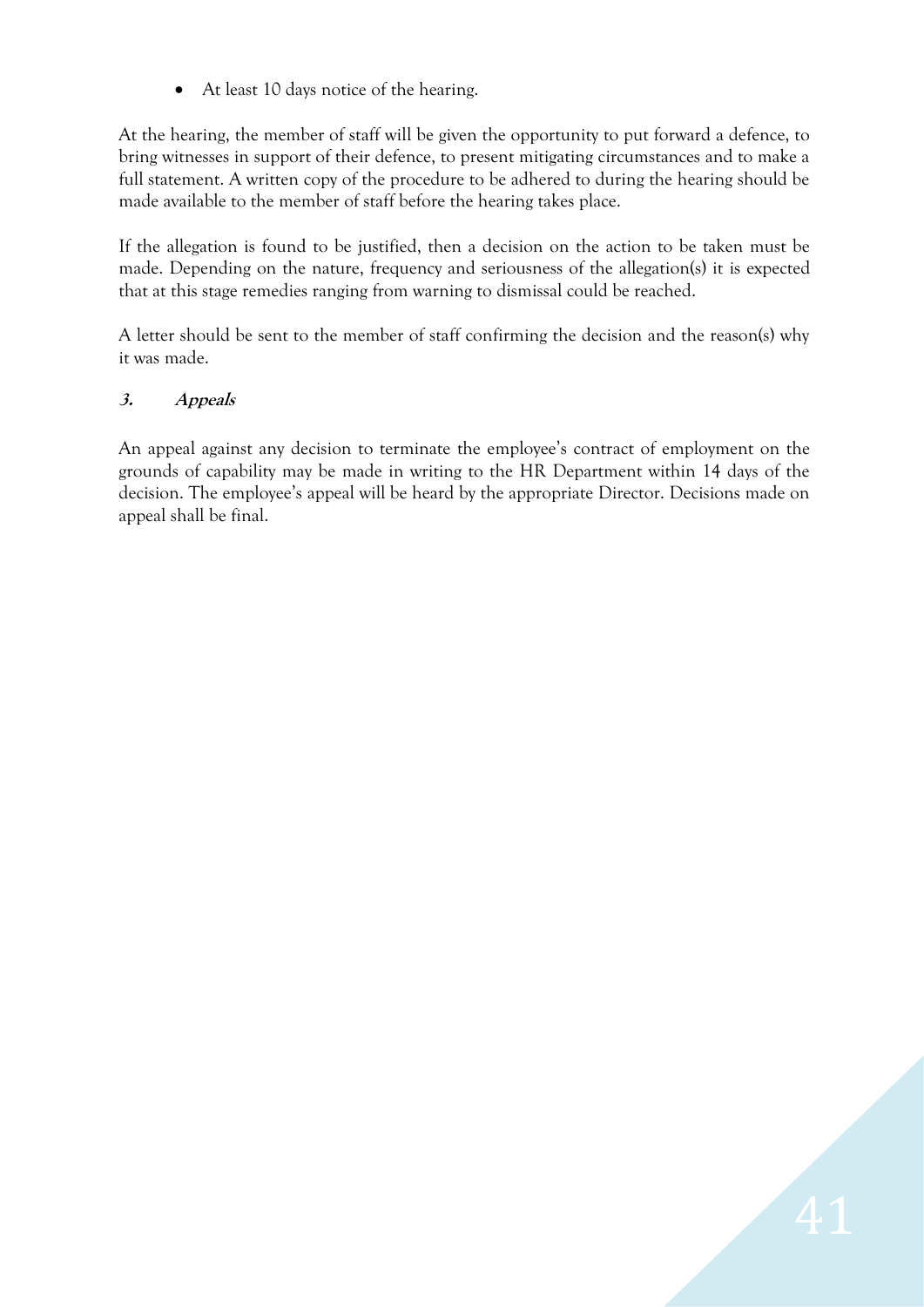- At least 10 days notice of the hearing.

At the hearing, the member of staff will be given the opportunity to put forward a defence, to bring witnesses in support of their defence, to present mitigating circumstances and to make a full statement. A written copy of the procedure to be adhered to during the hearing should be made available to the member of staff before the hearing takes place.

If the allegation is found to be justified, then a decision on the action to be taken must be made. Depending on the nature, frequency and seriousness of the allegation(s) it is expected that at this stage remedies ranging from warning to dismissal could be reached.

A letter should be sent to the member of staff confirming the decision and the reason(s) why it was made.

### *3. Appeals*

An appeal against any decision to terminate the employee's contract of employment on the grounds of capability may be made in writing to the HR Department within 14 days of the decision. The employee's appeal will be heard by the appropriate Director. Decisions made on appeal shall be final.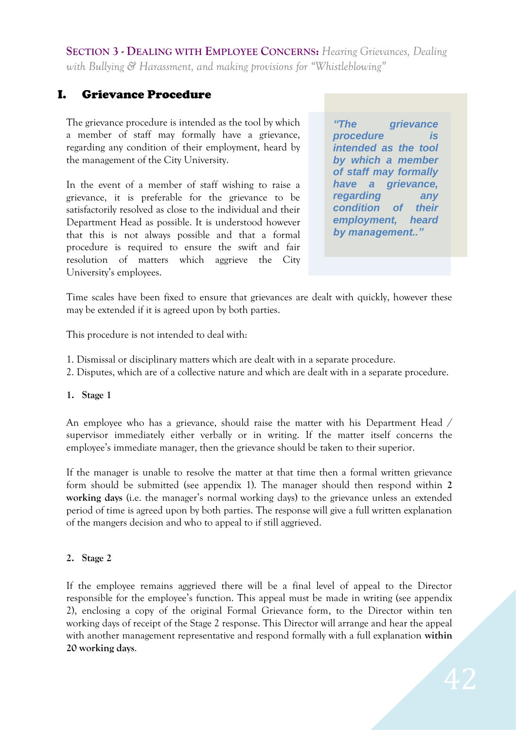**SECTION 3 - DEALING WITH EMPLOYEE CONCERNS:** *Hearing Grievances, Dealing with Bullying & Harassment, and making provisions for "Whistleblowing"*

# I. Grievance Procedure

The grievance procedure is intended as the tool by which a member of staff may formally have a grievance, regarding any condition of their employment, heard by the management of the City University.

> ***"The grievance procedure is intended as the tool by which a member of staff may formally have a grievance, regarding any condition of their employment, heard by management.."***

In the event of a member of staff wishing to raise a grievance, it is preferable for the grievance to be satisfactorily resolved as close to the individual and their Department Head as possible. It is understood however that this is not always possible and that a formal procedure is required to ensure the swift and fair resolution of matters which aggrieve the City University's employees.

Time scales have been fixed to ensure that grievances are dealt with quickly, however these may be extended if it is agreed upon by both parties.

This procedure is not intended to deal with:

1. Dismissal or disciplinary matters which are dealt with in a separate procedure.
2. Disputes, which are of a collective nature and which are dealt with in a separate procedure.

**1. Stage 1**

An employee who has a grievance, should raise the matter with his Department Head / supervisor immediately either verbally or in writing. If the matter itself concerns the employee's immediate manager, then the grievance should be taken to their superior.

If the manager is unable to resolve the matter at that time then a formal written grievance form should be submitted (see appendix 1). The manager should then respond within **2 working days** (i.e. the manager's normal working days) to the grievance unless an extended period of time is agreed upon by both parties. The response will give a full written explanation of the mangers decision and who to appeal to if still aggrieved.

**2. Stage 2**

If the employee remains aggrieved there will be a final level of appeal to the Director responsible for the employee's function. This appeal must be made in writing (see appendix 2), enclosing a copy of the original Formal Grievance form, to the Director within ten working days of receipt of the Stage 2 response. This Director will arrange and hear the appeal with another management representative and respond formally with a full explanation **within 20 working days**.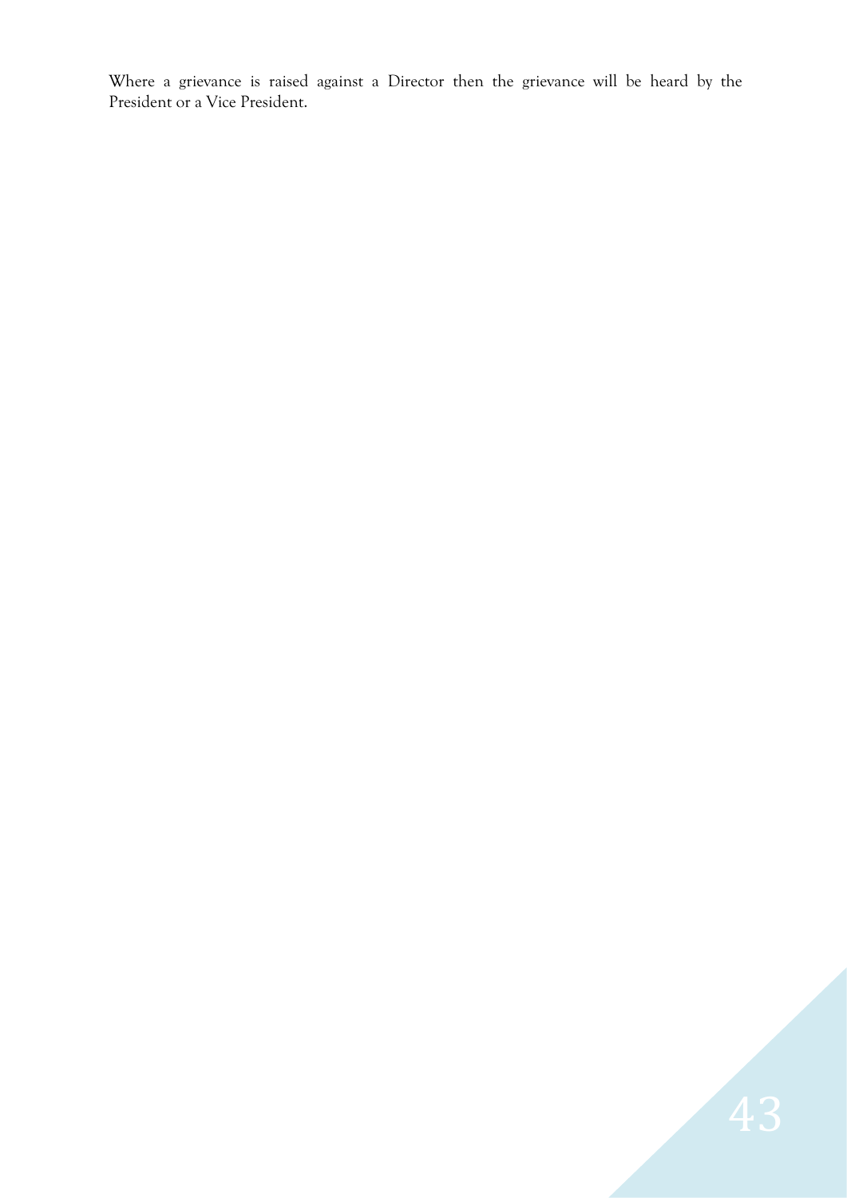Where a grievance is raised against a Director then the grievance will be heard by the President or a Vice President.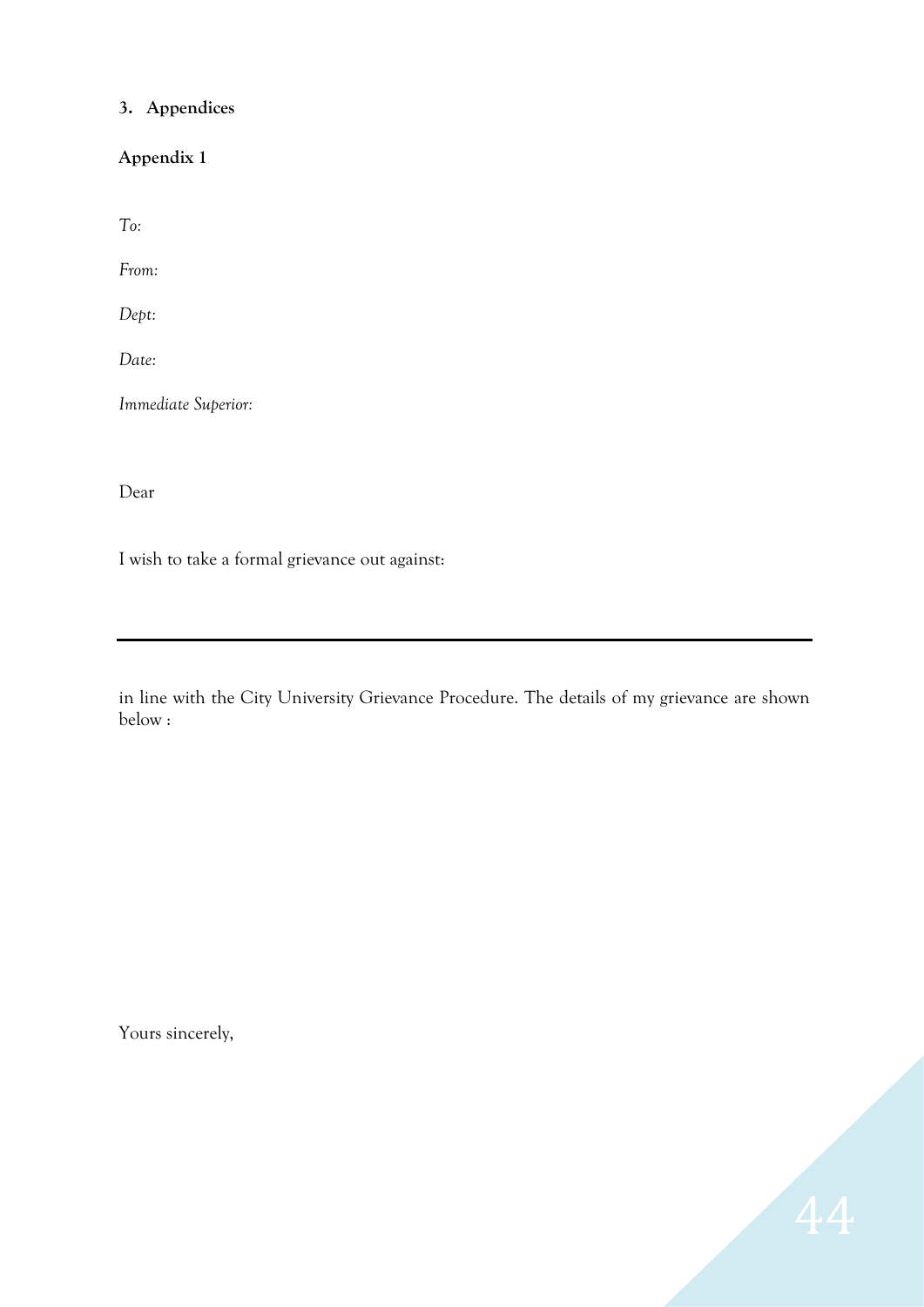## 3. Appendices

### Appendix 1

*To:*

*From:*

*Dept:*

*Date:*

*Immediate Superior:*

Dear

I wish to take a formal grievance out against:

---

in line with the City University Grievance Procedure. The details of my grievance are shown below :

Yours sincerely,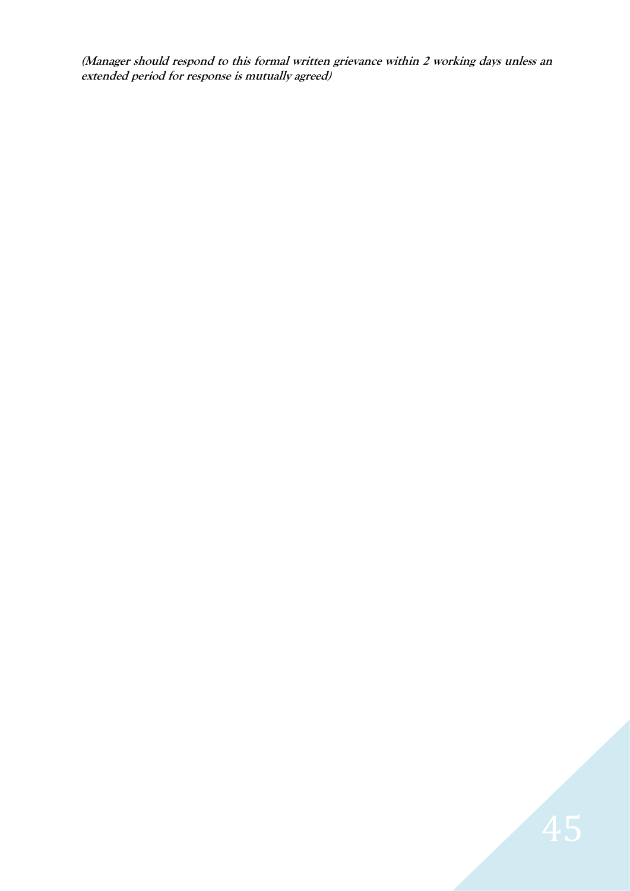***(Manager should respond to this formal written grievance within 2 working days unless an extended period for response is mutually agreed)***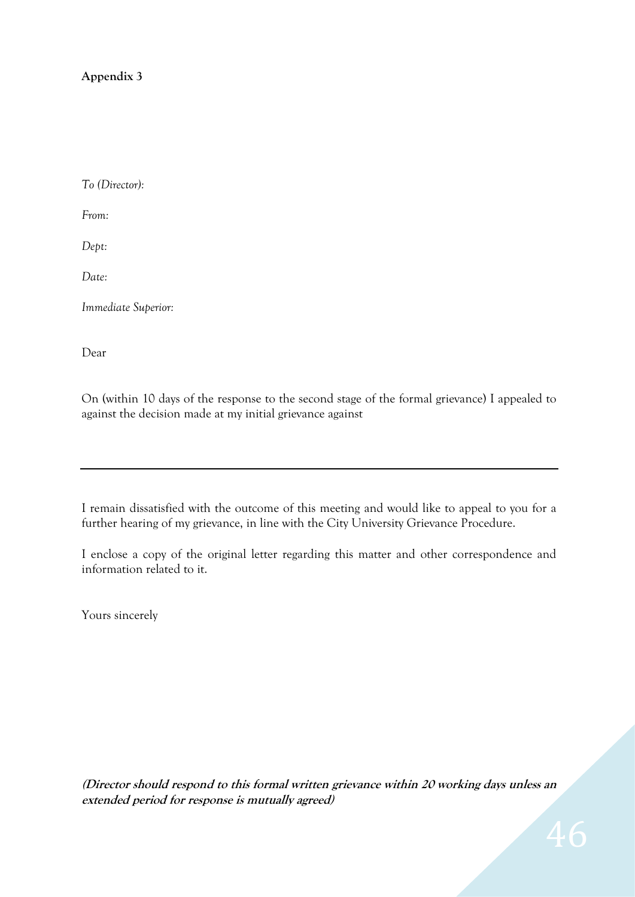**Appendix 3**

*To (Director):*

*From:*

*Dept:*

*Date:*

*Immediate Superior:*

Dear

On (within 10 days of the response to the second stage of the formal grievance) I appealed to against the decision made at my initial grievance against

---

I remain dissatisfied with the outcome of this meeting and would like to appeal to you for a further hearing of my grievance, in line with the City University Grievance Procedure.

I enclose a copy of the original letter regarding this matter and other correspondence and information related to it.

Yours sincerely

***(Director should respond to this formal written grievance within 20 working days unless an extended period for response is mutually agreed)***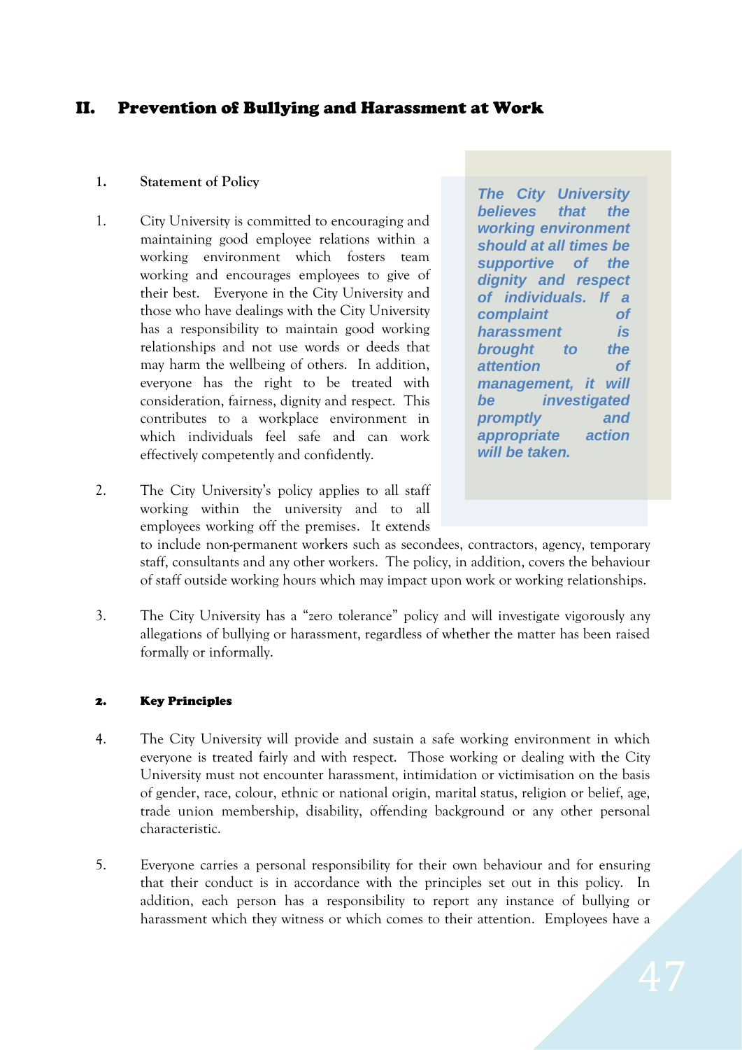## II. Prevention of Bullying and Harassment at Work

### 1. Statement of Policy

> ***The City University believes that the working environment should at all times be supportive of the dignity and respect of individuals. If a complaint of harassment is brought to the attention of management, it will be investigated promptly and appropriate action will be taken.***

1. City University is committed to encouraging and maintaining good employee relations within a working environment which fosters team working and encourages employees to give of their best. Everyone in the City University and those who have dealings with the City University has a responsibility to maintain good working relationships and not use words or deeds that may harm the wellbeing of others. In addition, everyone has the right to be treated with consideration, fairness, dignity and respect. This contributes to a workplace environment in which individuals feel safe and can work effectively competently and confidently.

2. The City University's policy applies to all staff working within the university and to all employees working off the premises. It extends to include non-permanent workers such as secondees, contractors, agency, temporary staff, consultants and any other workers. The policy, in addition, covers the behaviour of staff outside working hours which may impact upon work or working relationships.

3. The City University has a "zero tolerance" policy and will investigate vigorously any allegations of bullying or harassment, regardless of whether the matter has been raised formally or informally.

### 2. Key Principles

4. The City University will provide and sustain a safe working environment in which everyone is treated fairly and with respect. Those working or dealing with the City University must not encounter harassment, intimidation or victimisation on the basis of gender, race, colour, ethnic or national origin, marital status, religion or belief, age, trade union membership, disability, offending background or any other personal characteristic.

5. Everyone carries a personal responsibility for their own behaviour and for ensuring that their conduct is in accordance with the principles set out in this policy. In addition, each person has a responsibility to report any instance of bullying or harassment which they witness or which comes to their attention. Employees have a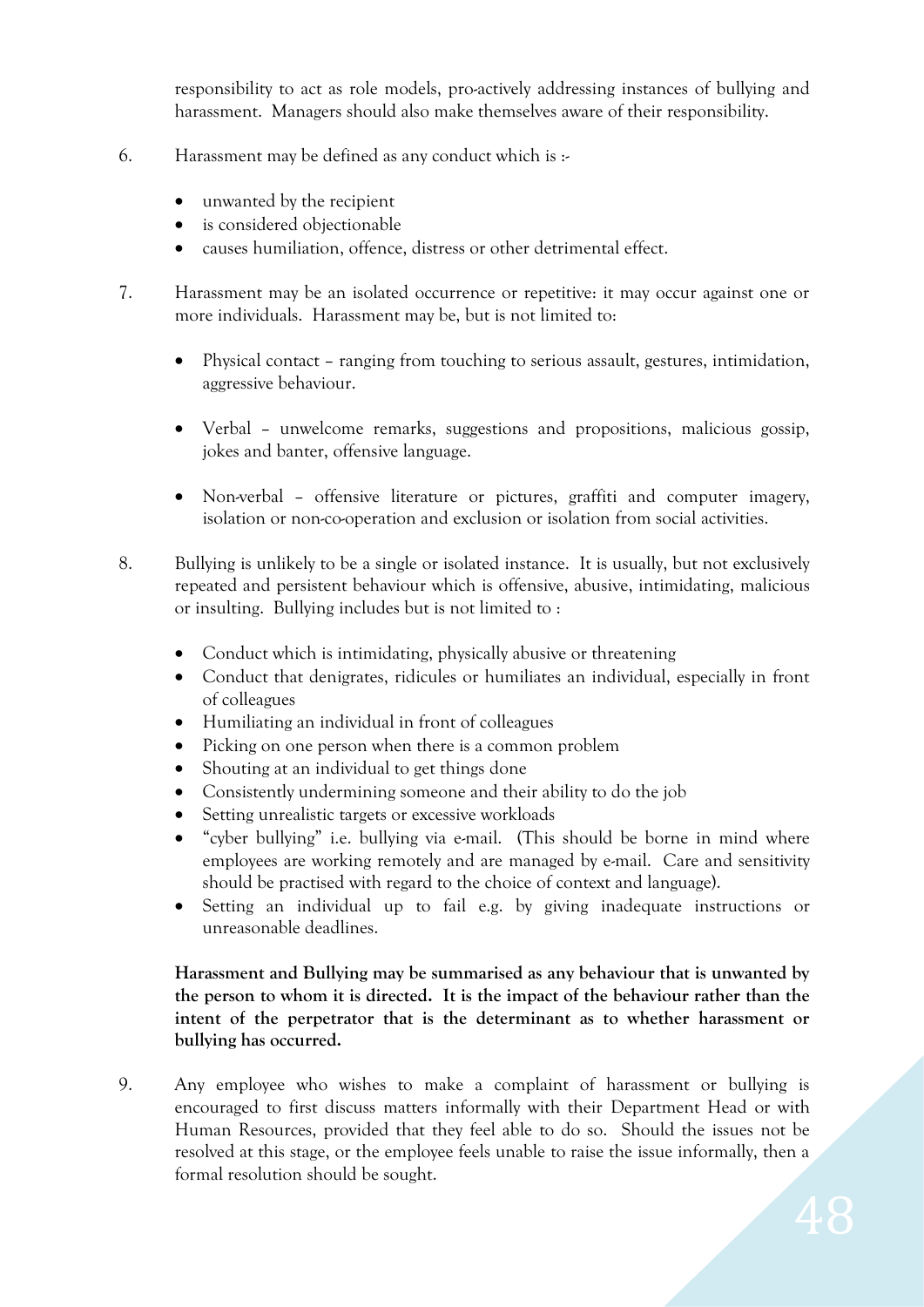responsibility to act as role models, pro-actively addressing instances of bullying and harassment. Managers should also make themselves aware of their responsibility.

6. Harassment may be defined as any conduct which is :-

   - unwanted by the recipient
   - is considered objectionable
   - causes humiliation, offence, distress or other detrimental effect.

7. Harassment may be an isolated occurrence or repetitive: it may occur against one or more individuals. Harassment may be, but is not limited to:

   - Physical contact – ranging from touching to serious assault, gestures, intimidation, aggressive behaviour.

   - Verbal – unwelcome remarks, suggestions and propositions, malicious gossip, jokes and banter, offensive language.

   - Non-verbal – offensive literature or pictures, graffiti and computer imagery, isolation or non-co-operation and exclusion or isolation from social activities.

8. Bullying is unlikely to be a single or isolated instance. It is usually, but not exclusively repeated and persistent behaviour which is offensive, abusive, intimidating, malicious or insulting. Bullying includes but is not limited to :

   - Conduct which is intimidating, physically abusive or threatening
   - Conduct that denigrates, ridicules or humiliates an individual, especially in front of colleagues
   - Humiliating an individual in front of colleagues
   - Picking on one person when there is a common problem
   - Shouting at an individual to get things done
   - Consistently undermining someone and their ability to do the job
   - Setting unrealistic targets or excessive workloads
   - "cyber bullying" i.e. bullying via e-mail. (This should be borne in mind where employees are working remotely and are managed by e-mail. Care and sensitivity should be practised with regard to the choice of context and language).
   - Setting an individual up to fail e.g. by giving inadequate instructions or unreasonable deadlines.

   **Harassment and Bullying may be summarised as any behaviour that is unwanted by the person to whom it is directed. It is the impact of the behaviour rather than the intent of the perpetrator that is the determinant as to whether harassment or bullying has occurred.**

9. Any employee who wishes to make a complaint of harassment or bullying is encouraged to first discuss matters informally with their Department Head or with Human Resources, provided that they feel able to do so. Should the issues not be resolved at this stage, or the employee feels unable to raise the issue informally, then a formal resolution should be sought.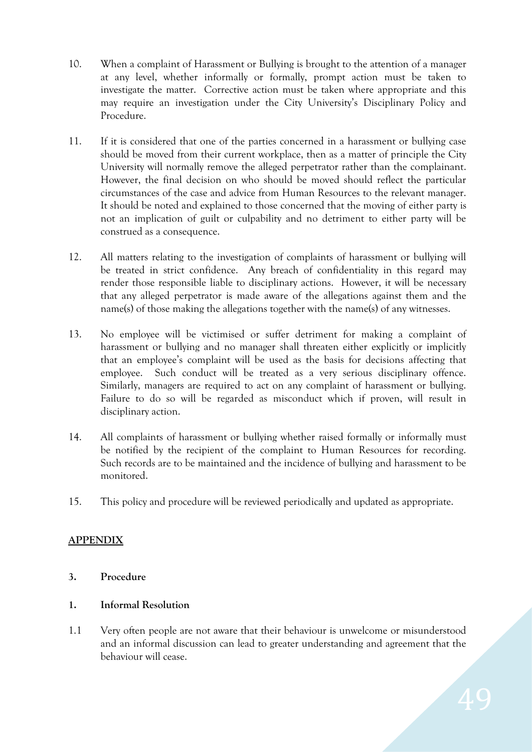10. When a complaint of Harassment or Bullying is brought to the attention of a manager at any level, whether informally or formally, prompt action must be taken to investigate the matter. Corrective action must be taken where appropriate and this may require an investigation under the City University's Disciplinary Policy and Procedure.

11. If it is considered that one of the parties concerned in a harassment or bullying case should be moved from their current workplace, then as a matter of principle the City University will normally remove the alleged perpetrator rather than the complainant. However, the final decision on who should be moved should reflect the particular circumstances of the case and advice from Human Resources to the relevant manager. It should be noted and explained to those concerned that the moving of either party is not an implication of guilt or culpability and no detriment to either party will be construed as a consequence.

12. All matters relating to the investigation of complaints of harassment or bullying will be treated in strict confidence. Any breach of confidentiality in this regard may render those responsible liable to disciplinary actions. However, it will be necessary that any alleged perpetrator is made aware of the allegations against them and the name(s) of those making the allegations together with the name(s) of any witnesses.

13. No employee will be victimised or suffer detriment for making a complaint of harassment or bullying and no manager shall threaten either explicitly or implicitly that an employee's complaint will be used as the basis for decisions affecting that employee. Such conduct will be treated as a very serious disciplinary offence. Similarly, managers are required to act on any complaint of harassment or bullying. Failure to do so will be regarded as misconduct which if proven, will result in disciplinary action.

14. All complaints of harassment or bullying whether raised formally or informally must be notified by the recipient of the complaint to Human Resources for recording. Such records are to be maintained and the incidence of bullying and harassment to be monitored.

15. This policy and procedure will be reviewed periodically and updated as appropriate.

## APPENDIX

### 3. Procedure

#### 1. Informal Resolution

1.1 Very often people are not aware that their behaviour is unwelcome or misunderstood and an informal discussion can lead to greater understanding and agreement that the behaviour will cease.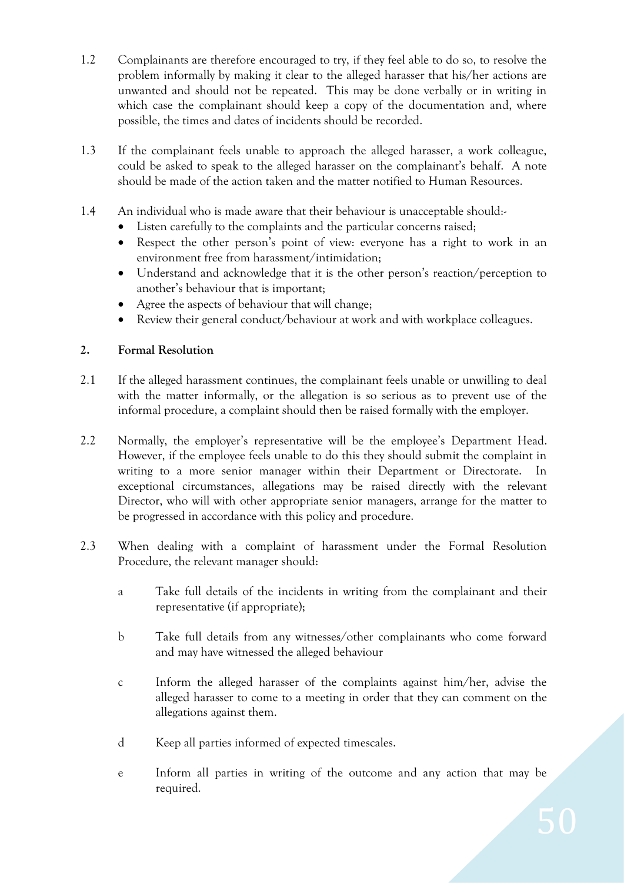1.2 Complainants are therefore encouraged to try, if they feel able to do so, to resolve the problem informally by making it clear to the alleged harasser that his/her actions are unwanted and should not be repeated. This may be done verbally or in writing in which case the complainant should keep a copy of the documentation and, where possible, the times and dates of incidents should be recorded.

1.3 If the complainant feels unable to approach the alleged harasser, a work colleague, could be asked to speak to the alleged harasser on the complainant's behalf. A note should be made of the action taken and the matter notified to Human Resources.

1.4 An individual who is made aware that their behaviour is unacceptable should:-

- Listen carefully to the complaints and the particular concerns raised;
- Respect the other person's point of view: everyone has a right to work in an environment free from harassment/intimidation;
- Understand and acknowledge that it is the other person's reaction/perception to another's behaviour that is important;
- Agree the aspects of behaviour that will change;
- Review their general conduct/behaviour at work and with workplace colleagues.

**2. Formal Resolution**

2.1 If the alleged harassment continues, the complainant feels unable or unwilling to deal with the matter informally, or the allegation is so serious as to prevent use of the informal procedure, a complaint should then be raised formally with the employer.

2.2 Normally, the employer's representative will be the employee's Department Head. However, if the employee feels unable to do this they should submit the complaint in writing to a more senior manager within their Department or Directorate. In exceptional circumstances, allegations may be raised directly with the relevant Director, who will with other appropriate senior managers, arrange for the matter to be progressed in accordance with this policy and procedure.

2.3 When dealing with a complaint of harassment under the Formal Resolution Procedure, the relevant manager should:

a Take full details of the incidents in writing from the complainant and their representative (if appropriate);

b Take full details from any witnesses/other complainants who come forward and may have witnessed the alleged behaviour

c Inform the alleged harasser of the complaints against him/her, advise the alleged harasser to come to a meeting in order that they can comment on the allegations against them.

d Keep all parties informed of expected timescales.

e Inform all parties in writing of the outcome and any action that may be required.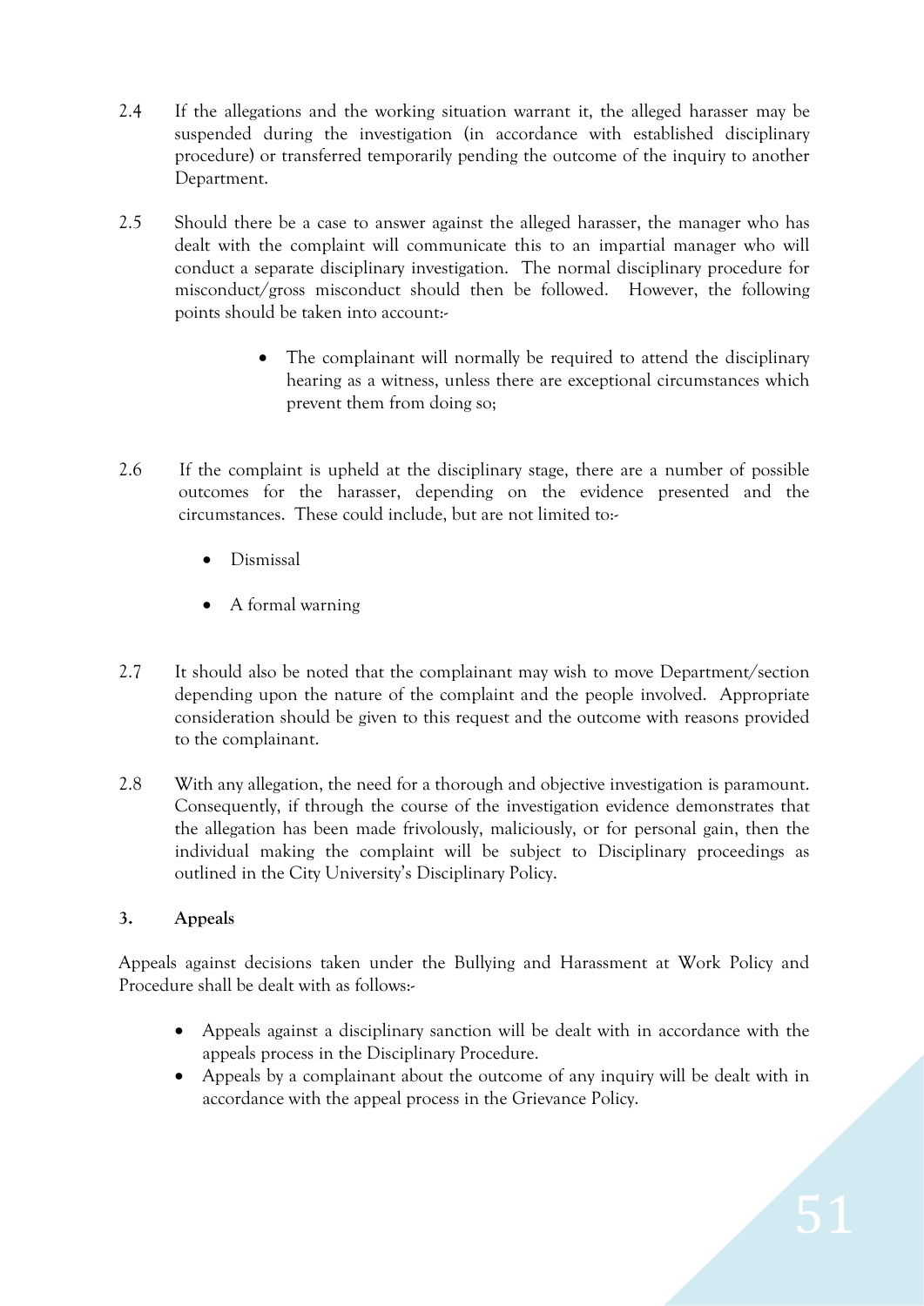2.4 If the allegations and the working situation warrant it, the alleged harasser may be suspended during the investigation (in accordance with established disciplinary procedure) or transferred temporarily pending the outcome of the inquiry to another Department.

2.5 Should there be a case to answer against the alleged harasser, the manager who has dealt with the complaint will communicate this to an impartial manager who will conduct a separate disciplinary investigation. The normal disciplinary procedure for misconduct/gross misconduct should then be followed. However, the following points should be taken into account:-

- The complainant will normally be required to attend the disciplinary hearing as a witness, unless there are exceptional circumstances which prevent them from doing so;

2.6 If the complaint is upheld at the disciplinary stage, there are a number of possible outcomes for the harasser, depending on the evidence presented and the circumstances. These could include, but are not limited to:-

- Dismissal
- A formal warning

2.7 It should also be noted that the complainant may wish to move Department/section depending upon the nature of the complaint and the people involved. Appropriate consideration should be given to this request and the outcome with reasons provided to the complainant.

2.8 With any allegation, the need for a thorough and objective investigation is paramount. Consequently, if through the course of the investigation evidence demonstrates that the allegation has been made frivolously, maliciously, or for personal gain, then the individual making the complaint will be subject to Disciplinary proceedings as outlined in the City University's Disciplinary Policy.

## 3. Appeals

Appeals against decisions taken under the Bullying and Harassment at Work Policy and Procedure shall be dealt with as follows:-

- Appeals against a disciplinary sanction will be dealt with in accordance with the appeals process in the Disciplinary Procedure.
- Appeals by a complainant about the outcome of any inquiry will be dealt with in accordance with the appeal process in the Grievance Policy.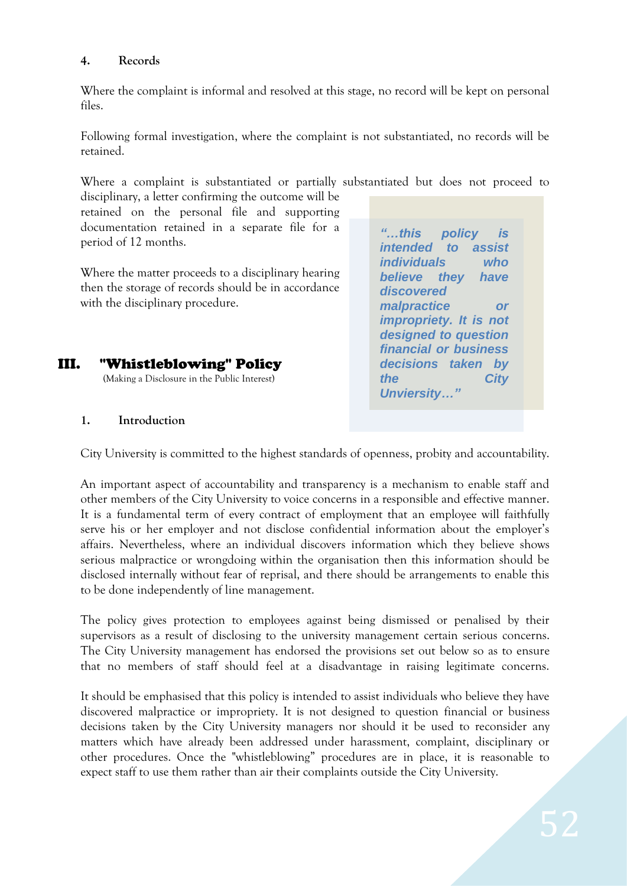#### 4. Records

Where the complaint is informal and resolved at this stage, no record will be kept on personal files.

Following formal investigation, where the complaint is not substantiated, no records will be retained.

Where a complaint is substantiated or partially substantiated but does not proceed to disciplinary, a letter confirming the outcome will be retained on the personal file and supporting documentation retained in a separate file for a period of 12 months.

Where the matter proceeds to a disciplinary hearing then the storage of records should be in accordance with the disciplinary procedure.

> ***"…this policy is intended to assist individuals who believe they have discovered malpractice or impropriety. It is not designed to question financial or business decisions taken by the City Unviersity…"***

## III. "Whistleblowing" Policy

(Making a Disclosure in the Public Interest)

#### 1. Introduction

City University is committed to the highest standards of openness, probity and accountability.

An important aspect of accountability and transparency is a mechanism to enable staff and other members of the City University to voice concerns in a responsible and effective manner. It is a fundamental term of every contract of employment that an employee will faithfully serve his or her employer and not disclose confidential information about the employer's affairs. Nevertheless, where an individual discovers information which they believe shows serious malpractice or wrongdoing within the organisation then this information should be disclosed internally without fear of reprisal, and there should be arrangements to enable this to be done independently of line management.

The policy gives protection to employees against being dismissed or penalised by their supervisors as a result of disclosing to the university management certain serious concerns. The City University management has endorsed the provisions set out below so as to ensure that no members of staff should feel at a disadvantage in raising legitimate concerns.

It should be emphasised that this policy is intended to assist individuals who believe they have discovered malpractice or impropriety. It is not designed to question financial or business decisions taken by the City University managers nor should it be used to reconsider any matters which have already been addressed under harassment, complaint, disciplinary or other procedures. Once the "whistleblowing" procedures are in place, it is reasonable to expect staff to use them rather than air their complaints outside the City University.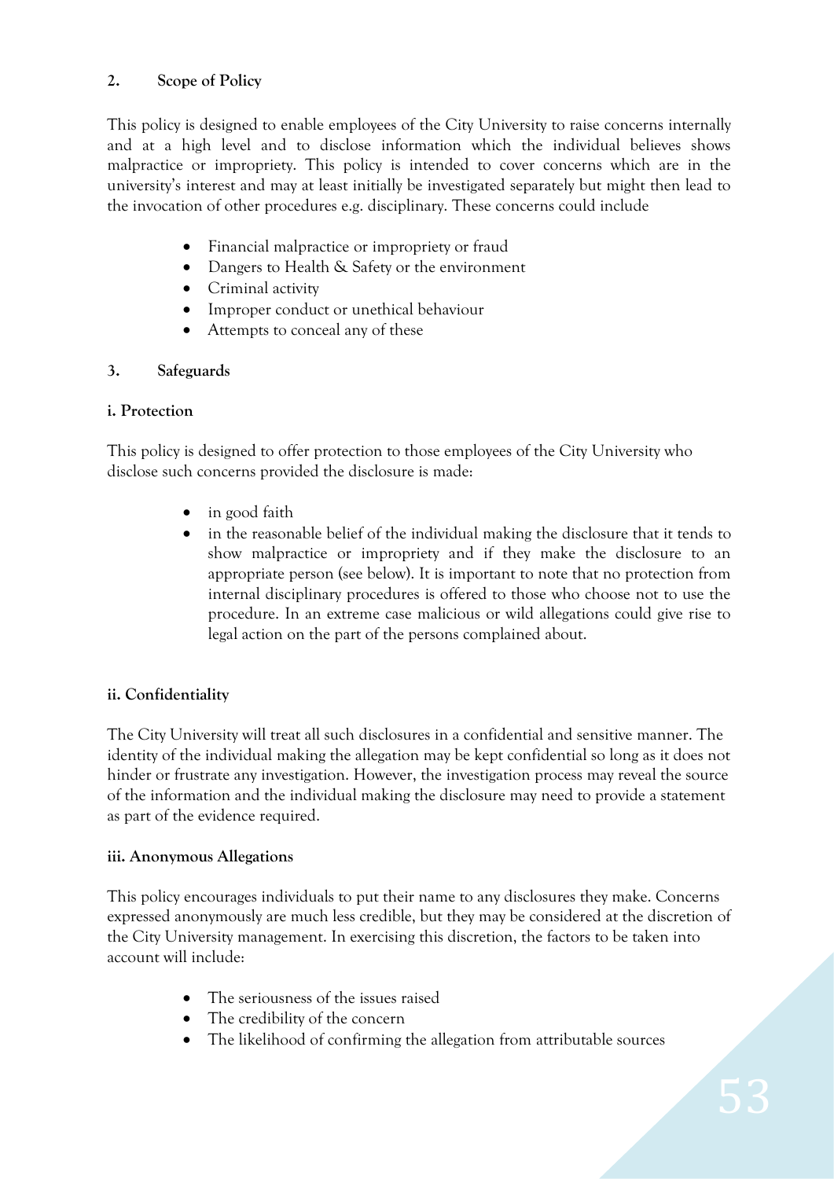## 2. Scope of Policy

This policy is designed to enable employees of the City University to raise concerns internally and at a high level and to disclose information which the individual believes shows malpractice or impropriety. This policy is intended to cover concerns which are in the university's interest and may at least initially be investigated separately but might then lead to the invocation of other procedures e.g. disciplinary. These concerns could include

- Financial malpractice or impropriety or fraud
- Dangers to Health & Safety or the environment
- Criminal activity
- Improper conduct or unethical behaviour
- Attempts to conceal any of these

## 3. Safeguards

### i. Protection

This policy is designed to offer protection to those employees of the City University who disclose such concerns provided the disclosure is made:

- in good faith
- in the reasonable belief of the individual making the disclosure that it tends to show malpractice or impropriety and if they make the disclosure to an appropriate person (see below). It is important to note that no protection from internal disciplinary procedures is offered to those who choose not to use the procedure. In an extreme case malicious or wild allegations could give rise to legal action on the part of the persons complained about.

### ii. Confidentiality

The City University will treat all such disclosures in a confidential and sensitive manner. The identity of the individual making the allegation may be kept confidential so long as it does not hinder or frustrate any investigation. However, the investigation process may reveal the source of the information and the individual making the disclosure may need to provide a statement as part of the evidence required.

### iii. Anonymous Allegations

This policy encourages individuals to put their name to any disclosures they make. Concerns expressed anonymously are much less credible, but they may be considered at the discretion of the City University management. In exercising this discretion, the factors to be taken into account will include:

- The seriousness of the issues raised
- The credibility of the concern
- The likelihood of confirming the allegation from attributable sources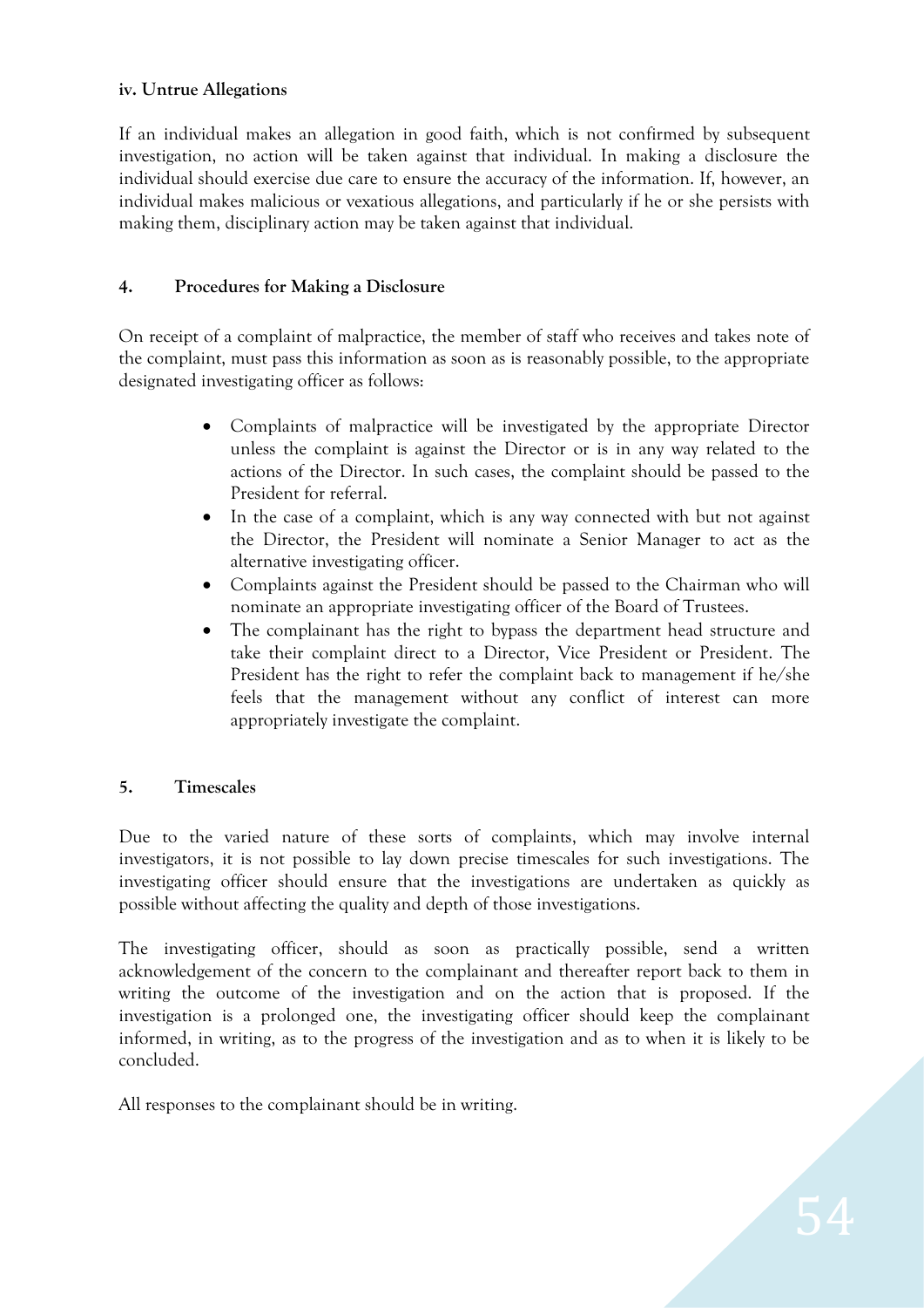**iv. Untrue Allegations**

If an individual makes an allegation in good faith, which is not confirmed by subsequent investigation, no action will be taken against that individual. In making a disclosure the individual should exercise due care to ensure the accuracy of the information. If, however, an individual makes malicious or vexatious allegations, and particularly if he or she persists with making them, disciplinary action may be taken against that individual.

## 4. Procedures for Making a Disclosure

On receipt of a complaint of malpractice, the member of staff who receives and takes note of the complaint, must pass this information as soon as is reasonably possible, to the appropriate designated investigating officer as follows:

- Complaints of malpractice will be investigated by the appropriate Director unless the complaint is against the Director or is in any way related to the actions of the Director. In such cases, the complaint should be passed to the President for referral.
- In the case of a complaint, which is any way connected with but not against the Director, the President will nominate a Senior Manager to act as the alternative investigating officer.
- Complaints against the President should be passed to the Chairman who will nominate an appropriate investigating officer of the Board of Trustees.
- The complainant has the right to bypass the department head structure and take their complaint direct to a Director, Vice President or President. The President has the right to refer the complaint back to management if he/she feels that the management without any conflict of interest can more appropriately investigate the complaint.

## 5. Timescales

Due to the varied nature of these sorts of complaints, which may involve internal investigators, it is not possible to lay down precise timescales for such investigations. The investigating officer should ensure that the investigations are undertaken as quickly as possible without affecting the quality and depth of those investigations.

The investigating officer, should as soon as practically possible, send a written acknowledgement of the concern to the complainant and thereafter report back to them in writing the outcome of the investigation and on the action that is proposed. If the investigation is a prolonged one, the investigating officer should keep the complainant informed, in writing, as to the progress of the investigation and as to when it is likely to be concluded.

All responses to the complainant should be in writing.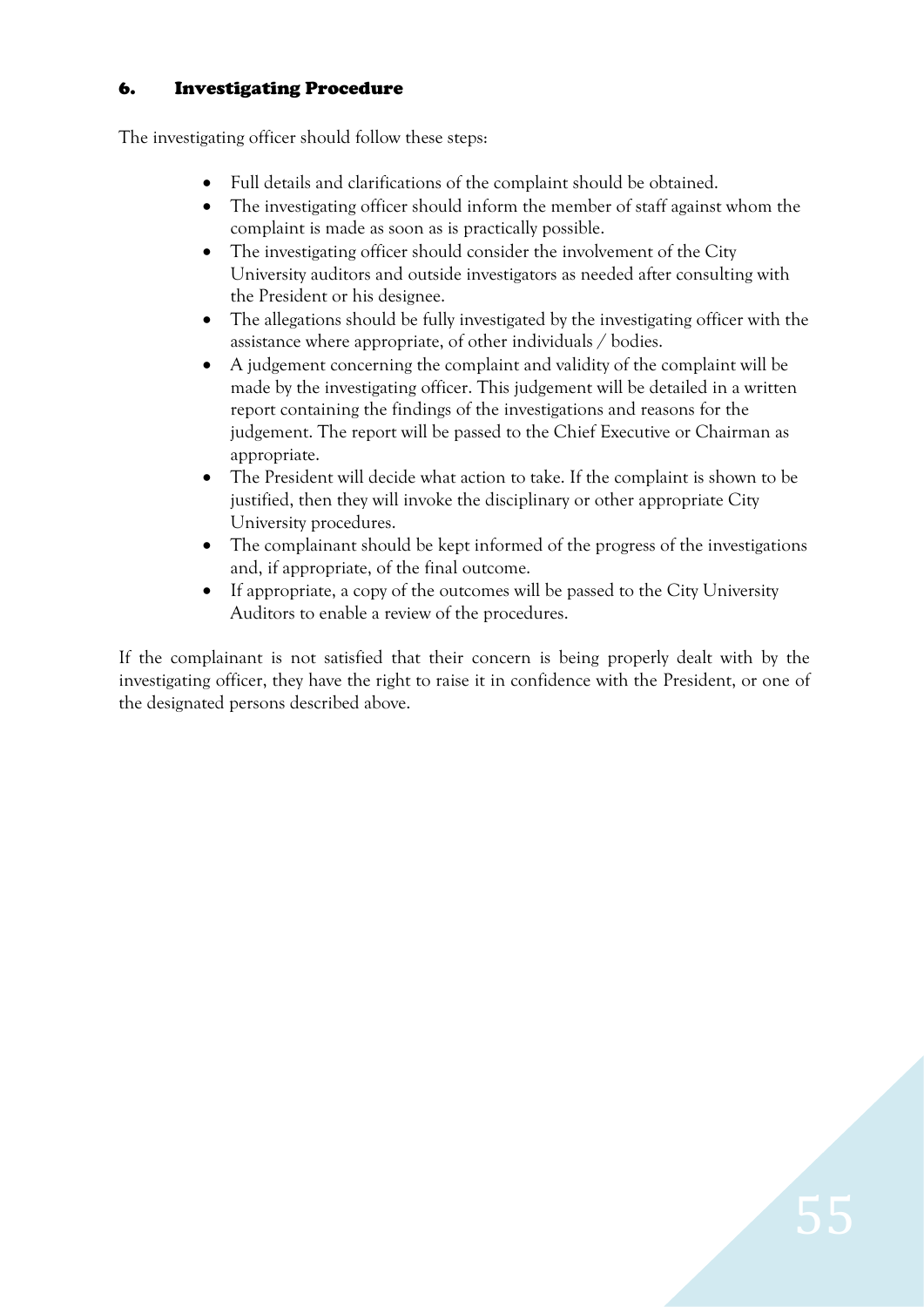## 6. Investigating Procedure

The investigating officer should follow these steps:

- Full details and clarifications of the complaint should be obtained.
- The investigating officer should inform the member of staff against whom the complaint is made as soon as is practically possible.
- The investigating officer should consider the involvement of the City University auditors and outside investigators as needed after consulting with the President or his designee.
- The allegations should be fully investigated by the investigating officer with the assistance where appropriate, of other individuals / bodies.
- A judgement concerning the complaint and validity of the complaint will be made by the investigating officer. This judgement will be detailed in a written report containing the findings of the investigations and reasons for the judgement. The report will be passed to the Chief Executive or Chairman as appropriate.
- The President will decide what action to take. If the complaint is shown to be justified, then they will invoke the disciplinary or other appropriate City University procedures.
- The complainant should be kept informed of the progress of the investigations and, if appropriate, of the final outcome.
- If appropriate, a copy of the outcomes will be passed to the City University Auditors to enable a review of the procedures.

If the complainant is not satisfied that their concern is being properly dealt with by the investigating officer, they have the right to raise it in confidence with the President, or one of the designated persons described above.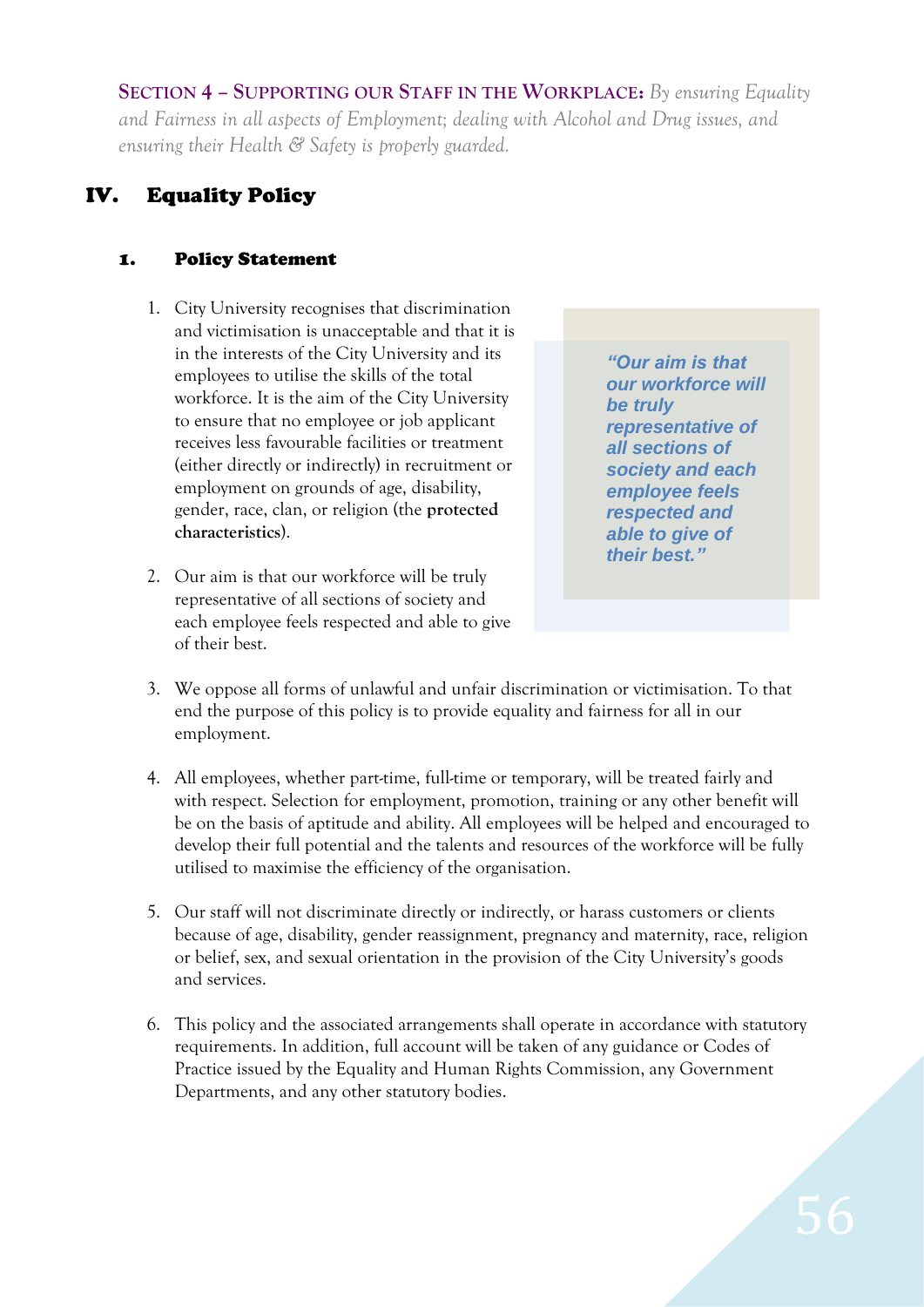**SECTION 4 – SUPPORTING OUR STAFF IN THE WORKPLACE:** *By ensuring Equality and Fairness in all aspects of Employment; dealing with Alcohol and Drug issues, and ensuring their Health & Safety is properly guarded.*

# IV. Equality Policy

## 1. Policy Statement

1. City University recognises that discrimination and victimisation is unacceptable and that it is in the interests of the City University and its employees to utilise the skills of the total workforce. It is the aim of the City University to ensure that no employee or job applicant receives less favourable facilities or treatment (either directly or indirectly) in recruitment or employment on grounds of age, disability, gender, race, clan, or religion (the **protected characteristics**).

2. Our aim is that our workforce will be truly representative of all sections of society and each employee feels respected and able to give of their best.

> ***"Our aim is that our workforce will be truly representative of all sections of society and each employee feels respected and able to give of their best."***

3. We oppose all forms of unlawful and unfair discrimination or victimisation. To that end the purpose of this policy is to provide equality and fairness for all in our employment.

4. All employees, whether part-time, full-time or temporary, will be treated fairly and with respect. Selection for employment, promotion, training or any other benefit will be on the basis of aptitude and ability. All employees will be helped and encouraged to develop their full potential and the talents and resources of the workforce will be fully utilised to maximise the efficiency of the organisation.

5. Our staff will not discriminate directly or indirectly, or harass customers or clients because of age, disability, gender reassignment, pregnancy and maternity, race, religion or belief, sex, and sexual orientation in the provision of the City University's goods and services.

6. This policy and the associated arrangements shall operate in accordance with statutory requirements. In addition, full account will be taken of any guidance or Codes of Practice issued by the Equality and Human Rights Commission, any Government Departments, and any other statutory bodies.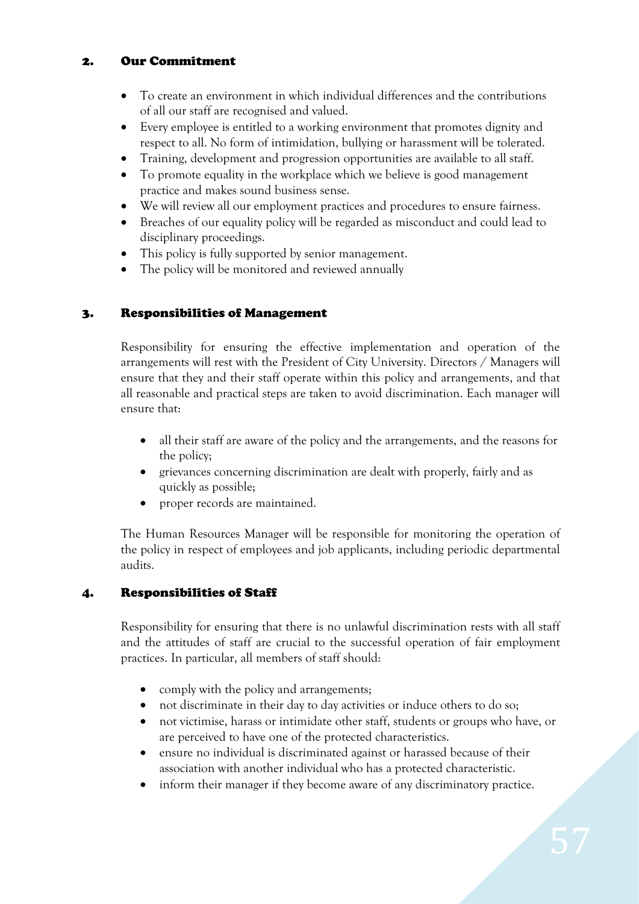## 2. Our Commitment

- To create an environment in which individual differences and the contributions of all our staff are recognised and valued.
- Every employee is entitled to a working environment that promotes dignity and respect to all. No form of intimidation, bullying or harassment will be tolerated.
- Training, development and progression opportunities are available to all staff.
- To promote equality in the workplace which we believe is good management practice and makes sound business sense.
- We will review all our employment practices and procedures to ensure fairness.
- Breaches of our equality policy will be regarded as misconduct and could lead to disciplinary proceedings.
- This policy is fully supported by senior management.
- The policy will be monitored and reviewed annually

## 3. Responsibilities of Management

Responsibility for ensuring the effective implementation and operation of the arrangements will rest with the President of City University. Directors / Managers will ensure that they and their staff operate within this policy and arrangements, and that all reasonable and practical steps are taken to avoid discrimination. Each manager will ensure that:

- all their staff are aware of the policy and the arrangements, and the reasons for the policy;
- grievances concerning discrimination are dealt with properly, fairly and as quickly as possible;
- proper records are maintained.

The Human Resources Manager will be responsible for monitoring the operation of the policy in respect of employees and job applicants, including periodic departmental audits.

## 4. Responsibilities of Staff

Responsibility for ensuring that there is no unlawful discrimination rests with all staff and the attitudes of staff are crucial to the successful operation of fair employment practices. In particular, all members of staff should:

- comply with the policy and arrangements;
- not discriminate in their day to day activities or induce others to do so;
- not victimise, harass or intimidate other staff, students or groups who have, or are perceived to have one of the protected characteristics.
- ensure no individual is discriminated against or harassed because of their association with another individual who has a protected characteristic.
- inform their manager if they become aware of any discriminatory practice.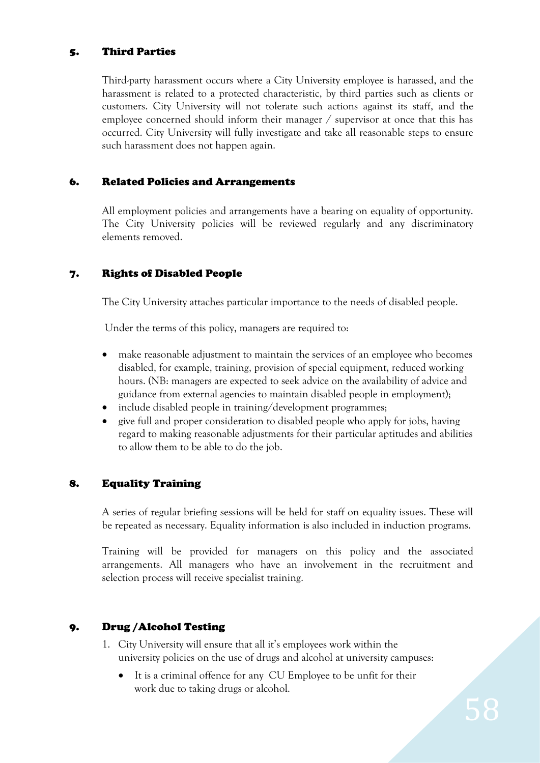## 5. Third Parties

Third-party harassment occurs where a City University employee is harassed, and the harassment is related to a protected characteristic, by third parties such as clients or customers. City University will not tolerate such actions against its staff, and the employee concerned should inform their manager / supervisor at once that this has occurred. City University will fully investigate and take all reasonable steps to ensure such harassment does not happen again.

## 6. Related Policies and Arrangements

All employment policies and arrangements have a bearing on equality of opportunity. The City University policies will be reviewed regularly and any discriminatory elements removed.

## 7. Rights of Disabled People

The City University attaches particular importance to the needs of disabled people.

Under the terms of this policy, managers are required to:

- make reasonable adjustment to maintain the services of an employee who becomes disabled, for example, training, provision of special equipment, reduced working hours. (NB: managers are expected to seek advice on the availability of advice and guidance from external agencies to maintain disabled people in employment);
- include disabled people in training/development programmes;
- give full and proper consideration to disabled people who apply for jobs, having regard to making reasonable adjustments for their particular aptitudes and abilities to allow them to be able to do the job.

## 8. Equality Training

A series of regular briefing sessions will be held for staff on equality issues. These will be repeated as necessary. Equality information is also included in induction programs.

Training will be provided for managers on this policy and the associated arrangements. All managers who have an involvement in the recruitment and selection process will receive specialist training.

## 9. Drug /Alcohol Testing

1. City University will ensure that all it's employees work within the university policies on the use of drugs and alcohol at university campuses:
    - It is a criminal offence for any CU Employee to be unfit for their work due to taking drugs or alcohol.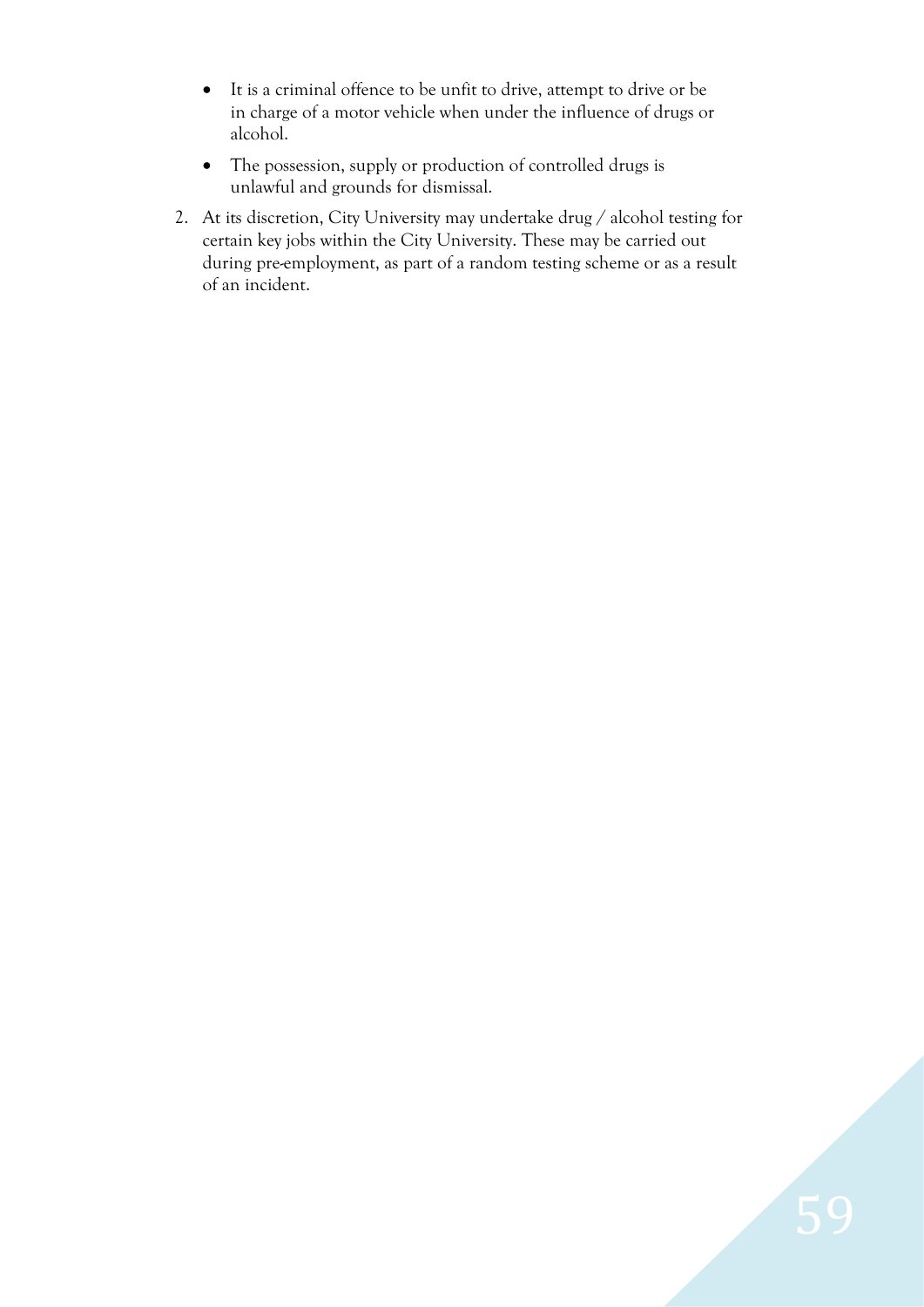- It is a criminal offence to be unfit to drive, attempt to drive or be in charge of a motor vehicle when under the influence of drugs or alcohol.
- The possession, supply or production of controlled drugs is unlawful and grounds for dismissal.

2. At its discretion, City University may undertake drug / alcohol testing for certain key jobs within the City University. These may be carried out during pre-employment, as part of a random testing scheme or as a result of an incident.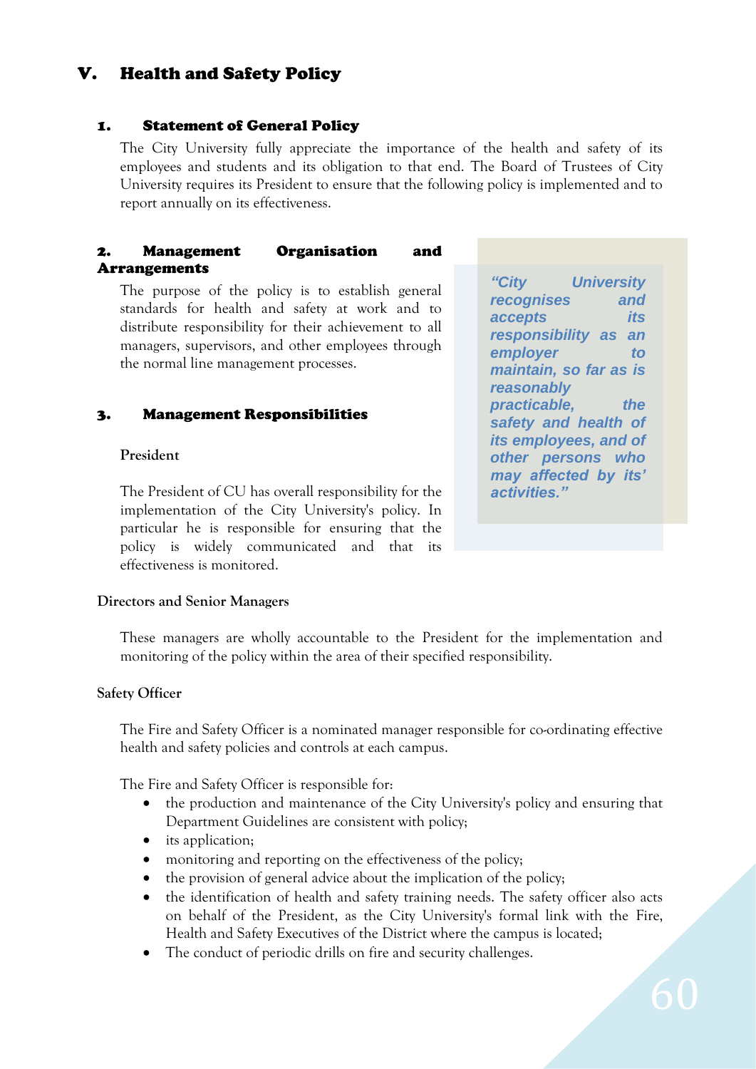# V. Health and Safety Policy

## 1. Statement of General Policy

The City University fully appreciate the importance of the health and safety of its employees and students and its obligation to that end. The Board of Trustees of City University requires its President to ensure that the following policy is implemented and to report annually on its effectiveness.

## 2. Management Organisation and Arrangements

The purpose of the policy is to establish general standards for health and safety at work and to distribute responsibility for their achievement to all managers, supervisors, and other employees through the normal line management processes.

> ***"City University recognises and accepts its responsibility as an employer to maintain, so far as is reasonably practicable, the safety and health of its employees, and of other persons who may affected by its' activities."***

## 3. Management Responsibilities

**President**

The President of CU has overall responsibility for the implementation of the City University's policy. In particular he is responsible for ensuring that the policy is widely communicated and that its effectiveness is monitored.

**Directors and Senior Managers**

These managers are wholly accountable to the President for the implementation and monitoring of the policy within the area of their specified responsibility.

**Safety Officer**

The Fire and Safety Officer is a nominated manager responsible for co-ordinating effective health and safety policies and controls at each campus.

The Fire and Safety Officer is responsible for:

- the production and maintenance of the City University's policy and ensuring that Department Guidelines are consistent with policy;
- its application;
- monitoring and reporting on the effectiveness of the policy;
- the provision of general advice about the implication of the policy;
- the identification of health and safety training needs. The safety officer also acts on behalf of the President, as the City University's formal link with the Fire, Health and Safety Executives of the District where the campus is located;
- The conduct of periodic drills on fire and security challenges.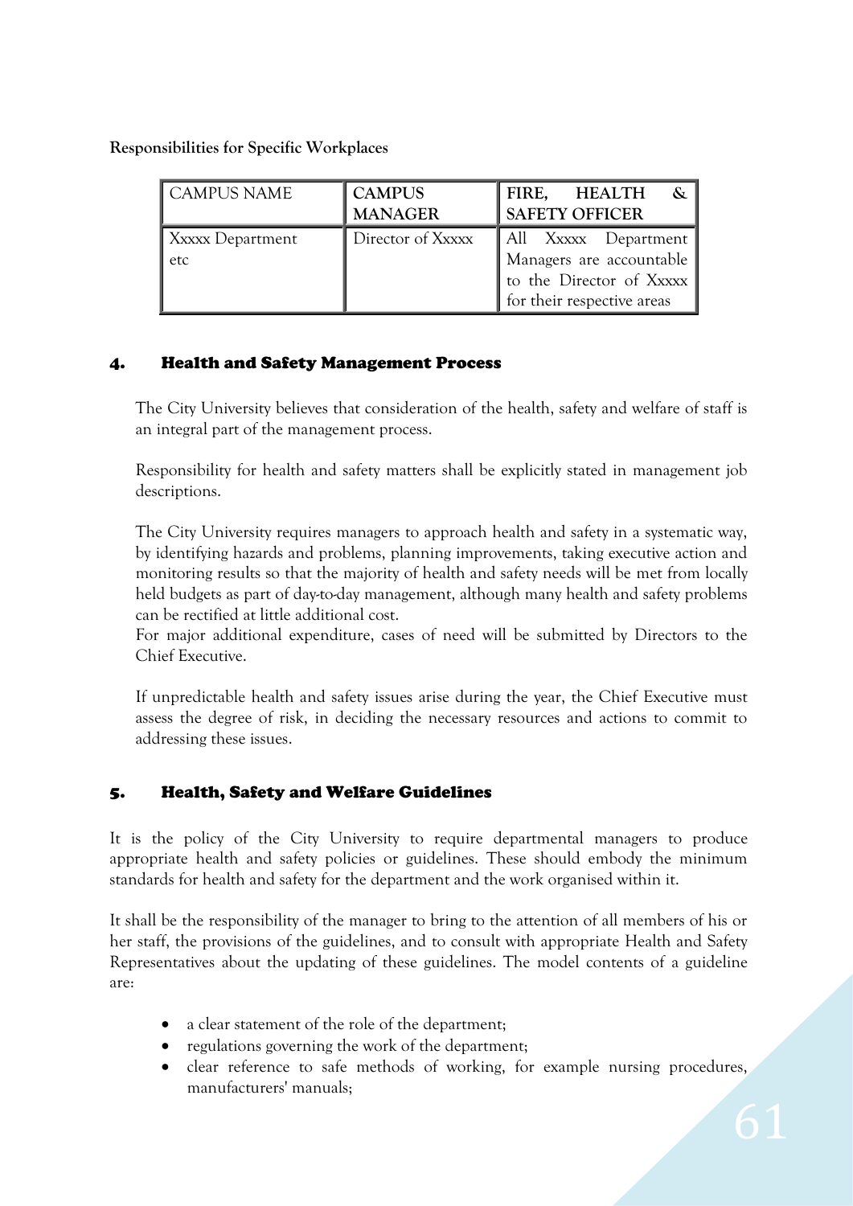**Responsibilities for Specific Workplaces**

| CAMPUS NAME | CAMPUS MANAGER | FIRE, HEALTH & SAFETY OFFICER |
|---|---|---|
| Xxxxx Department etc | Director of Xxxxx | All Xxxxx Department Managers are accountable to the Director of Xxxxx for their respective areas |

## 4. Health and Safety Management Process

The City University believes that consideration of the health, safety and welfare of staff is an integral part of the management process.

Responsibility for health and safety matters shall be explicitly stated in management job descriptions.

The City University requires managers to approach health and safety in a systematic way, by identifying hazards and problems, planning improvements, taking executive action and monitoring results so that the majority of health and safety needs will be met from locally held budgets as part of day-to-day management, although many health and safety problems can be rectified at little additional cost.
For major additional expenditure, cases of need will be submitted by Directors to the Chief Executive.

If unpredictable health and safety issues arise during the year, the Chief Executive must assess the degree of risk, in deciding the necessary resources and actions to commit to addressing these issues.

## 5. Health, Safety and Welfare Guidelines

It is the policy of the City University to require departmental managers to produce appropriate health and safety policies or guidelines. These should embody the minimum standards for health and safety for the department and the work organised within it.

It shall be the responsibility of the manager to bring to the attention of all members of his or her staff, the provisions of the guidelines, and to consult with appropriate Health and Safety Representatives about the updating of these guidelines. The model contents of a guideline are:

- a clear statement of the role of the department;
- regulations governing the work of the department;
- clear reference to safe methods of working, for example nursing procedures, manufacturers' manuals;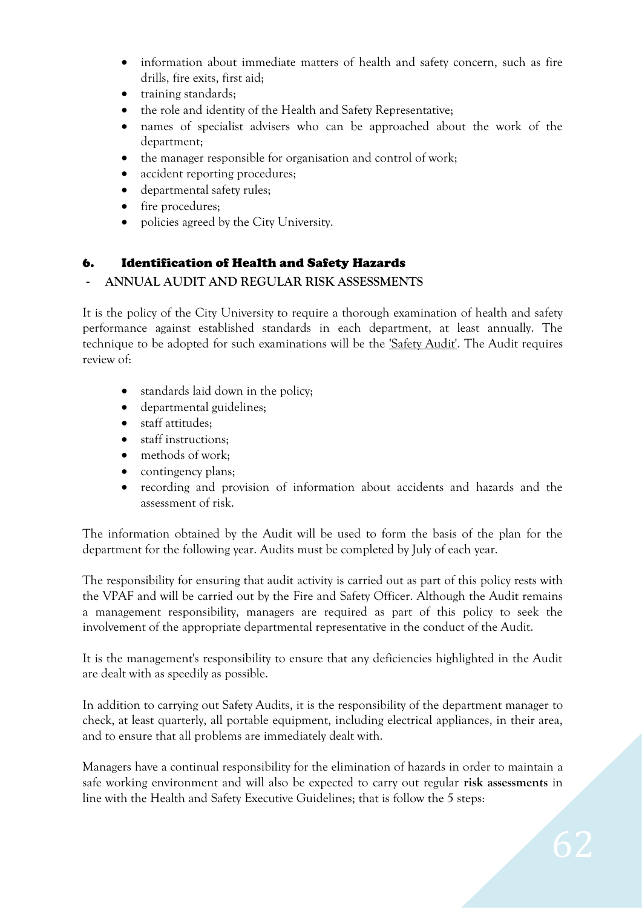- information about immediate matters of health and safety concern, such as fire drills, fire exits, first aid;
- training standards;
- the role and identity of the Health and Safety Representative;
- names of specialist advisers who can be approached about the work of the department;
- the manager responsible for organisation and control of work;
- accident reporting procedures;
- departmental safety rules;
- fire procedures;
- policies agreed by the City University.

## 6. Identification of Health and Safety Hazards

**- ANNUAL AUDIT AND REGULAR RISK ASSESSMENTS**

It is the policy of the City University to require a thorough examination of health and safety performance against established standards in each department, at least annually. The technique to be adopted for such examinations will be the 'Safety Audit'. The Audit requires review of:

- standards laid down in the policy;
- departmental guidelines;
- staff attitudes;
- staff instructions;
- methods of work;
- contingency plans;
- recording and provision of information about accidents and hazards and the assessment of risk.

The information obtained by the Audit will be used to form the basis of the plan for the department for the following year. Audits must be completed by July of each year.

The responsibility for ensuring that audit activity is carried out as part of this policy rests with the VPAF and will be carried out by the Fire and Safety Officer. Although the Audit remains a management responsibility, managers are required as part of this policy to seek the involvement of the appropriate departmental representative in the conduct of the Audit.

It is the management's responsibility to ensure that any deficiencies highlighted in the Audit are dealt with as speedily as possible.

In addition to carrying out Safety Audits, it is the responsibility of the department manager to check, at least quarterly, all portable equipment, including electrical appliances, in their area, and to ensure that all problems are immediately dealt with.

Managers have a continual responsibility for the elimination of hazards in order to maintain a safe working environment and will also be expected to carry out regular **risk assessments** in line with the Health and Safety Executive Guidelines; that is follow the 5 steps: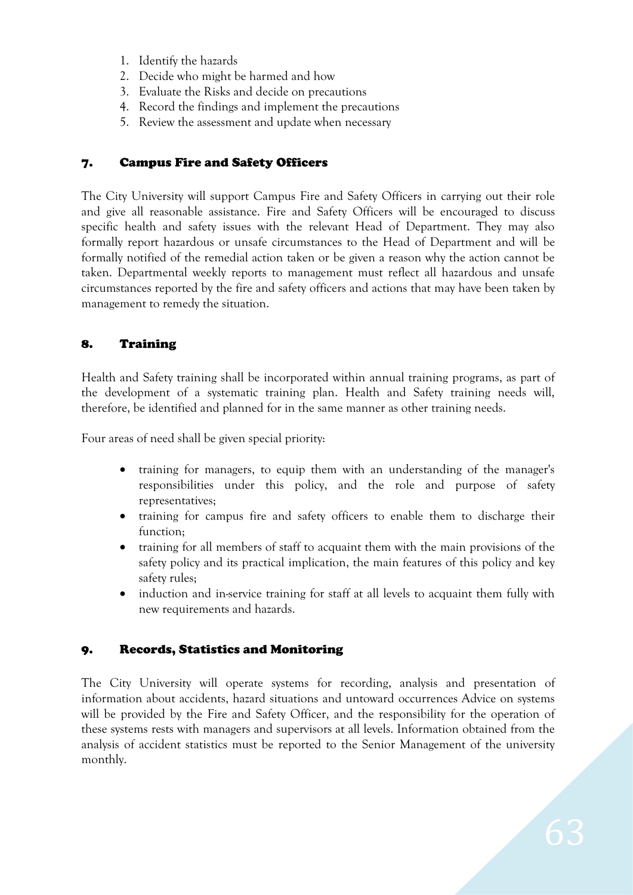1. Identify the hazards
2. Decide who might be harmed and how
3. Evaluate the Risks and decide on precautions
4. Record the findings and implement the precautions
5. Review the assessment and update when necessary

## 7. Campus Fire and Safety Officers

The City University will support Campus Fire and Safety Officers in carrying out their role and give all reasonable assistance. Fire and Safety Officers will be encouraged to discuss specific health and safety issues with the relevant Head of Department. They may also formally report hazardous or unsafe circumstances to the Head of Department and will be formally notified of the remedial action taken or be given a reason why the action cannot be taken. Departmental weekly reports to management must reflect all hazardous and unsafe circumstances reported by the fire and safety officers and actions that may have been taken by management to remedy the situation.

## 8. Training

Health and Safety training shall be incorporated within annual training programs, as part of the development of a systematic training plan. Health and Safety training needs will, therefore, be identified and planned for in the same manner as other training needs.

Four areas of need shall be given special priority:

- training for managers, to equip them with an understanding of the manager's responsibilities under this policy, and the role and purpose of safety representatives;
- training for campus fire and safety officers to enable them to discharge their function;
- training for all members of staff to acquaint them with the main provisions of the safety policy and its practical implication, the main features of this policy and key safety rules;
- induction and in-service training for staff at all levels to acquaint them fully with new requirements and hazards.

## 9. Records, Statistics and Monitoring

The City University will operate systems for recording, analysis and presentation of information about accidents, hazard situations and untoward occurrences Advice on systems will be provided by the Fire and Safety Officer, and the responsibility for the operation of these systems rests with managers and supervisors at all levels. Information obtained from the analysis of accident statistics must be reported to the Senior Management of the university monthly.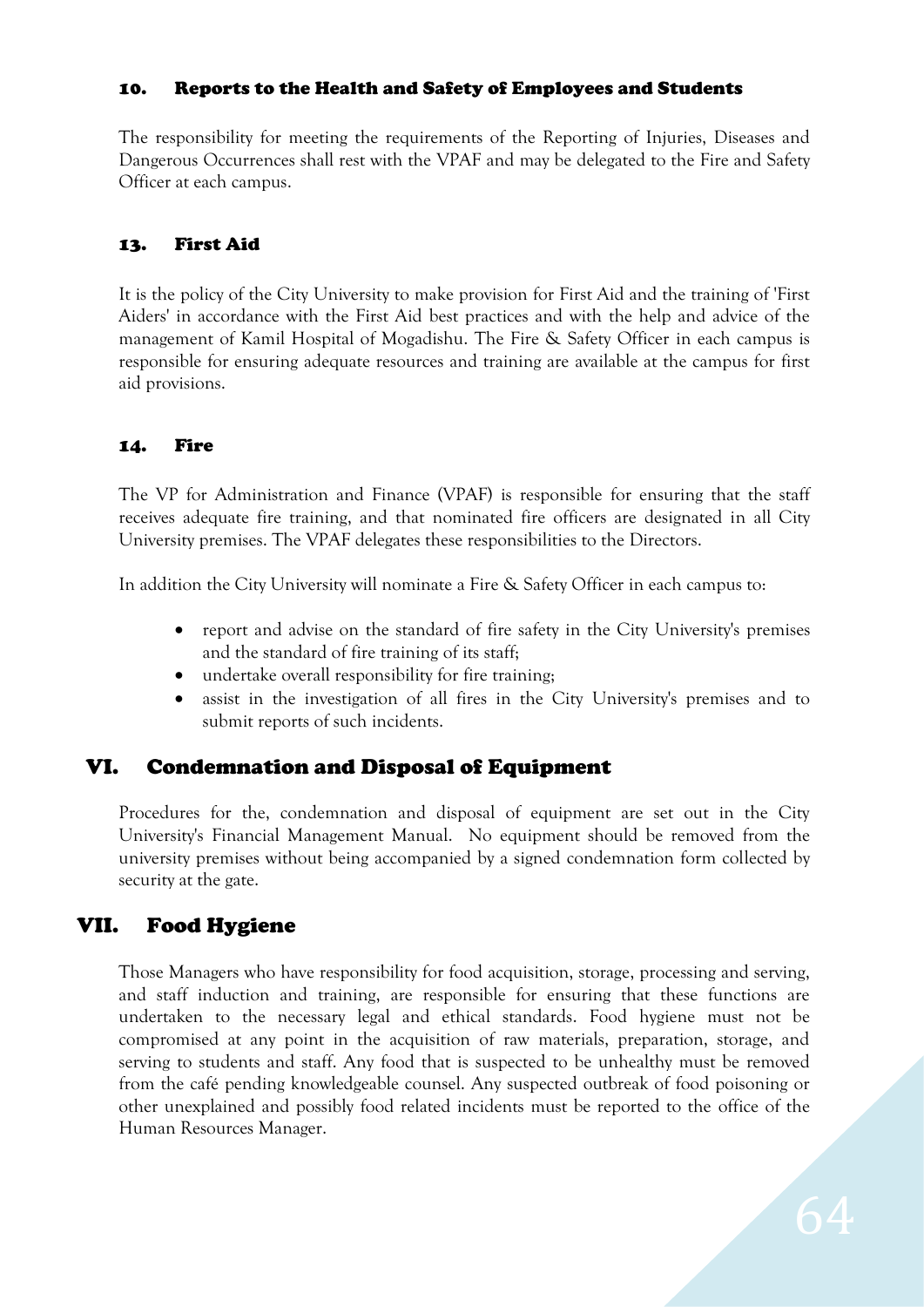### 10. Reports to the Health and Safety of Employees and Students

The responsibility for meeting the requirements of the Reporting of Injuries, Diseases and Dangerous Occurrences shall rest with the VPAF and may be delegated to the Fire and Safety Officer at each campus.

### 13. First Aid

It is the policy of the City University to make provision for First Aid and the training of 'First Aiders' in accordance with the First Aid best practices and with the help and advice of the management of Kamil Hospital of Mogadishu. The Fire & Safety Officer in each campus is responsible for ensuring adequate resources and training are available at the campus for first aid provisions.

### 14. Fire

The VP for Administration and Finance (VPAF) is responsible for ensuring that the staff receives adequate fire training, and that nominated fire officers are designated in all City University premises. The VPAF delegates these responsibilities to the Directors.

In addition the City University will nominate a Fire & Safety Officer in each campus to:

- report and advise on the standard of fire safety in the City University's premises and the standard of fire training of its staff;
- undertake overall responsibility for fire training;
- assist in the investigation of all fires in the City University's premises and to submit reports of such incidents.

## VI. Condemnation and Disposal of Equipment

Procedures for the, condemnation and disposal of equipment are set out in the City University's Financial Management Manual. No equipment should be removed from the university premises without being accompanied by a signed condemnation form collected by security at the gate.

## VII. Food Hygiene

Those Managers who have responsibility for food acquisition, storage, processing and serving, and staff induction and training, are responsible for ensuring that these functions are undertaken to the necessary legal and ethical standards. Food hygiene must not be compromised at any point in the acquisition of raw materials, preparation, storage, and serving to students and staff. Any food that is suspected to be unhealthy must be removed from the café pending knowledgeable counsel. Any suspected outbreak of food poisoning or other unexplained and possibly food related incidents must be reported to the office of the Human Resources Manager.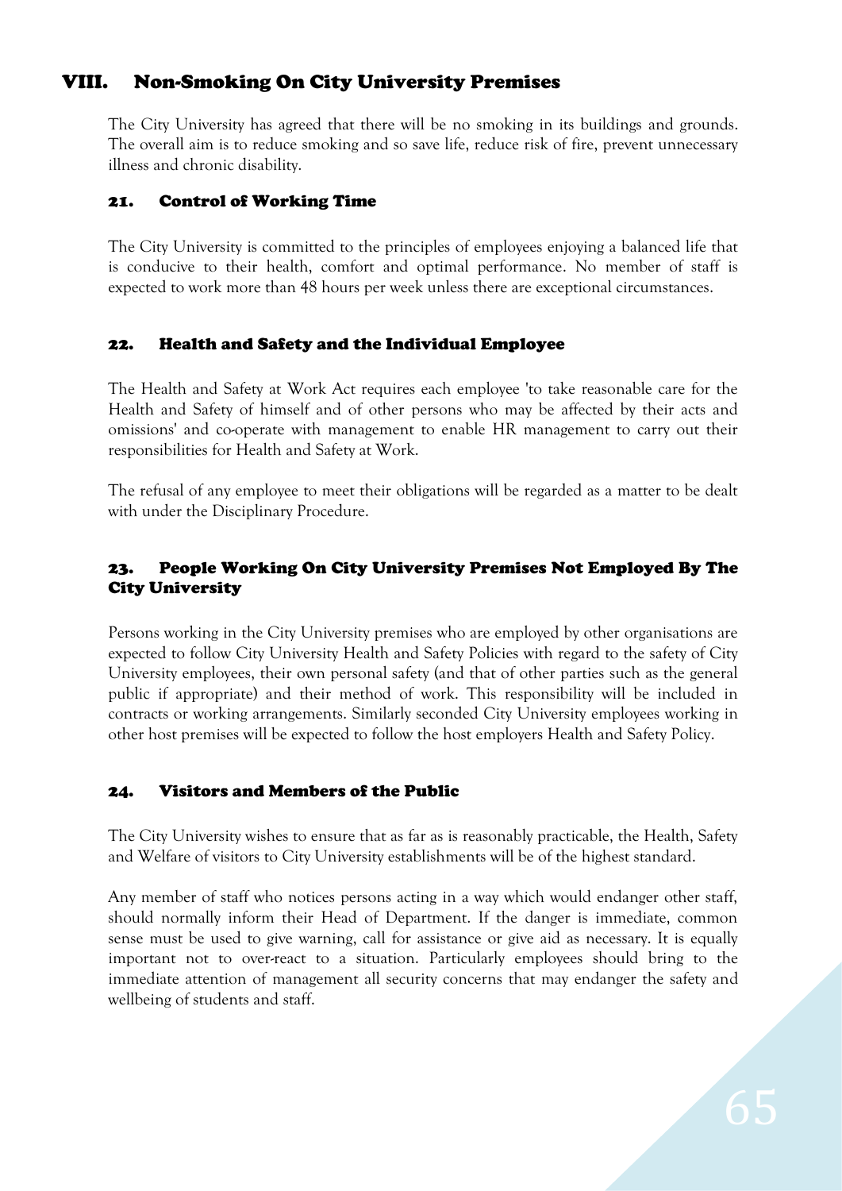## VIII. Non-Smoking On City University Premises

The City University has agreed that there will be no smoking in its buildings and grounds. The overall aim is to reduce smoking and so save life, reduce risk of fire, prevent unnecessary illness and chronic disability.

### 21. Control of Working Time

The City University is committed to the principles of employees enjoying a balanced life that is conducive to their health, comfort and optimal performance. No member of staff is expected to work more than 48 hours per week unless there are exceptional circumstances.

### 22. Health and Safety and the Individual Employee

The Health and Safety at Work Act requires each employee 'to take reasonable care for the Health and Safety of himself and of other persons who may be affected by their acts and omissions' and co-operate with management to enable HR management to carry out their responsibilities for Health and Safety at Work.

The refusal of any employee to meet their obligations will be regarded as a matter to be dealt with under the Disciplinary Procedure.

### 23. People Working On City University Premises Not Employed By The City University

Persons working in the City University premises who are employed by other organisations are expected to follow City University Health and Safety Policies with regard to the safety of City University employees, their own personal safety (and that of other parties such as the general public if appropriate) and their method of work. This responsibility will be included in contracts or working arrangements. Similarly seconded City University employees working in other host premises will be expected to follow the host employers Health and Safety Policy.

### 24. Visitors and Members of the Public

The City University wishes to ensure that as far as is reasonably practicable, the Health, Safety and Welfare of visitors to City University establishments will be of the highest standard.

Any member of staff who notices persons acting in a way which would endanger other staff, should normally inform their Head of Department. If the danger is immediate, common sense must be used to give warning, call for assistance or give aid as necessary. It is equally important not to over-react to a situation. Particularly employees should bring to the immediate attention of management all security concerns that may endanger the safety and wellbeing of students and staff.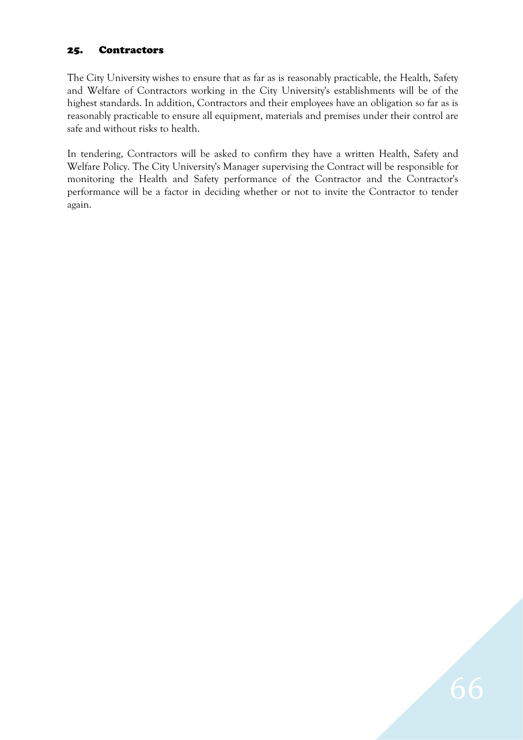## 25. Contractors

The City University wishes to ensure that as far as is reasonably practicable, the Health, Safety and Welfare of Contractors working in the City University's establishments will be of the highest standards. In addition, Contractors and their employees have an obligation so far as is reasonably practicable to ensure all equipment, materials and premises under their control are safe and without risks to health.

In tendering, Contractors will be asked to confirm they have a written Health, Safety and Welfare Policy. The City University's Manager supervising the Contract will be responsible for monitoring the Health and Safety performance of the Contractor and the Contractor's performance will be a factor in deciding whether or not to invite the Contractor to tender again.